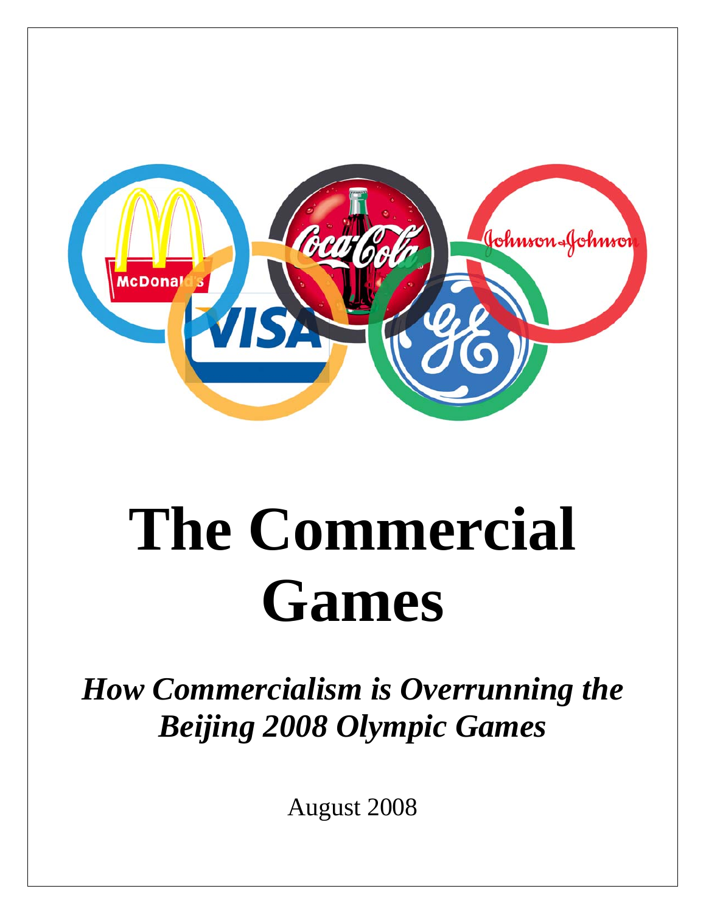# The Commercial Games

***How Commercialism is Overrunning the Beijing 2008 Olympic Games***

August 2008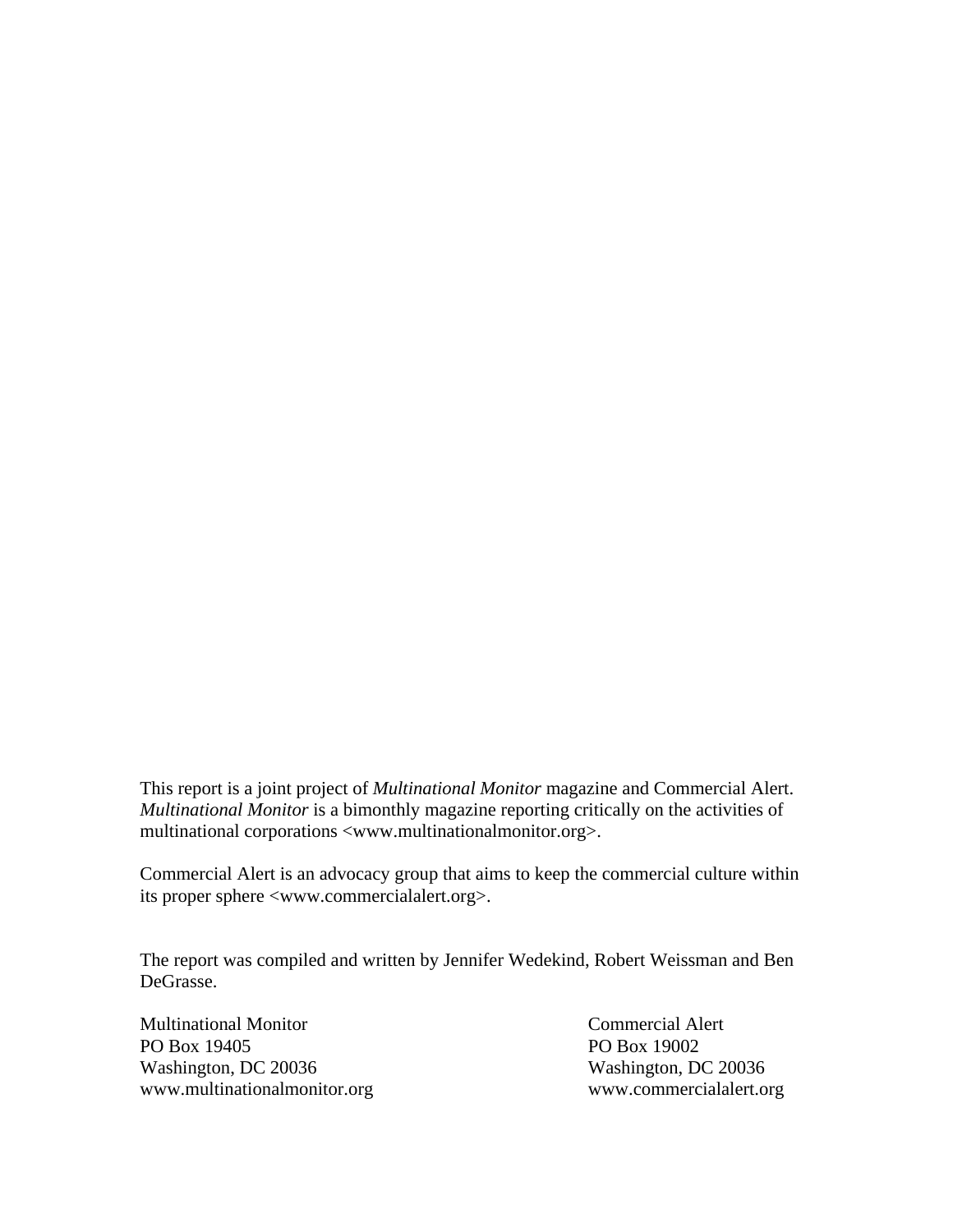This report is a joint project of *Multinational Monitor* magazine and Commercial Alert. *Multinational Monitor* is a bimonthly magazine reporting critically on the activities of multinational corporations <www.multinationalmonitor.org>.

Commercial Alert is an advocacy group that aims to keep the commercial culture within its proper sphere <www.commercialalert.org>.

The report was compiled and written by Jennifer Wedekind, Robert Weissman and Ben DeGrasse.

Multinational Monitor
PO Box 19405
Washington, DC 20036
www.multinationalmonitor.org

Commercial Alert
PO Box 19002
Washington, DC 20036
www.commercialalert.org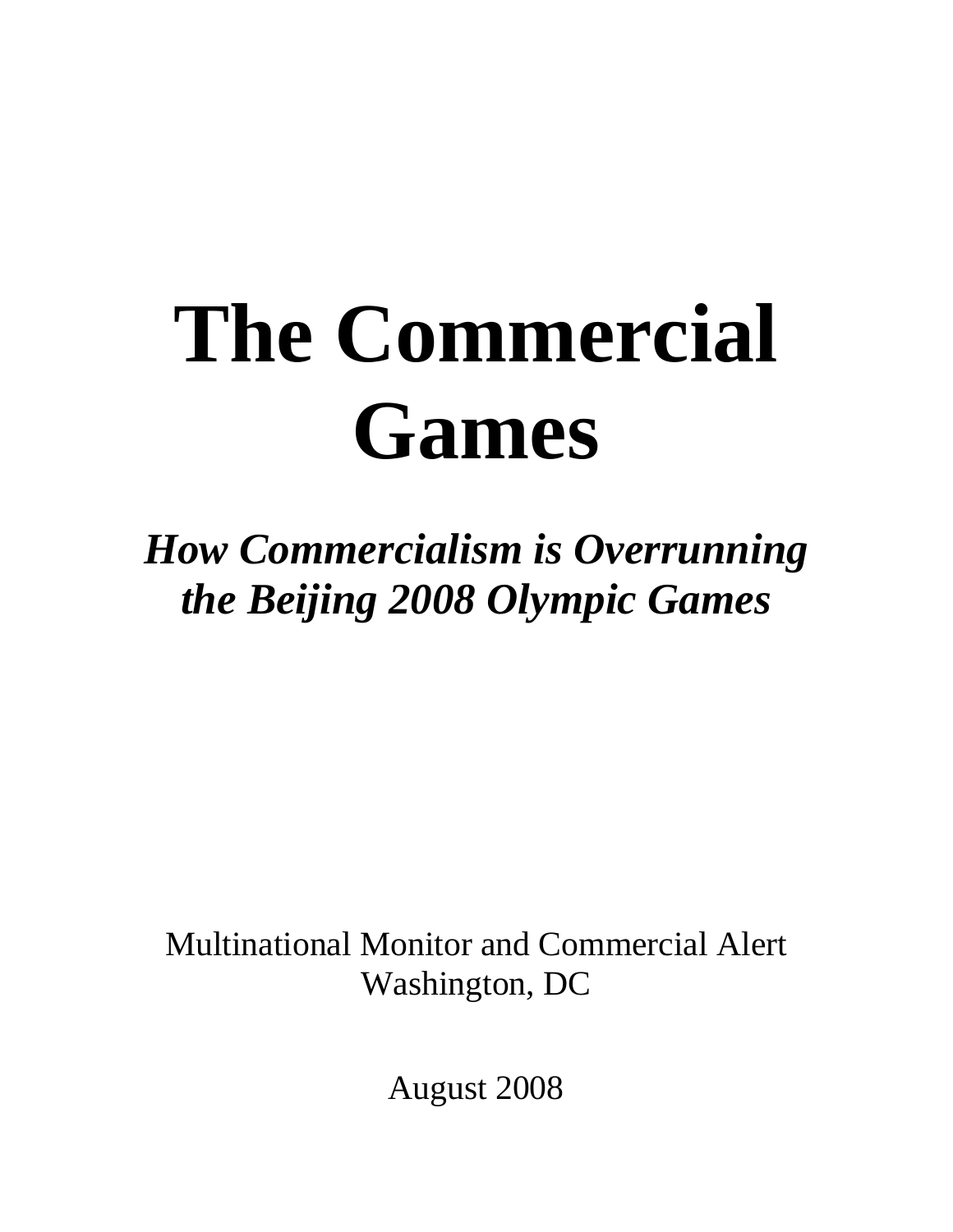# The Commercial Games

***How Commercialism is Overrunning the Beijing 2008 Olympic Games***

Multinational Monitor and Commercial Alert
Washington, DC

August 2008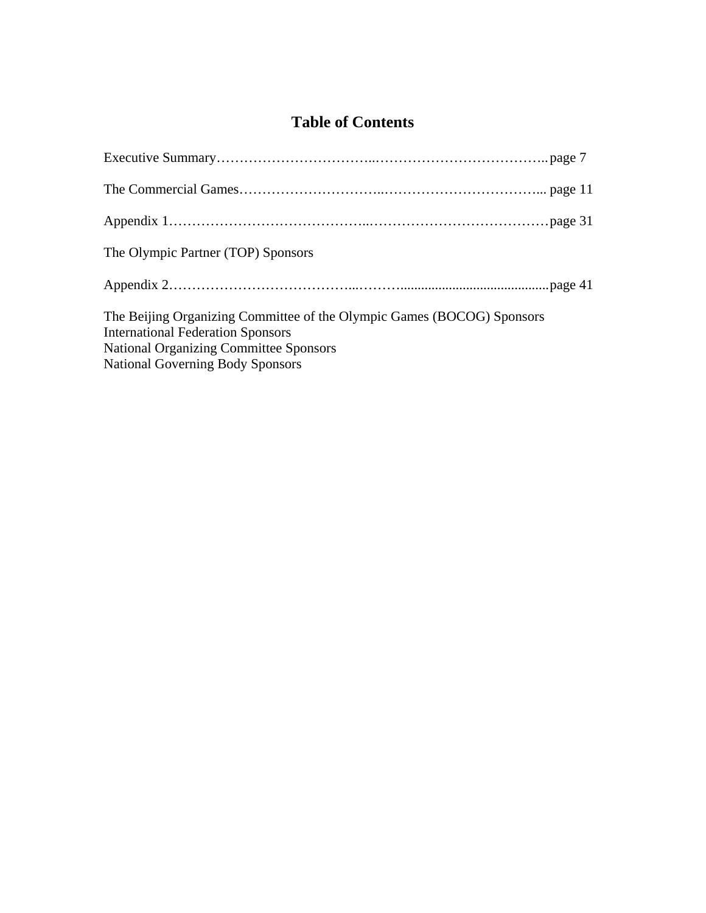# Table of Contents

Executive Summary……………………………..……………………………….. page 7

The Commercial Games…………………………..…………………………….. page 11

Appendix 1…………………………………..…………………………………page 31

The Olympic Partner (TOP) Sponsors

Appendix 2………………………………...………..........................................page 41

The Beijing Organizing Committee of the Olympic Games (BOCOG) Sponsors
International Federation Sponsors
National Organizing Committee Sponsors
National Governing Body Sponsors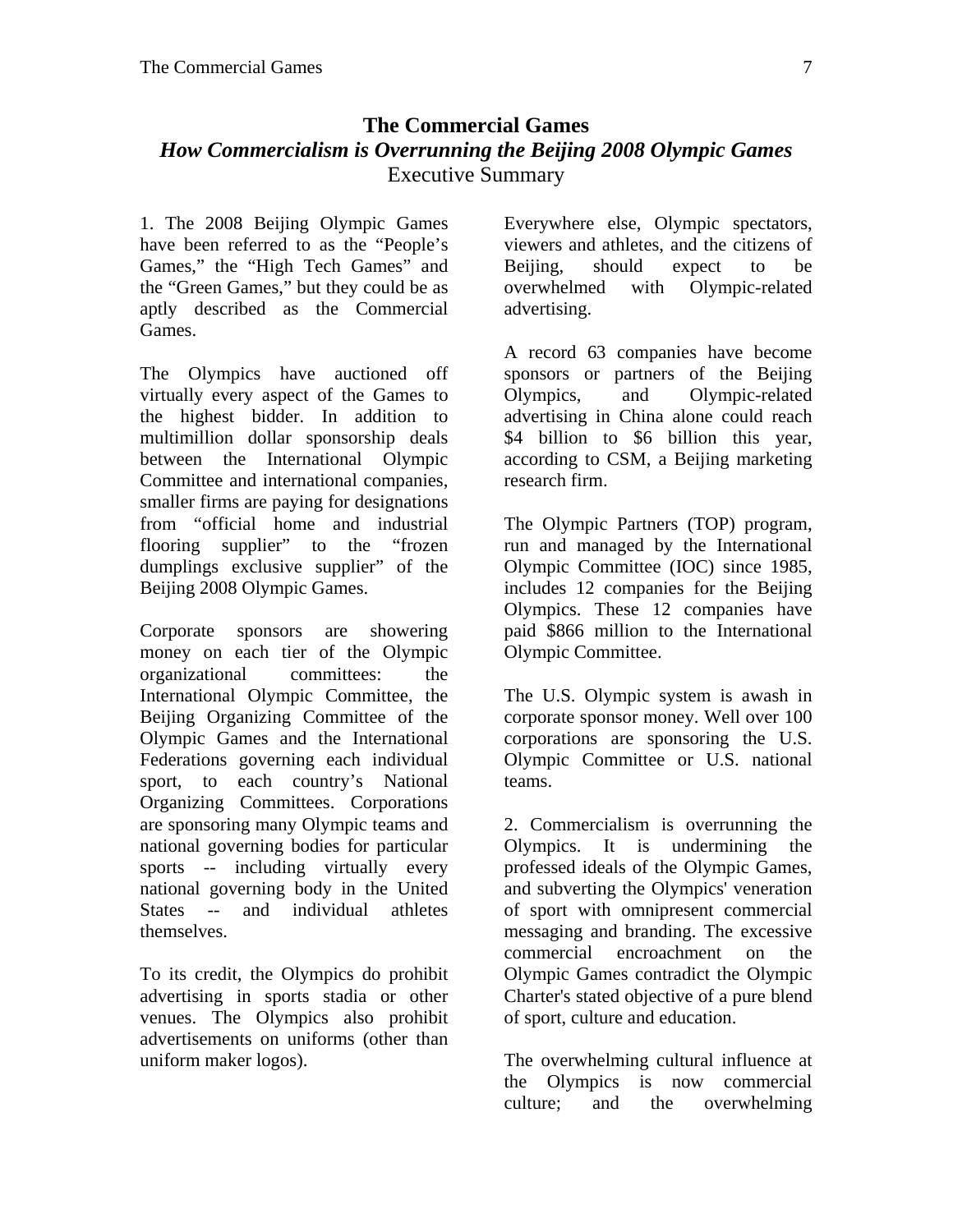# The Commercial Games

## *How Commercialism is Overrunning the Beijing 2008 Olympic Games*

### Executive Summary

1. The 2008 Beijing Olympic Games have been referred to as the "People's Games," the "High Tech Games" and the "Green Games," but they could be as aptly described as the Commercial Games.

The Olympics have auctioned off virtually every aspect of the Games to the highest bidder. In addition to multimillion dollar sponsorship deals between the International Olympic Committee and international companies, smaller firms are paying for designations from "official home and industrial flooring supplier" to the "frozen dumplings exclusive supplier" of the Beijing 2008 Olympic Games.

Corporate sponsors are showering money on each tier of the Olympic organizational committees: the International Olympic Committee, the Beijing Organizing Committee of the Olympic Games and the International Federations governing each individual sport, to each country's National Organizing Committees. Corporations are sponsoring many Olympic teams and national governing bodies for particular sports -- including virtually every national governing body in the United States -- and individual athletes themselves.

To its credit, the Olympics do prohibit advertising in sports stadia or other venues. The Olympics also prohibit advertisements on uniforms (other than uniform maker logos). Everywhere else, Olympic spectators, viewers and athletes, and the citizens of Beijing, should expect to be overwhelmed with Olympic-related advertising.

A record 63 companies have become sponsors or partners of the Beijing Olympics, and Olympic-related advertising in China alone could reach $4 billion to $6 billion this year, according to CSM, a Beijing marketing research firm.

The Olympic Partners (TOP) program, run and managed by the International Olympic Committee (IOC) since 1985, includes 12 companies for the Beijing Olympics. These 12 companies have paid $866 million to the International Olympic Committee.

The U.S. Olympic system is awash in corporate sponsor money. Well over 100 corporations are sponsoring the U.S. Olympic Committee or U.S. national teams.

2. Commercialism is overrunning the Olympics. It is undermining the professed ideals of the Olympic Games, and subverting the Olympics' veneration of sport with omnipresent commercial messaging and branding. The excessive commercial encroachment on the Olympic Games contradict the Olympic Charter's stated objective of a pure blend of sport, culture and education.

The overwhelming cultural influence at the Olympics is now commercial culture; and the overwhelming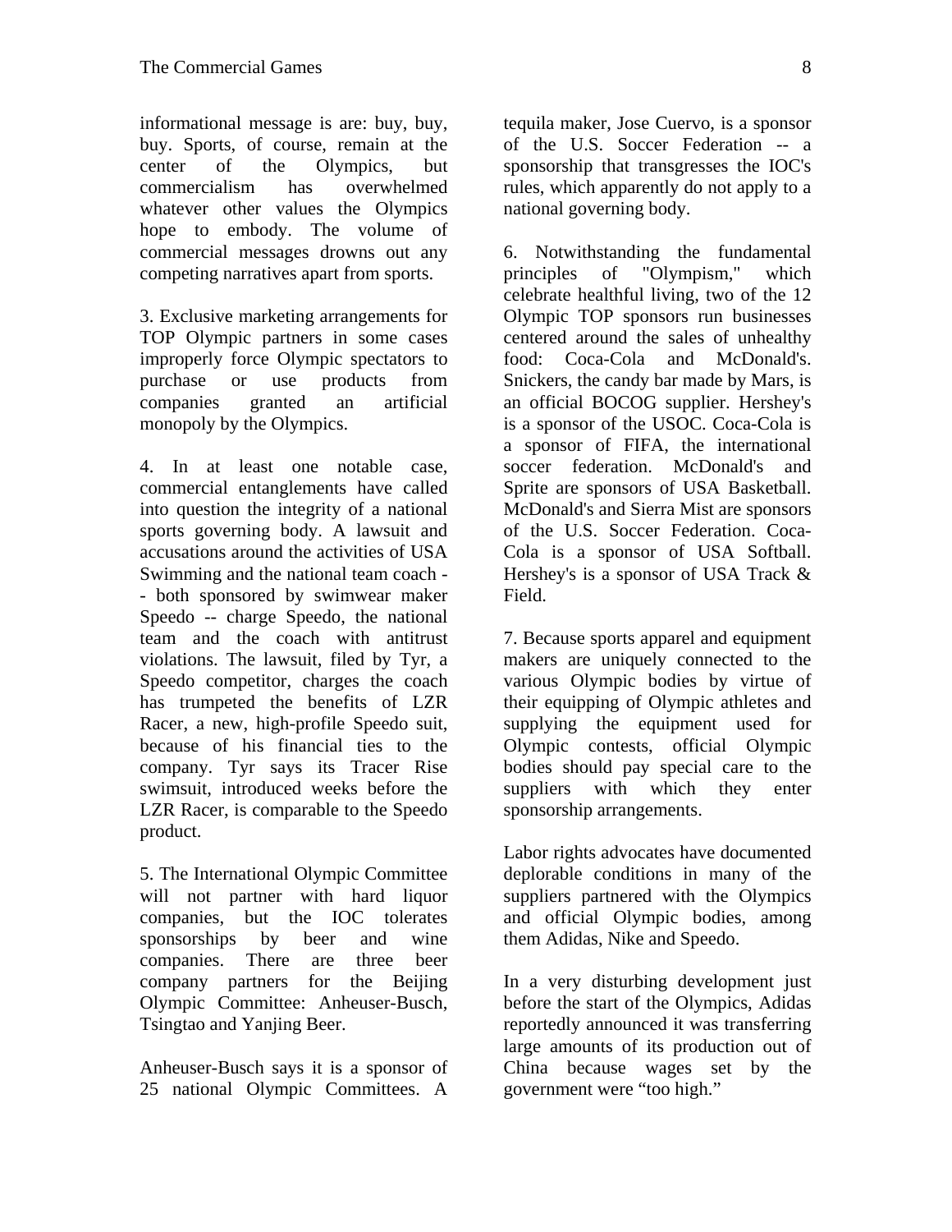informational message is are: buy, buy, buy. Sports, of course, remain at the center of the Olympics, but commercialism has overwhelmed whatever other values the Olympics hope to embody. The volume of commercial messages drowns out any competing narratives apart from sports.

3. Exclusive marketing arrangements for TOP Olympic partners in some cases improperly force Olympic spectators to purchase or use products from companies granted an artificial monopoly by the Olympics.

4. In at least one notable case, commercial entanglements have called into question the integrity of a national sports governing body. A lawsuit and accusations around the activities of USA Swimming and the national team coach -- both sponsored by swimwear maker Speedo -- charge Speedo, the national team and the coach with antitrust violations. The lawsuit, filed by Tyr, a Speedo competitor, charges the coach has trumpeted the benefits of LZR Racer, a new, high-profile Speedo suit, because of his financial ties to the company. Tyr says its Tracer Rise swimsuit, introduced weeks before the LZR Racer, is comparable to the Speedo product.

5. The International Olympic Committee will not partner with hard liquor companies, but the IOC tolerates sponsorships by beer and wine companies. There are three beer company partners for the Beijing Olympic Committee: Anheuser-Busch, Tsingtao and Yanjing Beer.

Anheuser-Busch says it is a sponsor of 25 national Olympic Committees. A tequila maker, Jose Cuervo, is a sponsor of the U.S. Soccer Federation -- a sponsorship that transgresses the IOC's rules, which apparently do not apply to a national governing body.

6. Notwithstanding the fundamental principles of "Olympism," which celebrate healthful living, two of the 12 Olympic TOP sponsors run businesses centered around the sales of unhealthy food: Coca-Cola and McDonald's. Snickers, the candy bar made by Mars, is an official BOCOG supplier. Hershey's is a sponsor of the USOC. Coca-Cola is a sponsor of FIFA, the international soccer federation. McDonald's and Sprite are sponsors of USA Basketball. McDonald's and Sierra Mist are sponsors of the U.S. Soccer Federation. Coca-Cola is a sponsor of USA Softball. Hershey's is a sponsor of USA Track & Field.

7. Because sports apparel and equipment makers are uniquely connected to the various Olympic bodies by virtue of their equipping of Olympic athletes and supplying the equipment used for Olympic contests, official Olympic bodies should pay special care to the suppliers with which they enter sponsorship arrangements.

Labor rights advocates have documented deplorable conditions in many of the suppliers partnered with the Olympics and official Olympic bodies, among them Adidas, Nike and Speedo.

In a very disturbing development just before the start of the Olympics, Adidas reportedly announced it was transferring large amounts of its production out of China because wages set by the government were "too high."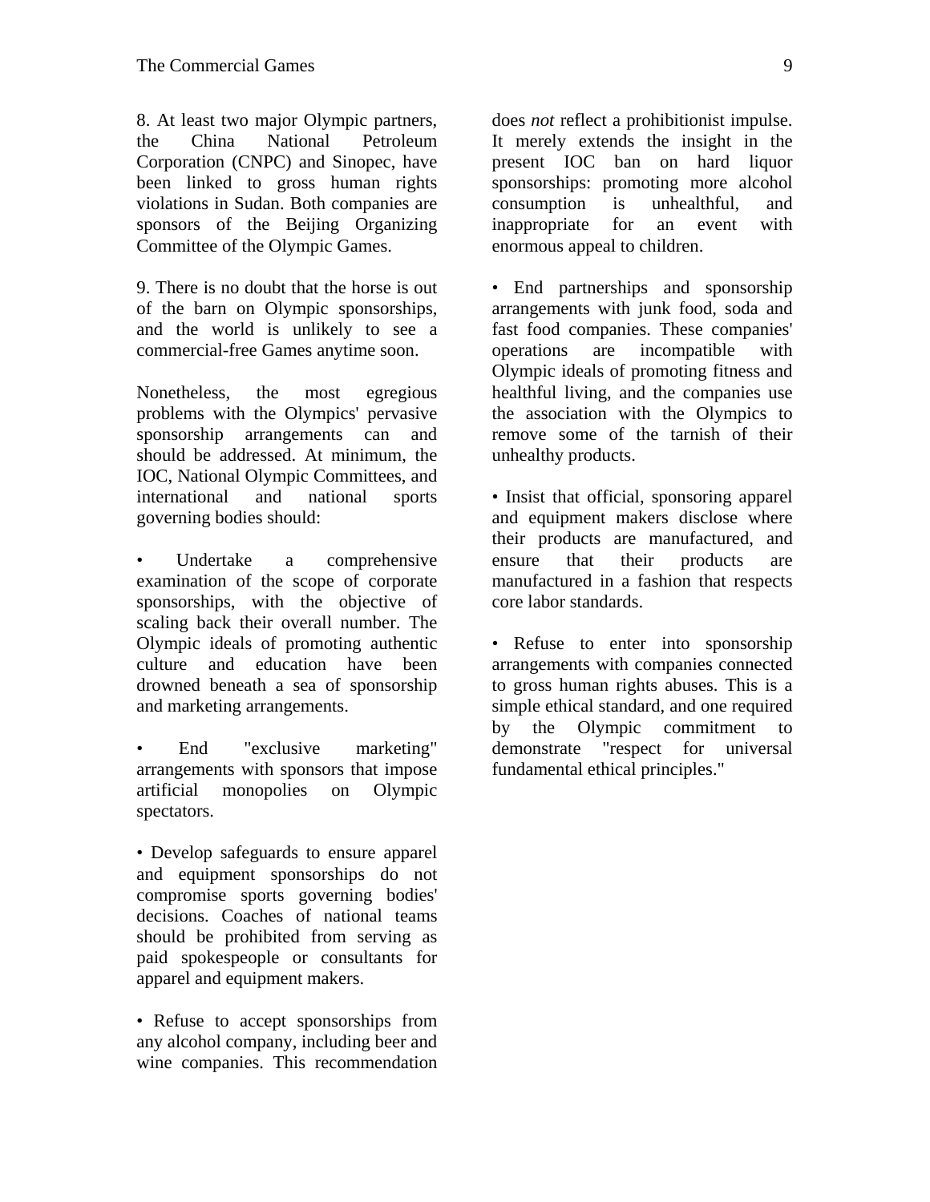8. At least two major Olympic partners, the China National Petroleum Corporation (CNPC) and Sinopec, have been linked to gross human rights violations in Sudan. Both companies are sponsors of the Beijing Organizing Committee of the Olympic Games.

9. There is no doubt that the horse is out of the barn on Olympic sponsorships, and the world is unlikely to see a commercial-free Games anytime soon.

Nonetheless, the most egregious problems with the Olympics' pervasive sponsorship arrangements can and should be addressed. At minimum, the IOC, National Olympic Committees, and international and national sports governing bodies should:

- Undertake a comprehensive examination of the scope of corporate sponsorships, with the objective of scaling back their overall number. The Olympic ideals of promoting authentic culture and education have been drowned beneath a sea of sponsorship and marketing arrangements.

- End "exclusive marketing" arrangements with sponsors that impose artificial monopolies on Olympic spectators.

- Develop safeguards to ensure apparel and equipment sponsorships do not compromise sports governing bodies' decisions. Coaches of national teams should be prohibited from serving as paid spokespeople or consultants for apparel and equipment makers.

- Refuse to accept sponsorships from any alcohol company, including beer and wine companies. This recommendation does *not* reflect a prohibitionist impulse. It merely extends the insight in the present IOC ban on hard liquor sponsorships: promoting more alcohol consumption is unhealthful, and inappropriate for an event with enormous appeal to children.

- End partnerships and sponsorship arrangements with junk food, soda and fast food companies. These companies' operations are incompatible with Olympic ideals of promoting fitness and healthful living, and the companies use the association with the Olympics to remove some of the tarnish of their unhealthy products.

- Insist that official, sponsoring apparel and equipment makers disclose where their products are manufactured, and ensure that their products are manufactured in a fashion that respects core labor standards.

- Refuse to enter into sponsorship arrangements with companies connected to gross human rights abuses. This is a simple ethical standard, and one required by the Olympic commitment to demonstrate "respect for universal fundamental ethical principles."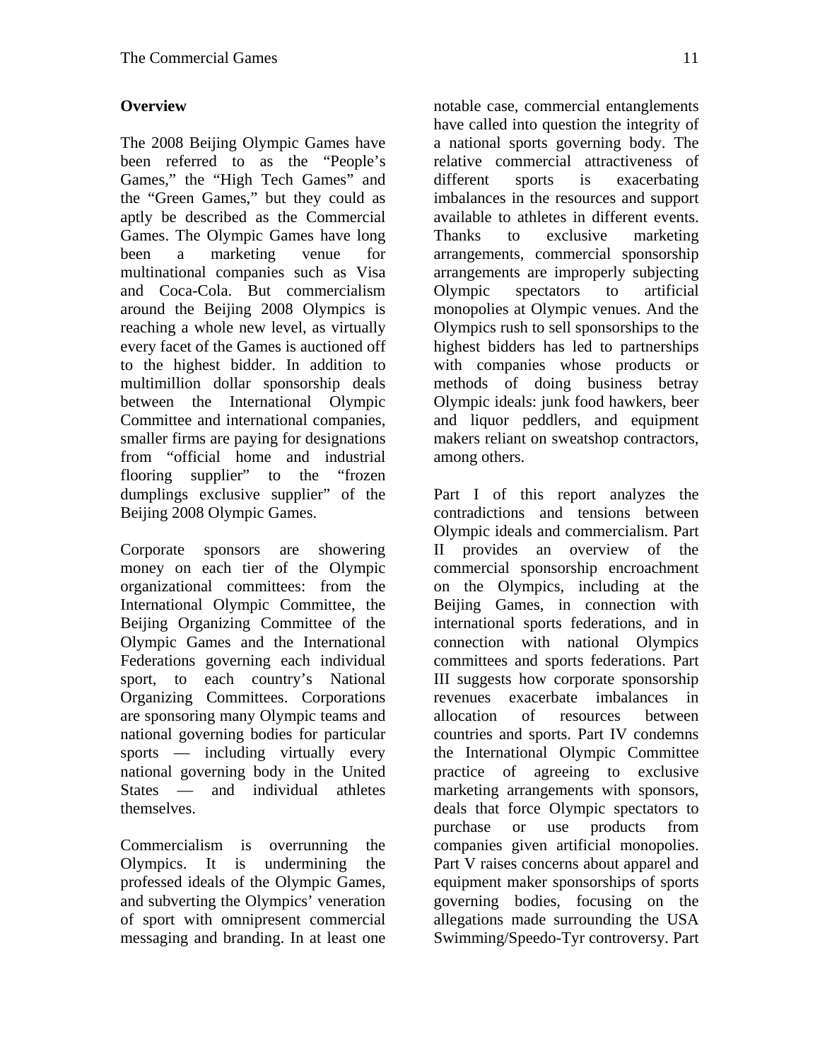## Overview

The 2008 Beijing Olympic Games have been referred to as the "People's Games," the "High Tech Games" and the "Green Games," but they could as aptly be described as the Commercial Games. The Olympic Games have long been a marketing venue for multinational companies such as Visa and Coca-Cola. But commercialism around the Beijing 2008 Olympics is reaching a whole new level, as virtually every facet of the Games is auctioned off to the highest bidder. In addition to multimillion dollar sponsorship deals between the International Olympic Committee and international companies, smaller firms are paying for designations from "official home and industrial flooring supplier" to the "frozen dumplings exclusive supplier" of the Beijing 2008 Olympic Games.

Corporate sponsors are showering money on each tier of the Olympic organizational committees: from the International Olympic Committee, the Beijing Organizing Committee of the Olympic Games and the International Federations governing each individual sport, to each country's National Organizing Committees. Corporations are sponsoring many Olympic teams and national governing bodies for particular sports — including virtually every national governing body in the United States — and individual athletes themselves.

Commercialism is overrunning the Olympics. It is undermining the professed ideals of the Olympic Games, and subverting the Olympics' veneration of sport with omnipresent commercial messaging and branding. In at least one notable case, commercial entanglements have called into question the integrity of a national sports governing body. The relative commercial attractiveness of different sports is exacerbating imbalances in the resources and support available to athletes in different events. Thanks to exclusive marketing arrangements, commercial sponsorship arrangements are improperly subjecting Olympic spectators to artificial monopolies at Olympic venues. And the Olympics rush to sell sponsorships to the highest bidders has led to partnerships with companies whose products or methods of doing business betray Olympic ideals: junk food hawkers, beer and liquor peddlers, and equipment makers reliant on sweatshop contractors, among others.

Part I of this report analyzes the contradictions and tensions between Olympic ideals and commercialism. Part II provides an overview of the commercial sponsorship encroachment on the Olympics, including at the Beijing Games, in connection with international sports federations, and in connection with national Olympics committees and sports federations. Part III suggests how corporate sponsorship revenues exacerbate imbalances in allocation of resources between countries and sports. Part IV condemns the International Olympic Committee practice of agreeing to exclusive marketing arrangements with sponsors, deals that force Olympic spectators to purchase or use products from companies given artificial monopolies. Part V raises concerns about apparel and equipment maker sponsorships of sports governing bodies, focusing on the allegations made surrounding the USA Swimming/Speedo-Tyr controversy. Part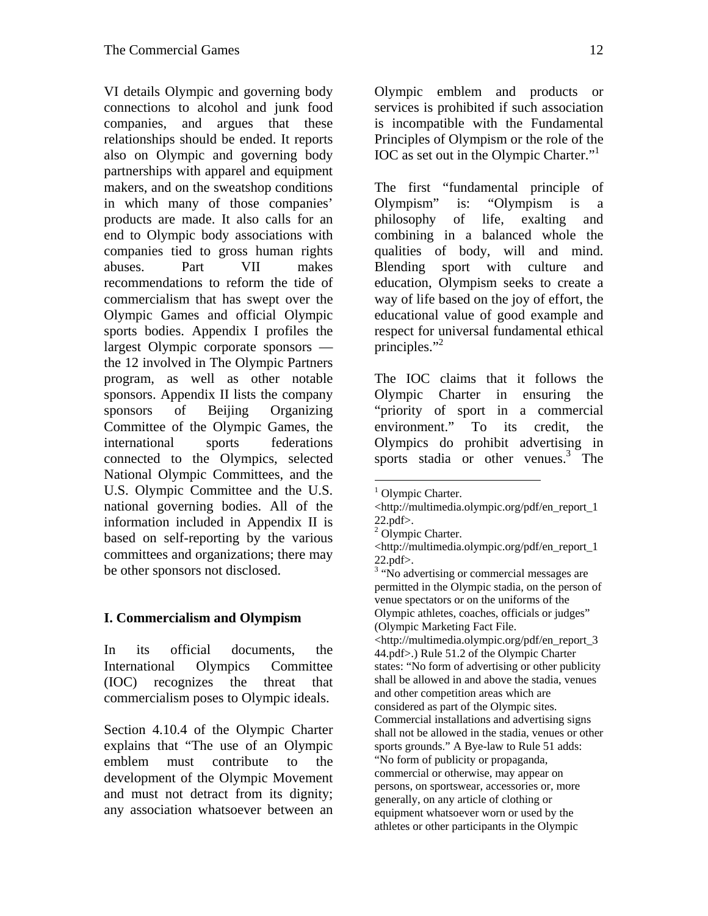VI details Olympic and governing body connections to alcohol and junk food companies, and argues that these relationships should be ended. It reports also on Olympic and governing body partnerships with apparel and equipment makers, and on the sweatshop conditions in which many of those companies' products are made. It also calls for an end to Olympic body associations with companies tied to gross human rights abuses. Part VII makes recommendations to reform the tide of commercialism that has swept over the Olympic Games and official Olympic sports bodies. Appendix I profiles the largest Olympic corporate sponsors — the 12 involved in The Olympic Partners program, as well as other notable sponsors. Appendix II lists the company sponsors of Beijing Organizing Committee of the Olympic Games, the international sports federations connected to the Olympics, selected National Olympic Committees, and the U.S. Olympic Committee and the U.S. national governing bodies. All of the information included in Appendix II is based on self-reporting by the various committees and organizations; there may be other sponsors not disclosed.

## I. Commercialism and Olympism

In its official documents, the International Olympics Committee (IOC) recognizes the threat that commercialism poses to Olympic ideals.

Section 4.10.4 of the Olympic Charter explains that "The use of an Olympic emblem must contribute to the development of the Olympic Movement and must not detract from its dignity; any association whatsoever between an Olympic emblem and products or services is prohibited if such association is incompatible with the Fundamental Principles of Olympism or the role of the IOC as set out in the Olympic Charter."[1]

The first "fundamental principle of Olympism" is: "Olympism is a philosophy of life, exalting and combining in a balanced whole the qualities of body, will and mind. Blending sport with culture and education, Olympism seeks to create a way of life based on the joy of effort, the educational value of good example and respect for universal fundamental ethical principles."[2]

The IOC claims that it follows the Olympic Charter in ensuring the "priority of sport in a commercial environment." To its credit, the Olympics do prohibit advertising in sports stadia or other venues.[3] The

---

[1] Olympic Charter. <http://multimedia.olympic.org/pdf/en_report_122.pdf>.

[2] Olympic Charter. <http://multimedia.olympic.org/pdf/en_report_122.pdf>.

[3] "No advertising or commercial messages are permitted in the Olympic stadia, on the person of venue spectators or on the uniforms of the Olympic athletes, coaches, officials or judges" (Olympic Marketing Fact File. <http://multimedia.olympic.org/pdf/en_report_344.pdf>.) Rule 51.2 of the Olympic Charter states: "No form of advertising or other publicity shall be allowed in and above the stadia, venues and other competition areas which are considered as part of the Olympic sites. Commercial installations and advertising signs shall not be allowed in the stadia, venues or other sports grounds." A Bye-law to Rule 51 adds: "No form of publicity or propaganda, commercial or otherwise, may appear on persons, on sportswear, accessories or, more generally, on any article of clothing or equipment whatsoever worn or used by the athletes or other participants in the Olympic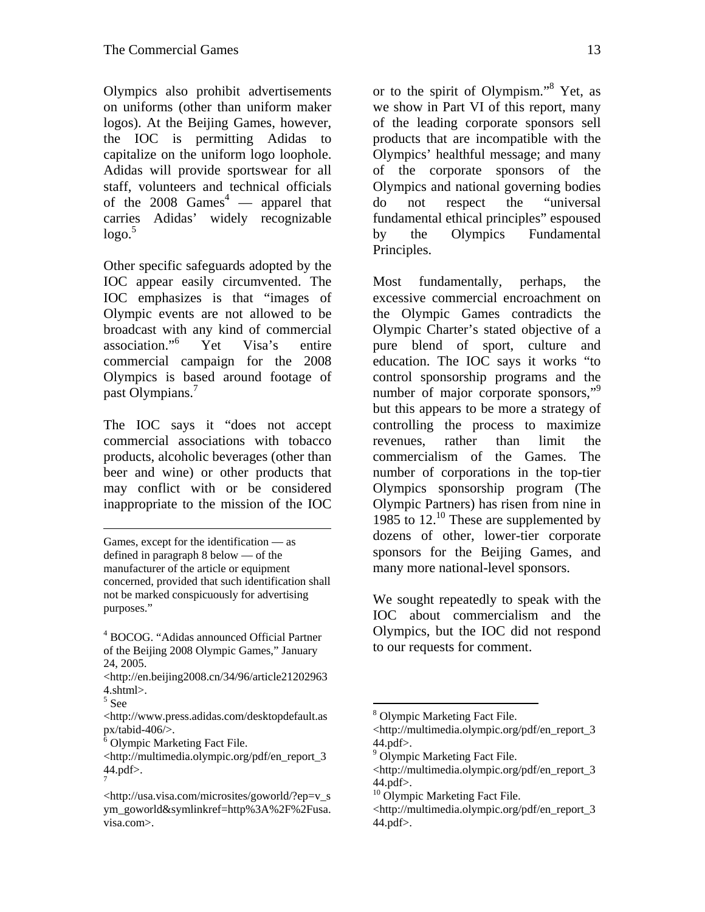Olympics also prohibit advertisements on uniforms (other than uniform maker logos). At the Beijing Games, however, the IOC is permitting Adidas to capitalize on the uniform logo loophole. Adidas will provide sportswear for all staff, volunteers and technical officials of the 2008 Games[4] — apparel that carries Adidas' widely recognizable logo.[5]

Other specific safeguards adopted by the IOC appear easily circumvented. The IOC emphasizes is that "images of Olympic events are not allowed to be broadcast with any kind of commercial association."[6] Yet Visa's entire commercial campaign for the 2008 Olympics is based around footage of past Olympians.[7]

The IOC says it "does not accept commercial associations with tobacco products, alcoholic beverages (other than beer and wine) or other products that may conflict with or be considered inappropriate to the mission of the IOC or to the spirit of Olympism."[8] Yet, as we show in Part VI of this report, many of the leading corporate sponsors sell products that are incompatible with the Olympics' healthful message; and many of the corporate sponsors of the Olympics and national governing bodies do not respect the "universal fundamental ethical principles" espoused by the Olympics Fundamental Principles.

Most fundamentally, perhaps, the excessive commercial encroachment on the Olympic Games contradicts the Olympic Charter's stated objective of a pure blend of sport, culture and education. The IOC says it works "to control sponsorship programs and the number of major corporate sponsors,"[9] but this appears to be more a strategy of controlling the process to maximize revenues, rather than limit the commercialism of the Games. The number of corporations in the top-tier Olympics sponsorship program (The Olympic Partners) has risen from nine in 1985 to 12.[10] These are supplemented by dozens of other, lower-tier corporate sponsors for the Beijing Games, and many more national-level sponsors.

We sought repeatedly to speak with the IOC about commercialism and the Olympics, but the IOC did not respond to our requests for comment.

---

Games, except for the identification — as defined in paragraph 8 below — of the manufacturer of the article or equipment concerned, provided that such identification shall not be marked conspicuously for advertising purposes."

[4] BOCOG. "Adidas announced Official Partner of the Beijing 2008 Olympic Games," January 24, 2005. <http://en.beijing2008.cn/34/96/article212029634.shtml>.

[5] See <http://www.press.adidas.com/desktopdefault.aspx/tabid-406/>.

[6] Olympic Marketing Fact File. <http://multimedia.olympic.org/pdf/en_report_344.pdf>.

[7] <http://usa.visa.com/microsites/goworld/?ep=v_sym_goworld&symlinkref=http%3A%2F%2Fusa.visa.com>.

[8] Olympic Marketing Fact File. <http://multimedia.olympic.org/pdf/en_report_344.pdf>.

[9] Olympic Marketing Fact File. <http://multimedia.olympic.org/pdf/en_report_344.pdf>.

[10] Olympic Marketing Fact File. <http://multimedia.olympic.org/pdf/en_report_344.pdf>.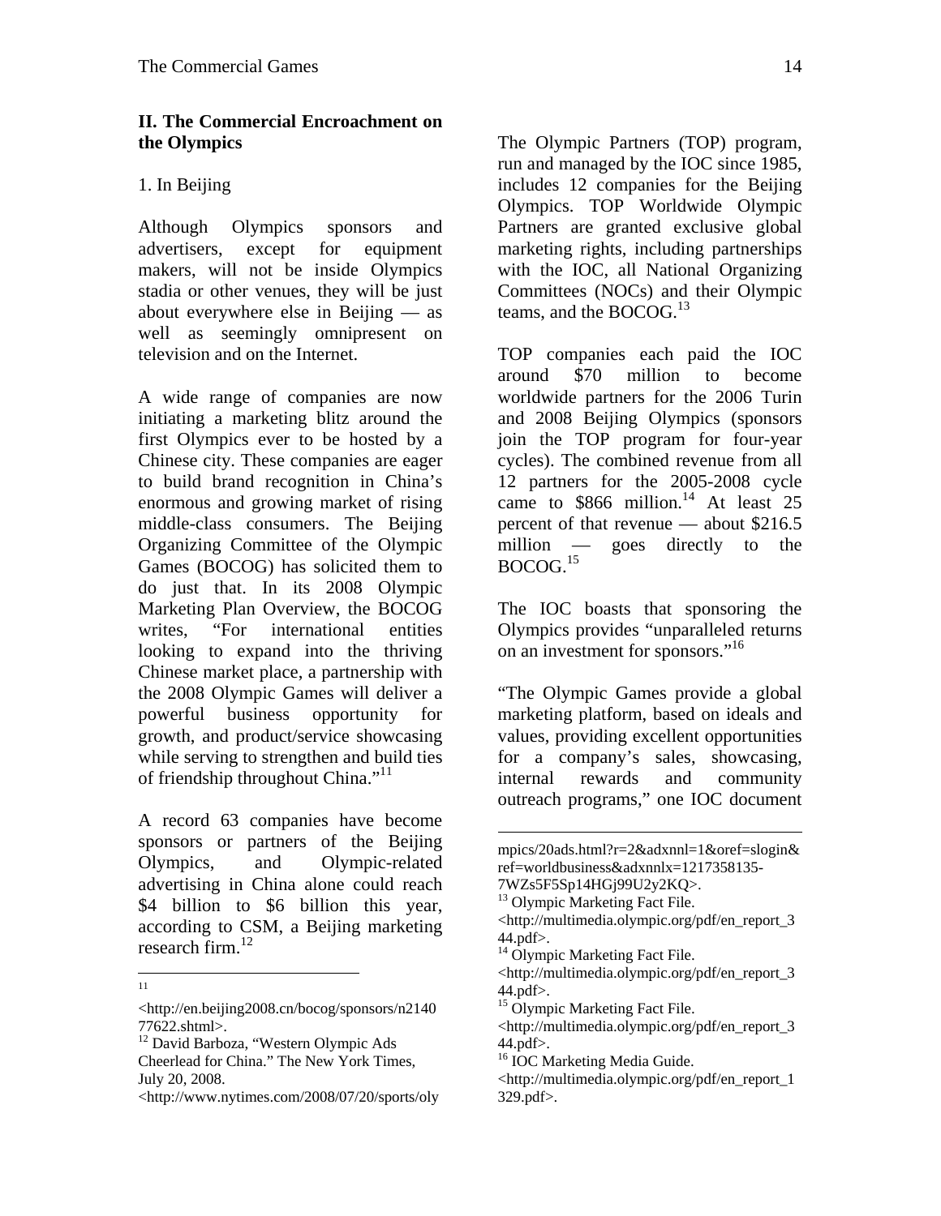## II. The Commercial Encroachment on the Olympics

### 1. In Beijing

Although Olympics sponsors and advertisers, except for equipment makers, will not be inside Olympics stadia or other venues, they will be just about everywhere else in Beijing — as well as seemingly omnipresent on television and on the Internet.

A wide range of companies are now initiating a marketing blitz around the first Olympics ever to be hosted by a Chinese city. These companies are eager to build brand recognition in China's enormous and growing market of rising middle-class consumers. The Beijing Organizing Committee of the Olympic Games (BOCOG) has solicited them to do just that. In its 2008 Olympic Marketing Plan Overview, the BOCOG writes, "For international entities looking to expand into the thriving Chinese market place, a partnership with the 2008 Olympic Games will deliver a powerful business opportunity for growth, and product/service showcasing while serving to strengthen and build ties of friendship throughout China."[11]

A record 63 companies have become sponsors or partners of the Beijing Olympics, and Olympic-related advertising in China alone could reach $4 billion to $6 billion this year, according to CSM, a Beijing marketing research firm.[12]

The Olympic Partners (TOP) program, run and managed by the IOC since 1985, includes 12 companies for the Beijing Olympics. TOP Worldwide Olympic Partners are granted exclusive global marketing rights, including partnerships with the IOC, all National Organizing Committees (NOCs) and their Olympic teams, and the BOCOG.[13]

TOP companies each paid the IOC around $70 million to become worldwide partners for the 2006 Turin and 2008 Beijing Olympics (sponsors join the TOP program for four-year cycles). The combined revenue from all 12 partners for the 2005-2008 cycle came to $866 million.[14] At least 25 percent of that revenue — about $216.5 million — goes directly to the BOCOG.[15]

The IOC boasts that sponsoring the Olympics provides "unparalleled returns on an investment for sponsors."[16]

"The Olympic Games provide a global marketing platform, based on ideals and values, providing excellent opportunities for a company's sales, showcasing, internal rewards and community outreach programs," one IOC document

---

[11] <http://en.beijing2008.cn/bocog/sponsors/n214077622.shtml>.

[12] David Barboza, "Western Olympic Ads Cheerlead for China." The New York Times, July 20, 2008. <http://www.nytimes.com/2008/07/20/sports/olympics/20ads.html?r=2&adxnnl=1&oref=slogin&ref=worldbusiness&adxnnlx=1217358135-7WZs5F5Sp14HGj99U2y2KQ>.

[13] Olympic Marketing Fact File. <http://multimedia.olympic.org/pdf/en_report_344.pdf>.

[14] Olympic Marketing Fact File. <http://multimedia.olympic.org/pdf/en_report_344.pdf>.

[15] Olympic Marketing Fact File. <http://multimedia.olympic.org/pdf/en_report_344.pdf>.

[16] IOC Marketing Media Guide. <http://multimedia.olympic.org/pdf/en_report_1329.pdf>.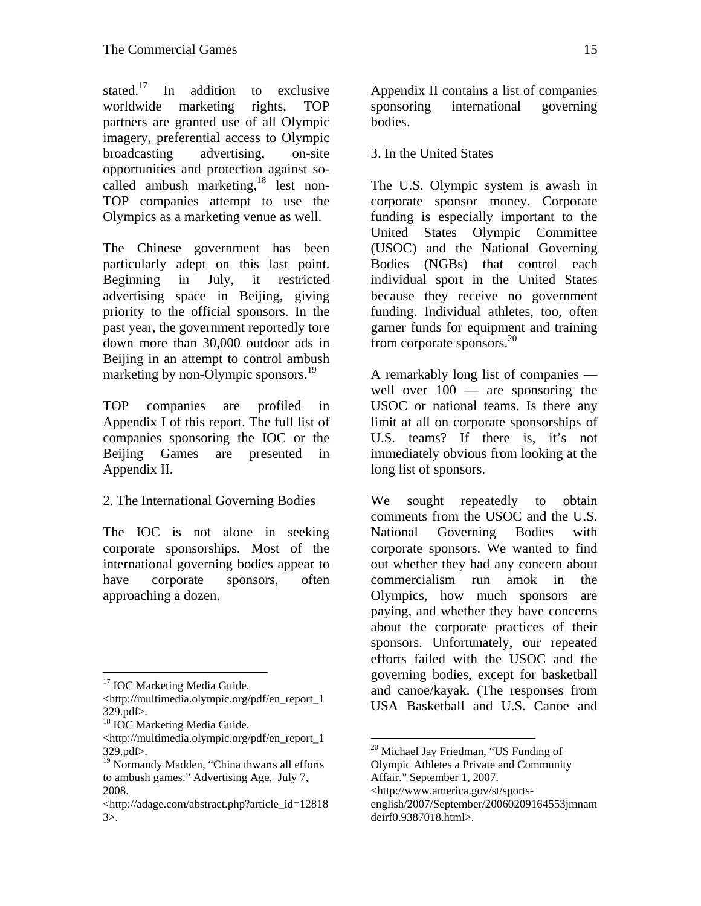stated.[17] In addition to exclusive worldwide marketing rights, TOP partners are granted use of all Olympic imagery, preferential access to Olympic broadcasting advertising, on-site opportunities and protection against so-called ambush marketing,[18] lest non-TOP companies attempt to use the Olympics as a marketing venue as well.

The Chinese government has been particularly adept on this last point. Beginning in July, it restricted advertising space in Beijing, giving priority to the official sponsors. In the past year, the government reportedly tore down more than 30,000 outdoor ads in Beijing in an attempt to control ambush marketing by non-Olympic sponsors.[19]

TOP companies are profiled in Appendix I of this report. The full list of companies sponsoring the IOC or the Beijing Games are presented in Appendix II.

## 2. The International Governing Bodies

The IOC is not alone in seeking corporate sponsorships. Most of the international governing bodies appear to have corporate sponsors, often approaching a dozen.

Appendix II contains a list of companies sponsoring international governing bodies.

## 3. In the United States

The U.S. Olympic system is awash in corporate sponsor money. Corporate funding is especially important to the United States Olympic Committee (USOC) and the National Governing Bodies (NGBs) that control each individual sport in the United States because they receive no government funding. Individual athletes, too, often garner funds for equipment and training from corporate sponsors.[20]

A remarkably long list of companies — well over 100 — are sponsoring the USOC or national teams. Is there any limit at all on corporate sponsorships of U.S. teams? If there is, it's not immediately obvious from looking at the long list of sponsors.

We sought repeatedly to obtain comments from the USOC and the U.S. National Governing Bodies with corporate sponsors. We wanted to find out whether they had any concern about commercialism run amok in the Olympics, how much sponsors are paying, and whether they have concerns about the corporate practices of their sponsors. Unfortunately, our repeated efforts failed with the USOC and the governing bodies, except for basketball and canoe/kayak. (The responses from USA Basketball and U.S. Canoe and

---

[17] IOC Marketing Media Guide. <http://multimedia.olympic.org/pdf/en_report_1329.pdf>.

[18] IOC Marketing Media Guide. <http://multimedia.olympic.org/pdf/en_report_1329.pdf>.

[19] Normandy Madden, "China thwarts all efforts to ambush games." Advertising Age, July 7, 2008. <http://adage.com/abstract.php?article_id=128183>.

[20] Michael Jay Friedman, "US Funding of Olympic Athletes a Private and Community Affair." September 1, 2007. <http://www.america.gov/st/sports-english/2007/September/20060209164553jmnamdeirf0.9387018.html>.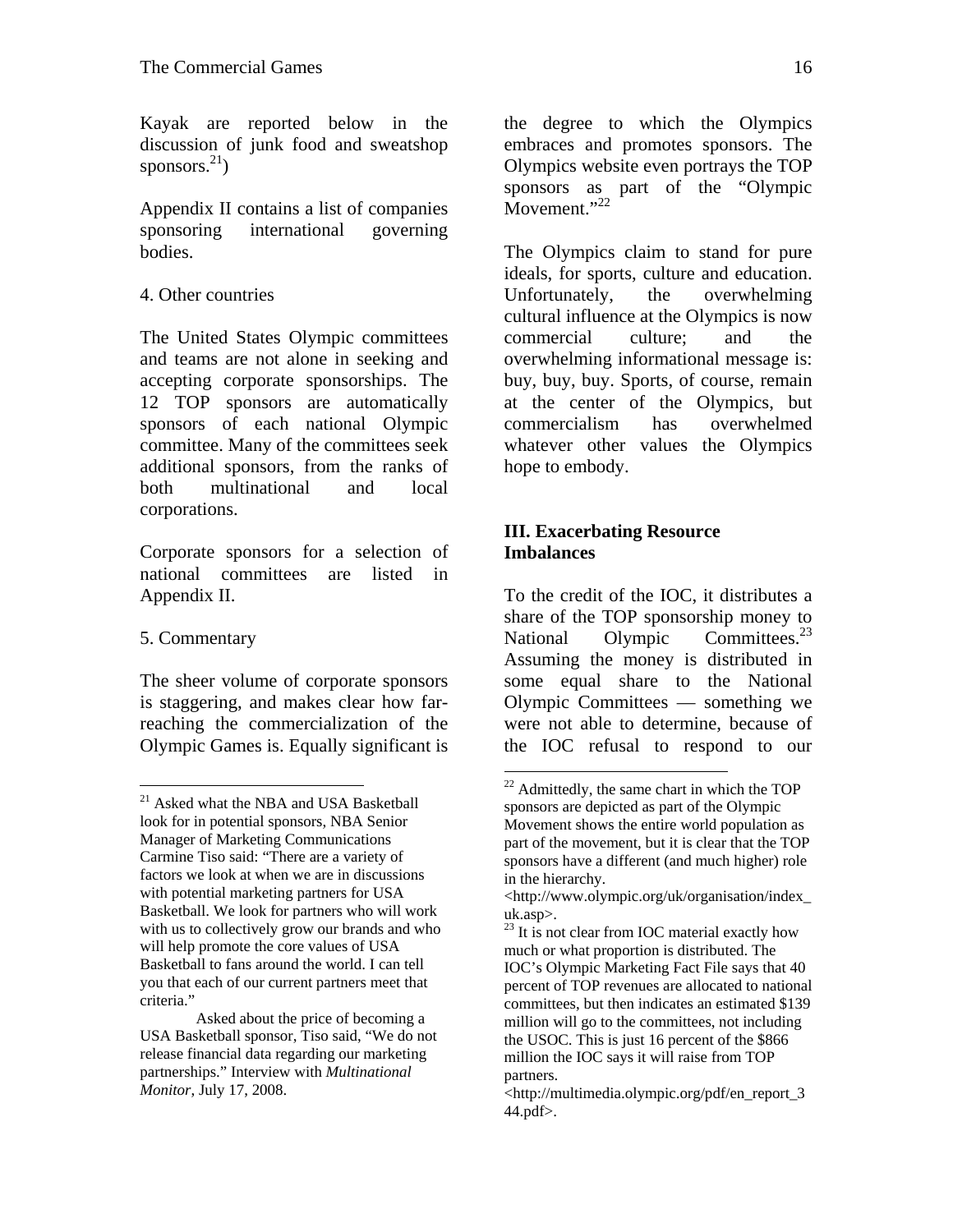Kayak are reported below in the discussion of junk food and sweatshop sponsors.[21])

Appendix II contains a list of companies sponsoring international governing bodies.

4. Other countries

The United States Olympic committees and teams are not alone in seeking and accepting corporate sponsorships. The 12 TOP sponsors are automatically sponsors of each national Olympic committee. Many of the committees seek additional sponsors, from the ranks of both multinational and local corporations.

Corporate sponsors for a selection of national committees are listed in Appendix II.

5. Commentary

The sheer volume of corporate sponsors is staggering, and makes clear how far-reaching the commercialization of the Olympic Games is. Equally significant is the degree to which the Olympics embraces and promotes sponsors. The Olympics website even portrays the TOP sponsors as part of the "Olympic Movement."[22]

The Olympics claim to stand for pure ideals, for sports, culture and education. Unfortunately, the overwhelming cultural influence at the Olympics is now commercial culture; and the overwhelming informational message is: buy, buy, buy. Sports, of course, remain at the center of the Olympics, but commercialism has overwhelmed whatever other values the Olympics hope to embody.

## III. Exacerbating Resource Imbalances

To the credit of the IOC, it distributes a share of the TOP sponsorship money to National Olympic Committees.[23] Assuming the money is distributed in some equal share to the National Olympic Committees — something we were not able to determine, because of the IOC refusal to respond to our

---

[21] Asked what the NBA and USA Basketball look for in potential sponsors, NBA Senior Manager of Marketing Communications Carmine Tiso said: "There are a variety of factors we look at when we are in discussions with potential marketing partners for USA Basketball. We look for partners who will work with us to collectively grow our brands and who will help promote the core values of USA Basketball to fans around the world. I can tell you that each of our current partners meet that criteria."

Asked about the price of becoming a USA Basketball sponsor, Tiso said, "We do not release financial data regarding our marketing partnerships." Interview with *Multinational Monitor*, July 17, 2008.

[22] Admittedly, the same chart in which the TOP sponsors are depicted as part of the Olympic Movement shows the entire world population as part of the movement, but it is clear that the TOP sponsors have a different (and much higher) role in the hierarchy. <http://www.olympic.org/uk/organisation/index_uk.asp>.

[23] It is not clear from IOC material exactly how much or what proportion is distributed. The IOC's Olympic Marketing Fact File says that 40 percent of TOP revenues are allocated to national committees, but then indicates an estimated $139 million will go to the committees, not including the USOC. This is just 16 percent of the $866 million the IOC says it will raise from TOP partners. <http://multimedia.olympic.org/pdf/en_report_344.pdf>.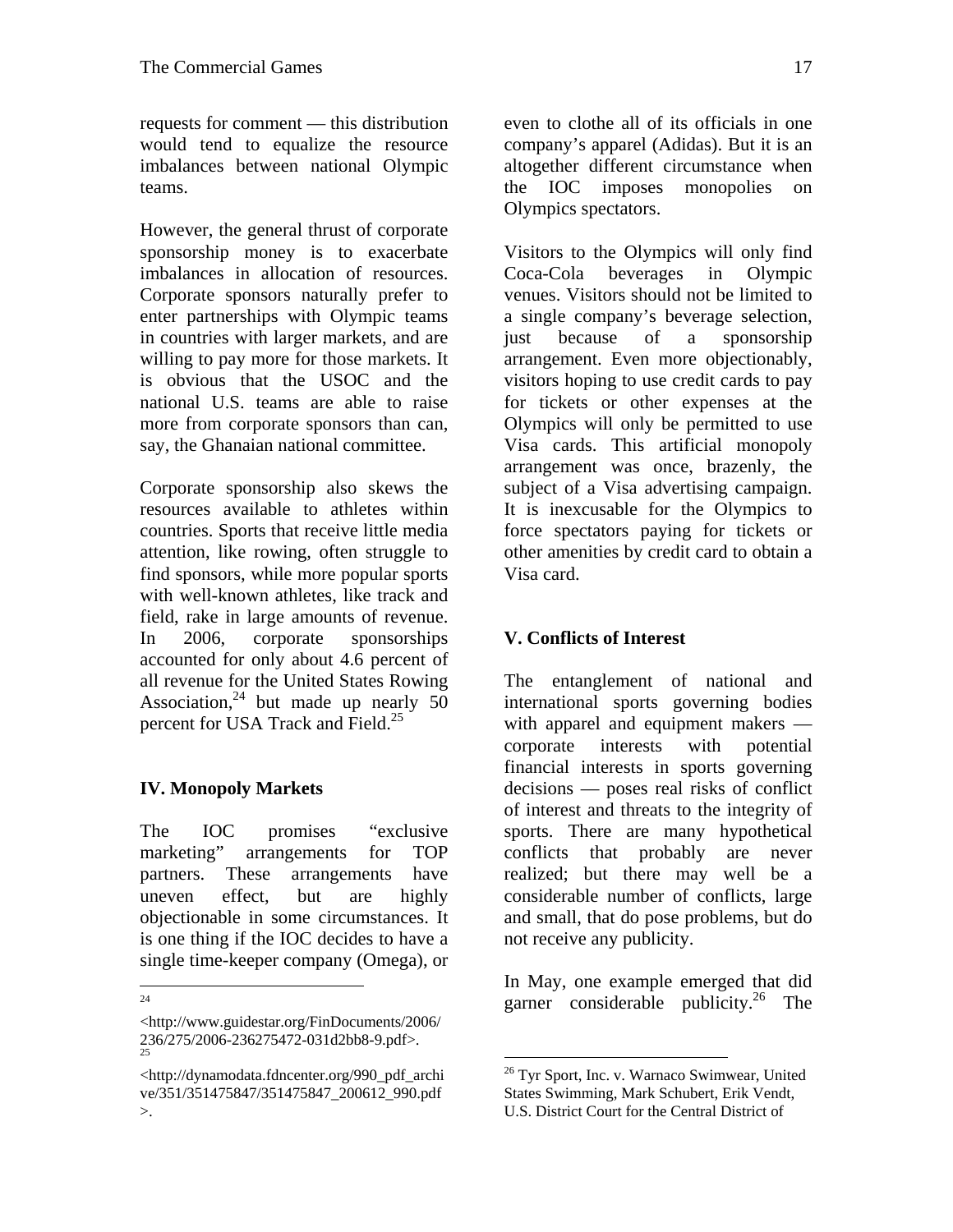requests for comment — this distribution would tend to equalize the resource imbalances between national Olympic teams.

However, the general thrust of corporate sponsorship money is to exacerbate imbalances in allocation of resources. Corporate sponsors naturally prefer to enter partnerships with Olympic teams in countries with larger markets, and are willing to pay more for those markets. It is obvious that the USOC and the national U.S. teams are able to raise more from corporate sponsors than can, say, the Ghanaian national committee.

Corporate sponsorship also skews the resources available to athletes within countries. Sports that receive little media attention, like rowing, often struggle to find sponsors, while more popular sports with well-known athletes, like track and field, rake in large amounts of revenue. In 2006, corporate sponsorships accounted for only about 4.6 percent of all revenue for the United States Rowing Association,[24] but made up nearly 50 percent for USA Track and Field.[25]

## IV. Monopoly Markets

The IOC promises "exclusive marketing" arrangements for TOP partners. These arrangements have uneven effect, but are highly objectionable in some circumstances. It is one thing if the IOC decides to have a single time-keeper company (Omega), or even to clothe all of its officials in one company's apparel (Adidas). But it is an altogether different circumstance when the IOC imposes monopolies on Olympics spectators.

Visitors to the Olympics will only find Coca-Cola beverages in Olympic venues. Visitors should not be limited to a single company's beverage selection, just because of a sponsorship arrangement. Even more objectionably, visitors hoping to use credit cards to pay for tickets or other expenses at the Olympics will only be permitted to use Visa cards. This artificial monopoly arrangement was once, brazenly, the subject of a Visa advertising campaign. It is inexcusable for the Olympics to force spectators paying for tickets or other amenities by credit card to obtain a Visa card.

## V. Conflicts of Interest

The entanglement of national and international sports governing bodies with apparel and equipment makers — corporate interests with potential financial interests in sports governing decisions — poses real risks of conflict of interest and threats to the integrity of sports. There are many hypothetical conflicts that probably are never realized; but there may well be a considerable number of conflicts, large and small, that do pose problems, but do not receive any publicity.

In May, one example emerged that did garner considerable publicity.[26] The

---

[24] <http://www.guidestar.org/FinDocuments/2006/236/275/2006-236275472-031d2bb8-9.pdf>.

[25] <http://dynamodata.fdncenter.org/990_pdf_archive/351/351475847/351475847_200612_990.pdf>.

[26] Tyr Sport, Inc. v. Warnaco Swimwear, United States Swimming, Mark Schubert, Erik Vendt, U.S. District Court for the Central District of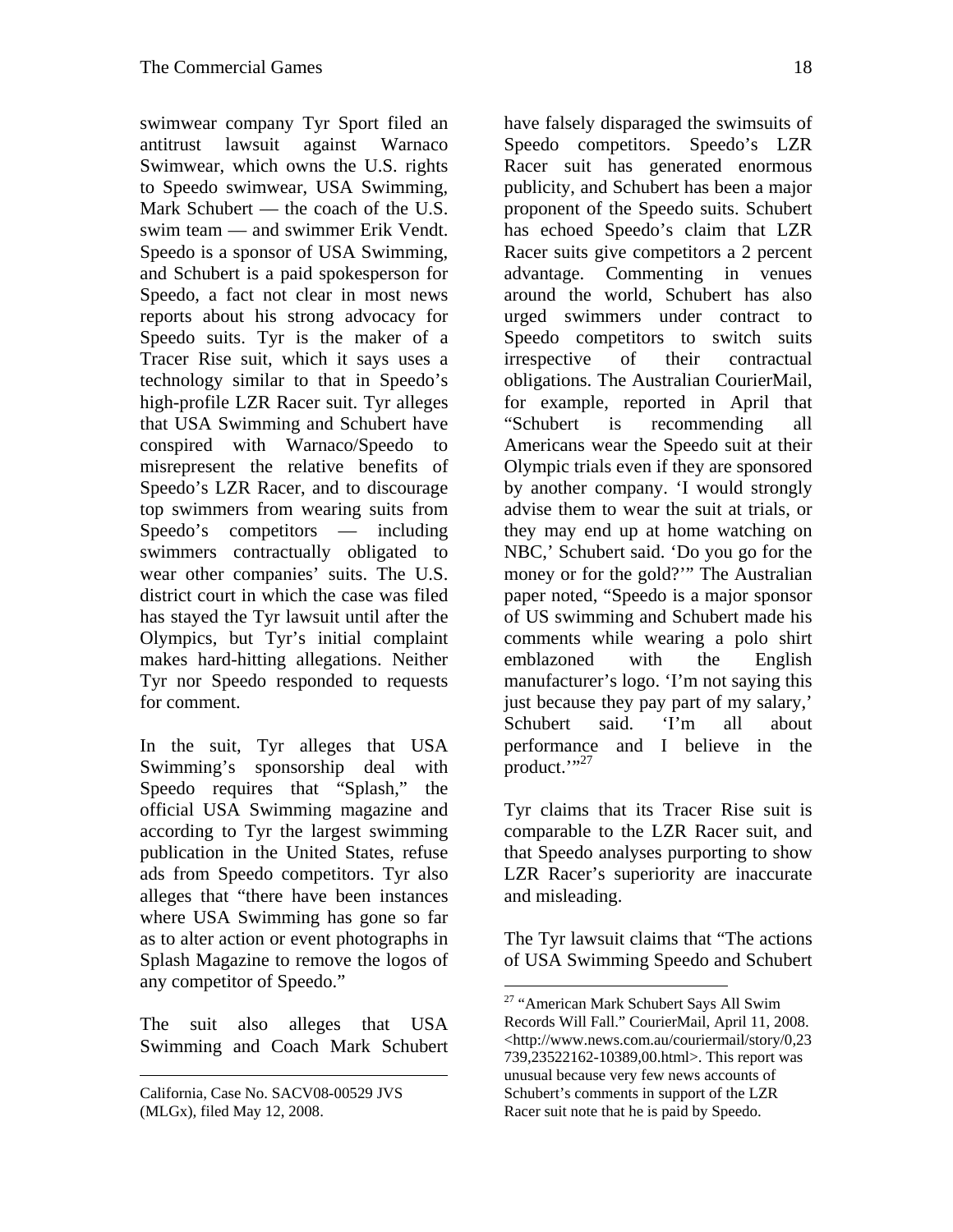swimwear company Tyr Sport filed an antitrust lawsuit against Warnaco Swimwear, which owns the U.S. rights to Speedo swimwear, USA Swimming, Mark Schubert — the coach of the U.S. swim team — and swimmer Erik Vendt. Speedo is a sponsor of USA Swimming, and Schubert is a paid spokesperson for Speedo, a fact not clear in most news reports about his strong advocacy for Speedo suits. Tyr is the maker of a Tracer Rise suit, which it says uses a technology similar to that in Speedo's high-profile LZR Racer suit. Tyr alleges that USA Swimming and Schubert have conspired with Warnaco/Speedo to misrepresent the relative benefits of Speedo's LZR Racer, and to discourage top swimmers from wearing suits from Speedo's competitors — including swimmers contractually obligated to wear other companies' suits. The U.S. district court in which the case was filed has stayed the Tyr lawsuit until after the Olympics, but Tyr's initial complaint makes hard-hitting allegations. Neither Tyr nor Speedo responded to requests for comment.

In the suit, Tyr alleges that USA Swimming's sponsorship deal with Speedo requires that "Splash," the official USA Swimming magazine and according to Tyr the largest swimming publication in the United States, refuse ads from Speedo competitors. Tyr also alleges that "there have been instances where USA Swimming has gone so far as to alter action or event photographs in Splash Magazine to remove the logos of any competitor of Speedo."

The suit also alleges that USA Swimming and Coach Mark Schubert have falsely disparaged the swimsuits of Speedo competitors. Speedo's LZR Racer suit has generated enormous publicity, and Schubert has been a major proponent of the Speedo suits. Schubert has echoed Speedo's claim that LZR Racer suits give competitors a 2 percent advantage. Commenting in venues around the world, Schubert has also urged swimmers under contract to Speedo competitors to switch suits irrespective of their contractual obligations. The Australian CourierMail, for example, reported in April that "Schubert is recommending all Americans wear the Speedo suit at their Olympic trials even if they are sponsored by another company. 'I would strongly advise them to wear the suit at trials, or they may end up at home watching on NBC,' Schubert said. 'Do you go for the money or for the gold?'" The Australian paper noted, "Speedo is a major sponsor of US swimming and Schubert made his comments while wearing a polo shirt emblazoned with the English manufacturer's logo. 'I'm not saying this just because they pay part of my salary,' Schubert said. 'I'm all about performance and I believe in the product.'"[27]

Tyr claims that its Tracer Rise suit is comparable to the LZR Racer suit, and that Speedo analyses purporting to show LZR Racer's superiority are inaccurate and misleading.

The Tyr lawsuit claims that "The actions of USA Swimming Speedo and Schubert

---

California, Case No. SACV08-00529 JVS (MLGx), filed May 12, 2008.

[27] "American Mark Schubert Says All Swim Records Will Fall." CourierMail, April 11, 2008. <http://www.news.com.au/couriermail/story/0,23739,23522162-10389,00.html>. This report was unusual because very few news accounts of Schubert's comments in support of the LZR Racer suit note that he is paid by Speedo.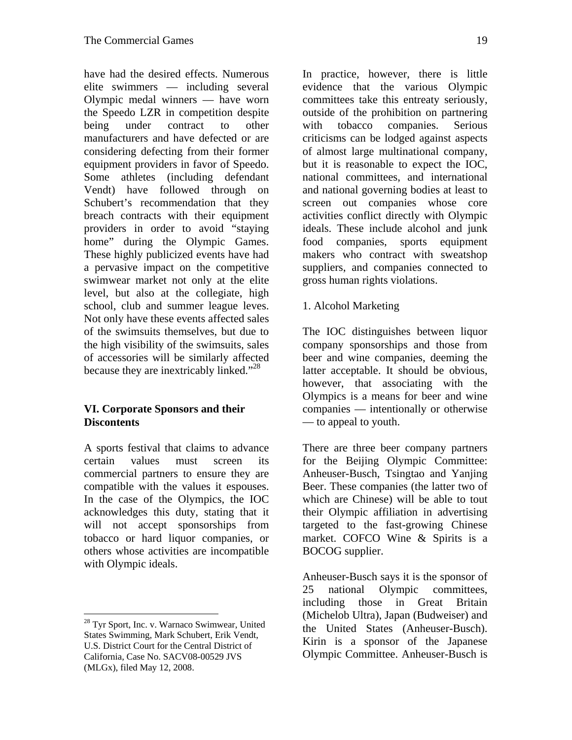have had the desired effects. Numerous elite swimmers — including several Olympic medal winners — have worn the Speedo LZR in competition despite being under contract to other manufacturers and have defected or are considering defecting from their former equipment providers in favor of Speedo. Some athletes (including defendant Vendt) have followed through on Schubert's recommendation that they breach contracts with their equipment providers in order to avoid "staying home" during the Olympic Games. These highly publicized events have had a pervasive impact on the competitive swimwear market not only at the elite level, but also at the collegiate, high school, club and summer league leves. Not only have these events affected sales of the swimsuits themselves, but due to the high visibility of the swimsuits, sales of accessories will be similarly affected because they are inextricably linked."[28]

## VI. Corporate Sponsors and their Discontents

A sports festival that claims to advance certain values must screen its commercial partners to ensure they are compatible with the values it espouses. In the case of the Olympics, the IOC acknowledges this duty, stating that it will not accept sponsorships from tobacco or hard liquor companies, or others whose activities are incompatible with Olympic ideals.

In practice, however, there is little evidence that the various Olympic committees take this entreaty seriously, outside of the prohibition on partnering with tobacco companies. Serious criticisms can be lodged against aspects of almost large multinational company, but it is reasonable to expect the IOC, national committees, and international and national governing bodies at least to screen out companies whose core activities conflict directly with Olympic ideals. These include alcohol and junk food companies, sports equipment makers who contract with sweatshop suppliers, and companies connected to gross human rights violations.

### 1. Alcohol Marketing

The IOC distinguishes between liquor company sponsorships and those from beer and wine companies, deeming the latter acceptable. It should be obvious, however, that associating with the Olympics is a means for beer and wine companies — intentionally or otherwise — to appeal to youth.

There are three beer company partners for the Beijing Olympic Committee: Anheuser-Busch, Tsingtao and Yanjing Beer. These companies (the latter two of which are Chinese) will be able to tout their Olympic affiliation in advertising targeted to the fast-growing Chinese market. COFCO Wine & Spirits is a BOCOG supplier.

Anheuser-Busch says it is the sponsor of 25 national Olympic committees, including those in Great Britain (Michelob Ultra), Japan (Budweiser) and the United States (Anheuser-Busch). Kirin is a sponsor of the Japanese Olympic Committee. Anheuser-Busch is

---

[28] Tyr Sport, Inc. v. Warnaco Swimwear, United States Swimming, Mark Schubert, Erik Vendt, U.S. District Court for the Central District of California, Case No. SACV08-00529 JVS (MLGx), filed May 12, 2008.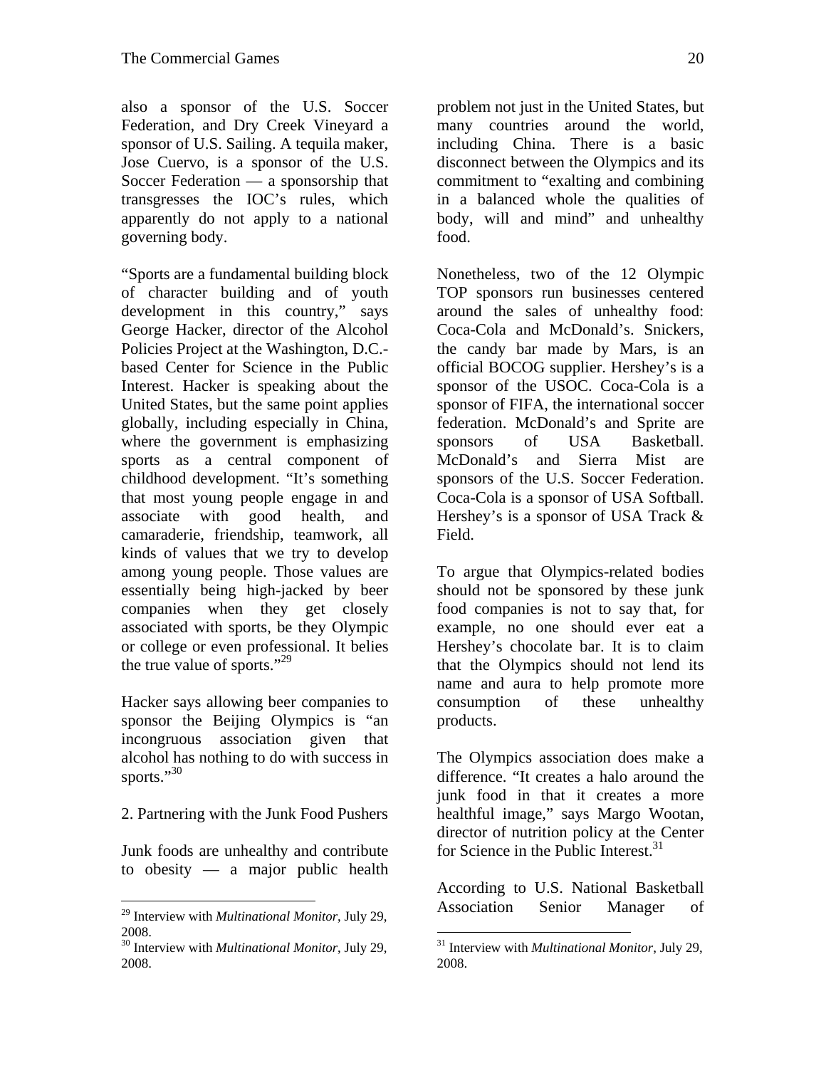also a sponsor of the U.S. Soccer Federation, and Dry Creek Vineyard a sponsor of U.S. Sailing. A tequila maker, Jose Cuervo, is a sponsor of the U.S. Soccer Federation — a sponsorship that transgresses the IOC's rules, which apparently do not apply to a national governing body.

"Sports are a fundamental building block of character building and of youth development in this country," says George Hacker, director of the Alcohol Policies Project at the Washington, D.C.-based Center for Science in the Public Interest. Hacker is speaking about the United States, but the same point applies globally, including especially in China, where the government is emphasizing sports as a central component of childhood development. "It's something that most young people engage in and associate with good health, and camaraderie, friendship, teamwork, all kinds of values that we try to develop among young people. Those values are essentially being high-jacked by beer companies when they get closely associated with sports, be they Olympic or college or even professional. It belies the true value of sports."[29]

Hacker says allowing beer companies to sponsor the Beijing Olympics is "an incongruous association given that alcohol has nothing to do with success in sports."[30]

2. Partnering with the Junk Food Pushers

Junk foods are unhealthy and contribute to obesity — a major public health problem not just in the United States, but many countries around the world, including China. There is a basic disconnect between the Olympics and its commitment to "exalting and combining in a balanced whole the qualities of body, will and mind" and unhealthy food.

Nonetheless, two of the 12 Olympic TOP sponsors run businesses centered around the sales of unhealthy food: Coca-Cola and McDonald's. Snickers, the candy bar made by Mars, is an official BOCOG supplier. Hershey's is a sponsor of the USOC. Coca-Cola is a sponsor of FIFA, the international soccer federation. McDonald's and Sprite are sponsors of USA Basketball. McDonald's and Sierra Mist are sponsors of the U.S. Soccer Federation. Coca-Cola is a sponsor of USA Softball. Hershey's is a sponsor of USA Track & Field.

To argue that Olympics-related bodies should not be sponsored by these junk food companies is not to say that, for example, no one should ever eat a Hershey's chocolate bar. It is to claim that the Olympics should not lend its name and aura to help promote more consumption of these unhealthy products.

The Olympics association does make a difference. "It creates a halo around the junk food in that it creates a more healthful image," says Margo Wootan, director of nutrition policy at the Center for Science in the Public Interest.[31]

According to U.S. National Basketball Association Senior Manager of

---

[29] Interview with *Multinational Monitor*, July 29, 2008.

[30] Interview with *Multinational Monitor*, July 29, 2008.

[31] Interview with *Multinational Monitor*, July 29, 2008.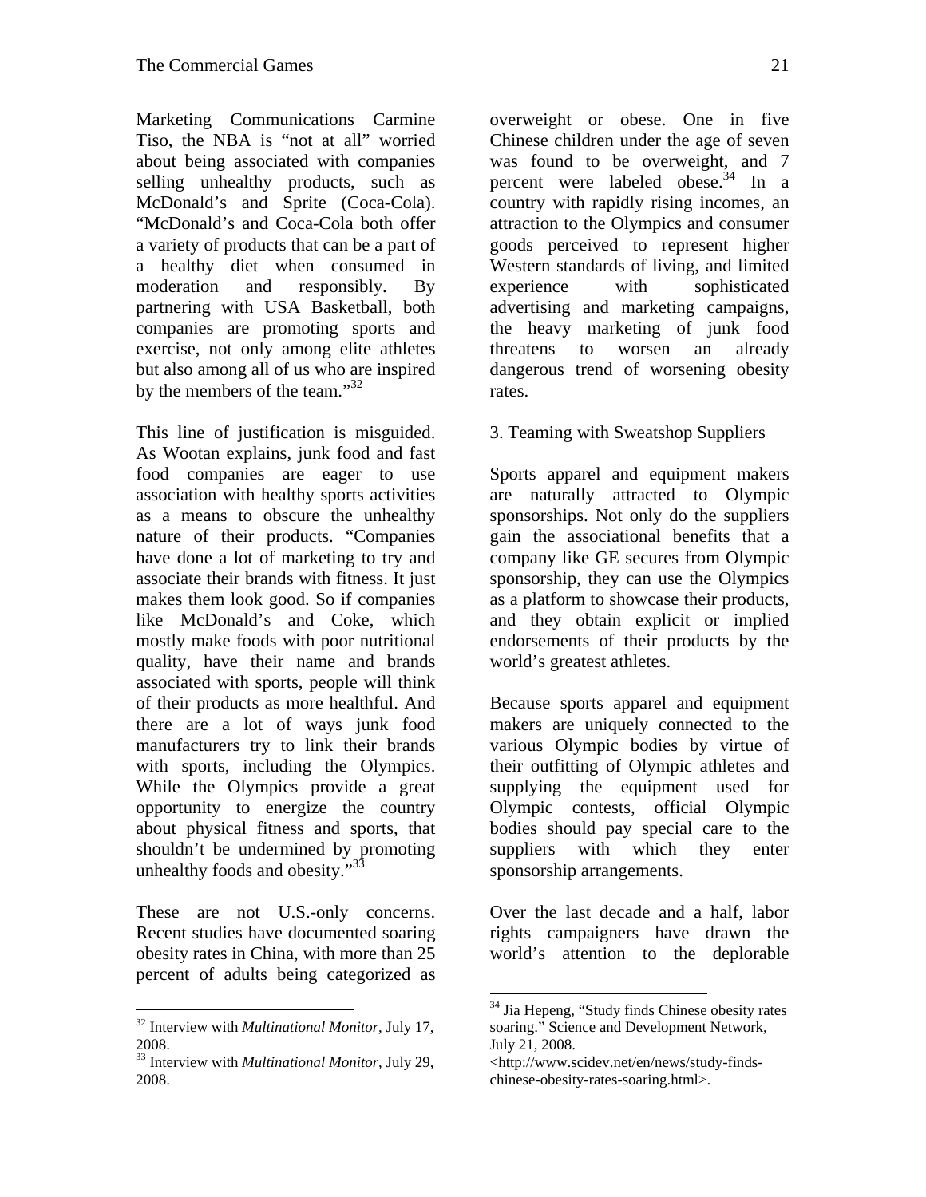Marketing Communications Carmine Tiso, the NBA is "not at all" worried about being associated with companies selling unhealthy products, such as McDonald's and Sprite (Coca-Cola). "McDonald's and Coca-Cola both offer a variety of products that can be a part of a healthy diet when consumed in moderation and responsibly. By partnering with USA Basketball, both companies are promoting sports and exercise, not only among elite athletes but also among all of us who are inspired by the members of the team."[32]

This line of justification is misguided. As Wootan explains, junk food and fast food companies are eager to use association with healthy sports activities as a means to obscure the unhealthy nature of their products. "Companies have done a lot of marketing to try and associate their brands with fitness. It just makes them look good. So if companies like McDonald's and Coke, which mostly make foods with poor nutritional quality, have their name and brands associated with sports, people will think of their products as more healthful. And there are a lot of ways junk food manufacturers try to link their brands with sports, including the Olympics. While the Olympics provide a great opportunity to energize the country about physical fitness and sports, that shouldn't be undermined by promoting unhealthy foods and obesity."[33]

These are not U.S.-only concerns. Recent studies have documented soaring obesity rates in China, with more than 25 percent of adults being categorized as overweight or obese. One in five Chinese children under the age of seven was found to be overweight, and 7 percent were labeled obese.[34] In a country with rapidly rising incomes, an attraction to the Olympics and consumer goods perceived to represent higher Western standards of living, and limited experience with sophisticated advertising and marketing campaigns, the heavy marketing of junk food threatens to worsen an already dangerous trend of worsening obesity rates.

3. Teaming with Sweatshop Suppliers

Sports apparel and equipment makers are naturally attracted to Olympic sponsorships. Not only do the suppliers gain the associational benefits that a company like GE secures from Olympic sponsorship, they can use the Olympics as a platform to showcase their products, and they obtain explicit or implied endorsements of their products by the world's greatest athletes.

Because sports apparel and equipment makers are uniquely connected to the various Olympic bodies by virtue of their outfitting of Olympic athletes and supplying the equipment used for Olympic contests, official Olympic bodies should pay special care to the suppliers with which they enter sponsorship arrangements.

Over the last decade and a half, labor rights campaigners have drawn the world's attention to the deplorable

---

[32] Interview with *Multinational Monitor*, July 17, 2008.

[33] Interview with *Multinational Monitor*, July 29, 2008.

[34] Jia Hepeng, "Study finds Chinese obesity rates soaring." Science and Development Network, July 21, 2008. <http://www.scidev.net/en/news/study-finds-chinese-obesity-rates-soaring.html>.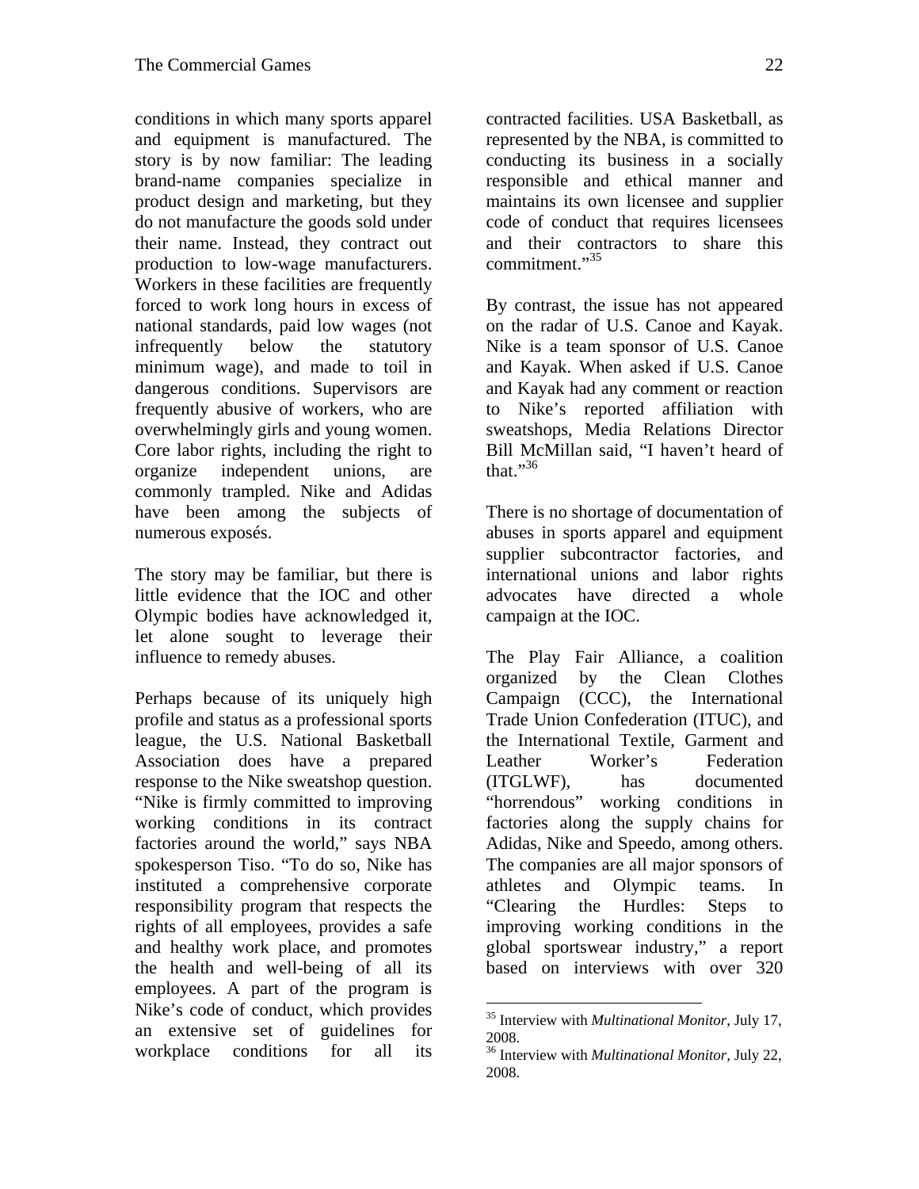conditions in which many sports apparel and equipment is manufactured. The story is by now familiar: The leading brand-name companies specialize in product design and marketing, but they do not manufacture the goods sold under their name. Instead, they contract out production to low-wage manufacturers. Workers in these facilities are frequently forced to work long hours in excess of national standards, paid low wages (not infrequently below the statutory minimum wage), and made to toil in dangerous conditions. Supervisors are frequently abusive of workers, who are overwhelmingly girls and young women. Core labor rights, including the right to organize independent unions, are commonly trampled. Nike and Adidas have been among the subjects of numerous exposés.

The story may be familiar, but there is little evidence that the IOC and other Olympic bodies have acknowledged it, let alone sought to leverage their influence to remedy abuses.

Perhaps because of its uniquely high profile and status as a professional sports league, the U.S. National Basketball Association does have a prepared response to the Nike sweatshop question. "Nike is firmly committed to improving working conditions in its contract factories around the world," says NBA spokesperson Tiso. "To do so, Nike has instituted a comprehensive corporate responsibility program that respects the rights of all employees, provides a safe and healthy work place, and promotes the health and well-being of all its employees. A part of the program is Nike's code of conduct, which provides an extensive set of guidelines for workplace conditions for all its contracted facilities. USA Basketball, as represented by the NBA, is committed to conducting its business in a socially responsible and ethical manner and maintains its own licensee and supplier code of conduct that requires licensees and their contractors to share this commitment."[35]

By contrast, the issue has not appeared on the radar of U.S. Canoe and Kayak. Nike is a team sponsor of U.S. Canoe and Kayak. When asked if U.S. Canoe and Kayak had any comment or reaction to Nike's reported affiliation with sweatshops, Media Relations Director Bill McMillan said, "I haven't heard of that."[36]

There is no shortage of documentation of abuses in sports apparel and equipment supplier subcontractor factories, and international unions and labor rights advocates have directed a whole campaign at the IOC.

The Play Fair Alliance, a coalition organized by the Clean Clothes Campaign (CCC), the International Trade Union Confederation (ITUC), and the International Textile, Garment and Leather Worker's Federation (ITGLWF), has documented "horrendous" working conditions in factories along the supply chains for Adidas, Nike and Speedo, among others. The companies are all major sponsors of athletes and Olympic teams. In "Clearing the Hurdles: Steps to improving working conditions in the global sportswear industry," a report based on interviews with over 320

---

[35] Interview with *Multinational Monitor*, July 17, 2008.

[36] Interview with *Multinational Monitor*, July 22, 2008.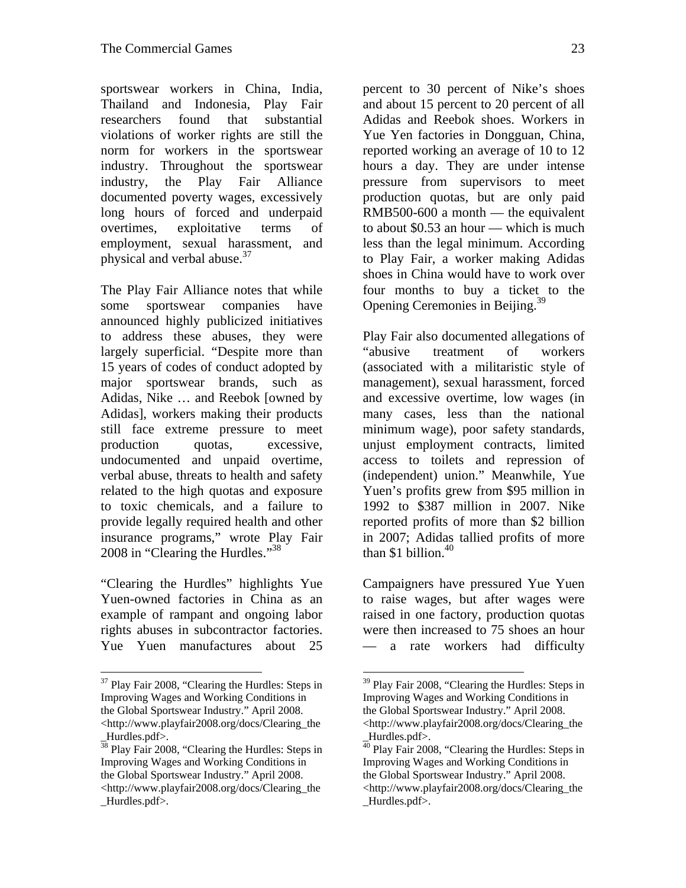sportswear workers in China, India, Thailand and Indonesia, Play Fair researchers found that substantial violations of worker rights are still the norm for workers in the sportswear industry. Throughout the sportswear industry, the Play Fair Alliance documented poverty wages, excessively long hours of forced and underpaid overtimes, exploitative terms of employment, sexual harassment, and physical and verbal abuse.[37]

The Play Fair Alliance notes that while some sportswear companies have announced highly publicized initiatives to address these abuses, they were largely superficial. "Despite more than 15 years of codes of conduct adopted by major sportswear brands, such as Adidas, Nike … and Reebok [owned by Adidas], workers making their products still face extreme pressure to meet production quotas, excessive, undocumented and unpaid overtime, verbal abuse, threats to health and safety related to the high quotas and exposure to toxic chemicals, and a failure to provide legally required health and other insurance programs," wrote Play Fair 2008 in "Clearing the Hurdles."[38]

"Clearing the Hurdles" highlights Yue Yuen-owned factories in China as an example of rampant and ongoing labor rights abuses in subcontractor factories. Yue Yuen manufactures about 25 percent to 30 percent of Nike's shoes and about 15 percent to 20 percent of all Adidas and Reebok shoes. Workers in Yue Yen factories in Dongguan, China, reported working an average of 10 to 12 hours a day. They are under intense pressure from supervisors to meet production quotas, but are only paid RMB500-600 a month — the equivalent to about $0.53 an hour — which is much less than the legal minimum. According to Play Fair, a worker making Adidas shoes in China would have to work over four months to buy a ticket to the Opening Ceremonies in Beijing.[39]

Play Fair also documented allegations of "abusive treatment of workers (associated with a militaristic style of management), sexual harassment, forced and excessive overtime, low wages (in many cases, less than the national minimum wage), poor safety standards, unjust employment contracts, limited access to toilets and repression of (independent) union." Meanwhile, Yue Yuen's profits grew from $95 million in 1992 to $387 million in 2007. Nike reported profits of more than $2 billion in 2007; Adidas tallied profits of more than $1 billion.[40]

Campaigners have pressured Yue Yuen to raise wages, but after wages were raised in one factory, production quotas were then increased to 75 shoes an hour — a rate workers had difficulty

---

[37] Play Fair 2008, "Clearing the Hurdles: Steps in Improving Wages and Working Conditions in the Global Sportswear Industry." April 2008. <http://www.playfair2008.org/docs/Clearing_the_Hurdles.pdf>.

[38] Play Fair 2008, "Clearing the Hurdles: Steps in Improving Wages and Working Conditions in the Global Sportswear Industry." April 2008. <http://www.playfair2008.org/docs/Clearing_the_Hurdles.pdf>.

[39] Play Fair 2008, "Clearing the Hurdles: Steps in Improving Wages and Working Conditions in the Global Sportswear Industry." April 2008. <http://www.playfair2008.org/docs/Clearing_the_Hurdles.pdf>.

[40] Play Fair 2008, "Clearing the Hurdles: Steps in Improving Wages and Working Conditions in the Global Sportswear Industry." April 2008. <http://www.playfair2008.org/docs/Clearing_the_Hurdles.pdf>.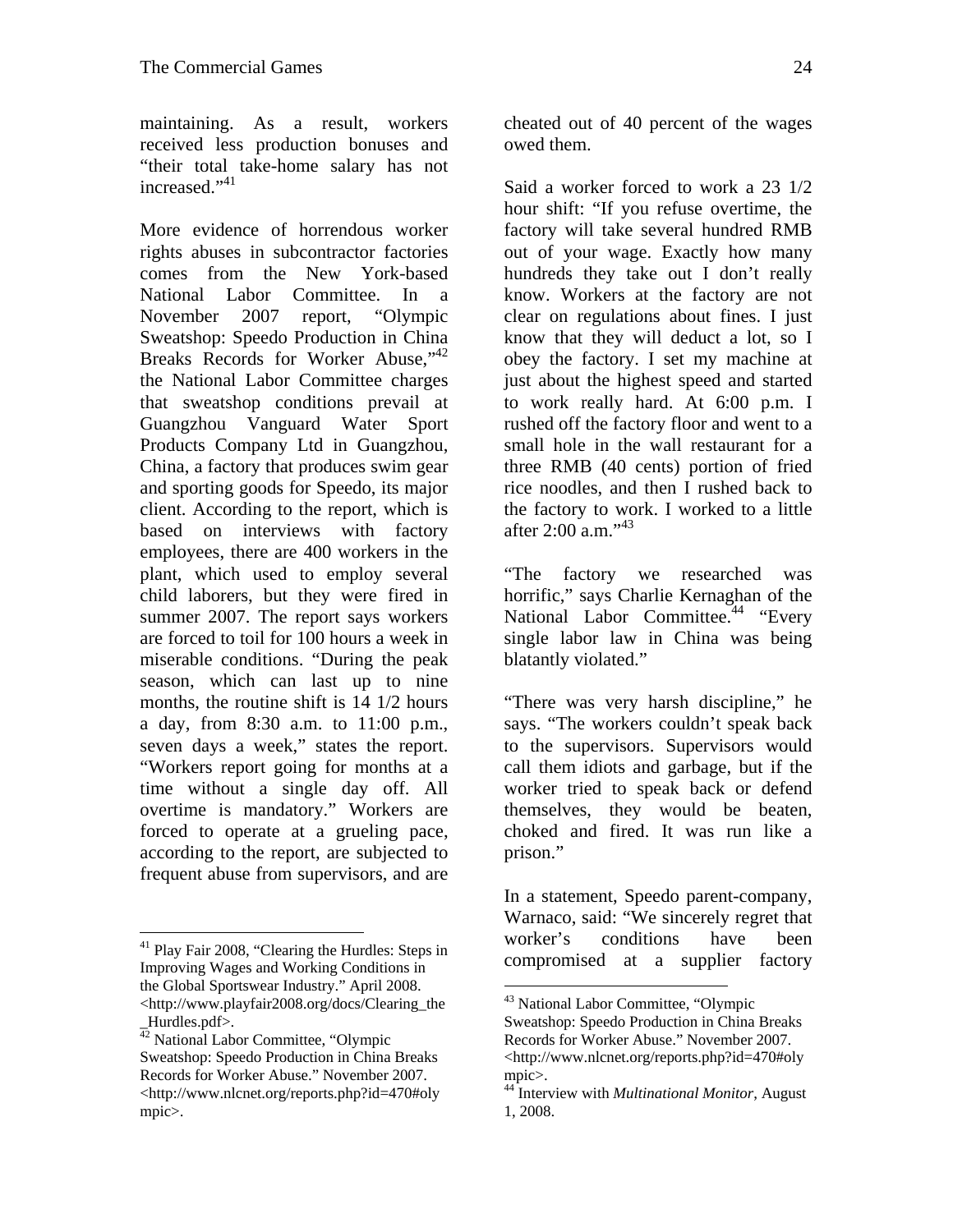maintaining. As a result, workers received less production bonuses and "their total take-home salary has not increased."[41]

More evidence of horrendous worker rights abuses in subcontractor factories comes from the New York-based National Labor Committee. In a November 2007 report, "Olympic Sweatshop: Speedo Production in China Breaks Records for Worker Abuse,"[42] the National Labor Committee charges that sweatshop conditions prevail at Guangzhou Vanguard Water Sport Products Company Ltd in Guangzhou, China, a factory that produces swim gear and sporting goods for Speedo, its major client. According to the report, which is based on interviews with factory employees, there are 400 workers in the plant, which used to employ several child laborers, but they were fired in summer 2007. The report says workers are forced to toil for 100 hours a week in miserable conditions. "During the peak season, which can last up to nine months, the routine shift is 14 1/2 hours a day, from 8:30 a.m. to 11:00 p.m., seven days a week," states the report. "Workers report going for months at a time without a single day off. All overtime is mandatory." Workers are forced to operate at a grueling pace, according to the report, are subjected to frequent abuse from supervisors, and are cheated out of 40 percent of the wages owed them.

Said a worker forced to work a 23 1/2 hour shift: "If you refuse overtime, the factory will take several hundred RMB out of your wage. Exactly how many hundreds they take out I don't really know. Workers at the factory are not clear on regulations about fines. I just know that they will deduct a lot, so I obey the factory. I set my machine at just about the highest speed and started to work really hard. At 6:00 p.m. I rushed off the factory floor and went to a small hole in the wall restaurant for a three RMB (40 cents) portion of fried rice noodles, and then I rushed back to the factory to work. I worked to a little after 2:00 a.m."[43]

"The factory we researched was horrific," says Charlie Kernaghan of the National Labor Committee.[44] "Every single labor law in China was being blatantly violated."

"There was very harsh discipline," he says. "The workers couldn't speak back to the supervisors. Supervisors would call them idiots and garbage, but if the worker tried to speak back or defend themselves, they would be beaten, choked and fired. It was run like a prison."

In a statement, Speedo parent-company, Warnaco, said: "We sincerely regret that worker's conditions have been compromised at a supplier factory

---

[41] Play Fair 2008, "Clearing the Hurdles: Steps in Improving Wages and Working Conditions in the Global Sportswear Industry." April 2008. <http://www.playfair2008.org/docs/Clearing_the_Hurdles.pdf>.

[42] National Labor Committee, "Olympic Sweatshop: Speedo Production in China Breaks Records for Worker Abuse." November 2007. <http://www.nlcnet.org/reports.php?id=470#olympic>.

[43] National Labor Committee, "Olympic Sweatshop: Speedo Production in China Breaks Records for Worker Abuse." November 2007. <http://www.nlcnet.org/reports.php?id=470#olympic>.

[44] Interview with *Multinational Monitor*, August 1, 2008.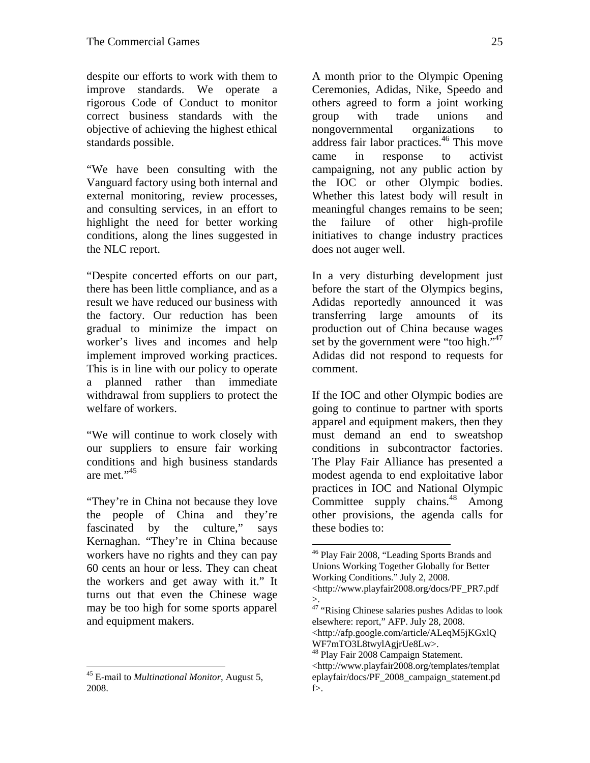despite our efforts to work with them to improve standards. We operate a rigorous Code of Conduct to monitor correct business standards with the objective of achieving the highest ethical standards possible.

"We have been consulting with the Vanguard factory using both internal and external monitoring, review processes, and consulting services, in an effort to highlight the need for better working conditions, along the lines suggested in the NLC report.

"Despite concerted efforts on our part, there has been little compliance, and as a result we have reduced our business with the factory. Our reduction has been gradual to minimize the impact on worker's lives and incomes and help implement improved working practices. This is in line with our policy to operate a planned rather than immediate withdrawal from suppliers to protect the welfare of workers.

"We will continue to work closely with our suppliers to ensure fair working conditions and high business standards are met."[45]

"They're in China not because they love the people of China and they're fascinated by the culture," says Kernaghan. "They're in China because workers have no rights and they can pay 60 cents an hour or less. They can cheat the workers and get away with it." It turns out that even the Chinese wage may be too high for some sports apparel and equipment makers.

A month prior to the Olympic Opening Ceremonies, Adidas, Nike, Speedo and others agreed to form a joint working group with trade unions and nongovernmental organizations to address fair labor practices.[46] This move came in response to activist campaigning, not any public action by the IOC or other Olympic bodies. Whether this latest body will result in meaningful changes remains to be seen; the failure of other high-profile initiatives to change industry practices does not auger well.

In a very disturbing development just before the start of the Olympics begins, Adidas reportedly announced it was transferring large amounts of its production out of China because wages set by the government were "too high."[47] Adidas did not respond to requests for comment.

If the IOC and other Olympic bodies are going to continue to partner with sports apparel and equipment makers, then they must demand an end to sweatshop conditions in subcontractor factories. The Play Fair Alliance has presented a modest agenda to end exploitative labor practices in IOC and National Olympic Committee supply chains.[48] Among other provisions, the agenda calls for these bodies to:

---

[45] E-mail to *Multinational Monitor*, August 5, 2008.

[46] Play Fair 2008, "Leading Sports Brands and Unions Working Together Globally for Better Working Conditions." July 2, 2008. <http://www.playfair2008.org/docs/PF_PR7.pdf>.

[47] "Rising Chinese salaries pushes Adidas to look elsewhere: report," AFP. July 28, 2008. <http://afp.google.com/article/ALeqM5jKGxlQWF7mTO3L8twylAgjrUe8Lw>.

[48] Play Fair 2008 Campaign Statement. <http://www.playfair2008.org/templates/templateplayfair/docs/PF_2008_campaign_statement.pdf>.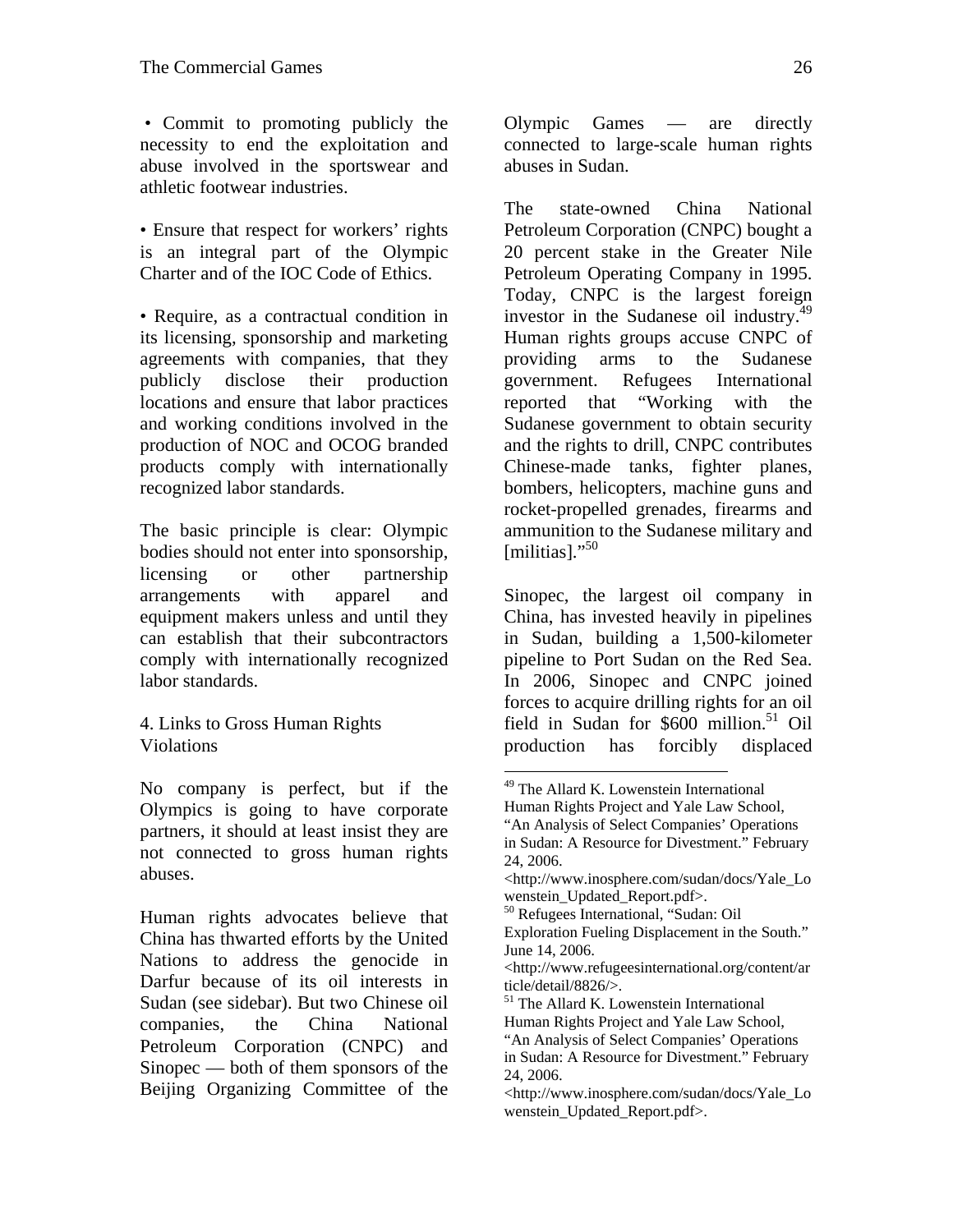• Commit to promoting publicly the necessity to end the exploitation and abuse involved in the sportswear and athletic footwear industries.

• Ensure that respect for workers' rights is an integral part of the Olympic Charter and of the IOC Code of Ethics.

• Require, as a contractual condition in its licensing, sponsorship and marketing agreements with companies, that they publicly disclose their production locations and ensure that labor practices and working conditions involved in the production of NOC and OCOG branded products comply with internationally recognized labor standards.

The basic principle is clear: Olympic bodies should not enter into sponsorship, licensing or other partnership arrangements with apparel and equipment makers unless and until they can establish that their subcontractors comply with internationally recognized labor standards.

## 4. Links to Gross Human Rights Violations

No company is perfect, but if the Olympics is going to have corporate partners, it should at least insist they are not connected to gross human rights abuses.

Human rights advocates believe that China has thwarted efforts by the United Nations to address the genocide in Darfur because of its oil interests in Sudan (see sidebar). But two Chinese oil companies, the China National Petroleum Corporation (CNPC) and Sinopec — both of them sponsors of the Beijing Organizing Committee of the Olympic Games — are directly connected to large-scale human rights abuses in Sudan.

The state-owned China National Petroleum Corporation (CNPC) bought a 20 percent stake in the Greater Nile Petroleum Operating Company in 1995. Today, CNPC is the largest foreign investor in the Sudanese oil industry.[49] Human rights groups accuse CNPC of providing arms to the Sudanese government. Refugees International reported that "Working with the Sudanese government to obtain security and the rights to drill, CNPC contributes Chinese-made tanks, fighter planes, bombers, helicopters, machine guns and rocket-propelled grenades, firearms and ammunition to the Sudanese military and [militias]."[50]

Sinopec, the largest oil company in China, has invested heavily in pipelines in Sudan, building a 1,500-kilometer pipeline to Port Sudan on the Red Sea. In 2006, Sinopec and CNPC joined forces to acquire drilling rights for an oil field in Sudan for $600 million.[51] Oil production has forcibly displaced

---

[49] The Allard K. Lowenstein International Human Rights Project and Yale Law School, "An Analysis of Select Companies' Operations in Sudan: A Resource for Divestment." February 24, 2006. <http://www.inosphere.com/sudan/docs/Yale_Lowenstein_Updated_Report.pdf>.

[50] Refugees International, "Sudan: Oil Exploration Fueling Displacement in the South." June 14, 2006. <http://www.refugeesinternational.org/content/article/detail/8826/>.

[51] The Allard K. Lowenstein International Human Rights Project and Yale Law School, "An Analysis of Select Companies' Operations in Sudan: A Resource for Divestment." February 24, 2006. <http://www.inosphere.com/sudan/docs/Yale_Lowenstein_Updated_Report.pdf>.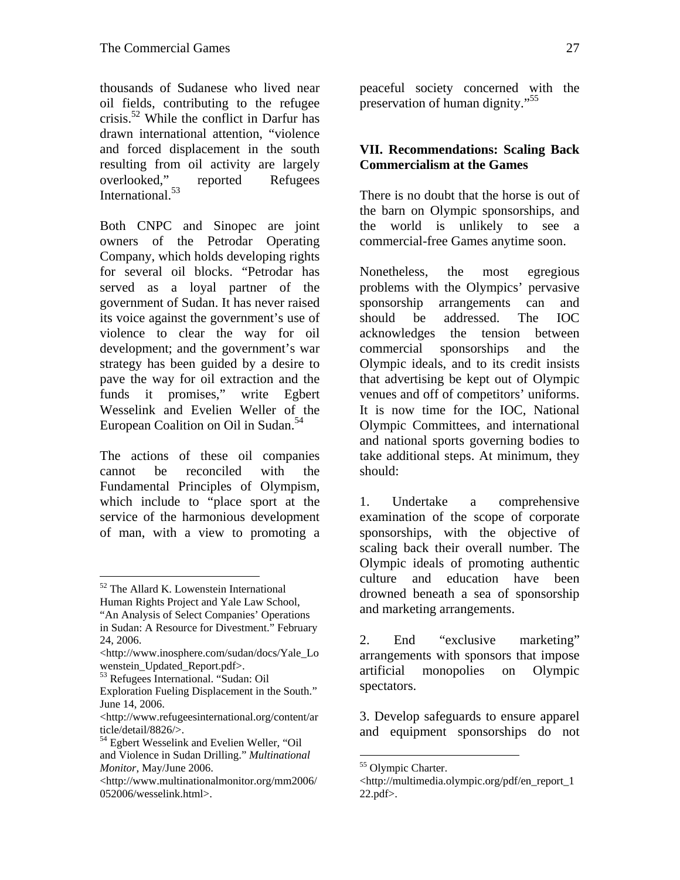thousands of Sudanese who lived near oil fields, contributing to the refugee crisis.[52] While the conflict in Darfur has drawn international attention, "violence and forced displacement in the south resulting from oil activity are largely overlooked," reported Refugees International.[53]

Both CNPC and Sinopec are joint owners of the Petrodar Operating Company, which holds developing rights for several oil blocks. "Petrodar has served as a loyal partner of the government of Sudan. It has never raised its voice against the government's use of violence to clear the way for oil development; and the government's war strategy has been guided by a desire to pave the way for oil extraction and the funds it promises," write Egbert Wesselink and Evelien Weller of the European Coalition on Oil in Sudan.[54]

The actions of these oil companies cannot be reconciled with the Fundamental Principles of Olympism, which include to "place sport at the service of the harmonious development of man, with a view to promoting a peaceful society concerned with the preservation of human dignity."[55]

## VII. Recommendations: Scaling Back Commercialism at the Games

There is no doubt that the horse is out of the barn on Olympic sponsorships, and the world is unlikely to see a commercial-free Games anytime soon.

Nonetheless, the most egregious problems with the Olympics' pervasive sponsorship arrangements can and should be addressed. The IOC acknowledges the tension between commercial sponsorships and the Olympic ideals, and to its credit insists that advertising be kept out of Olympic venues and off of competitors' uniforms. It is now time for the IOC, National Olympic Committees, and international and national sports governing bodies to take additional steps. At minimum, they should:

1. Undertake a comprehensive examination of the scope of corporate sponsorships, with the objective of scaling back their overall number. The Olympic ideals of promoting authentic culture and education have been drowned beneath a sea of sponsorship and marketing arrangements.

2. End "exclusive marketing" arrangements with sponsors that impose artificial monopolies on Olympic spectators.

3. Develop safeguards to ensure apparel and equipment sponsorships do not

---

[52] The Allard K. Lowenstein International Human Rights Project and Yale Law School, "An Analysis of Select Companies' Operations in Sudan: A Resource for Divestment." February 24, 2006. <http://www.inosphere.com/sudan/docs/Yale_Lowenstein_Updated_Report.pdf>.

[53] Refugees International. "Sudan: Oil Exploration Fueling Displacement in the South." June 14, 2006. <http://www.refugeesinternational.org/content/article/detail/8826/>.

[54] Egbert Wesselink and Evelien Weller, "Oil and Violence in Sudan Drilling." *Multinational Monitor*, May/June 2006. <http://www.multinationalmonitor.org/mm2006/052006/wesselink.html>.

[55] Olympic Charter. <http://multimedia.olympic.org/pdf/en_report_122.pdf>.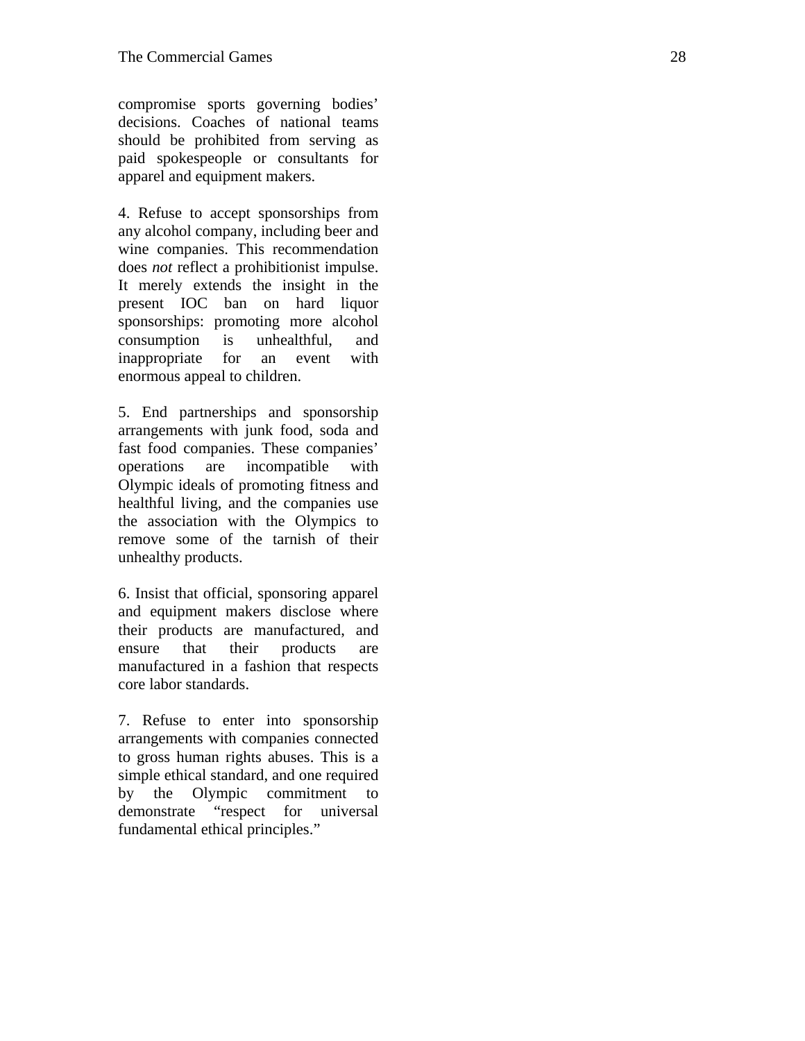compromise sports governing bodies' decisions. Coaches of national teams should be prohibited from serving as paid spokespeople or consultants for apparel and equipment makers.

4. Refuse to accept sponsorships from any alcohol company, including beer and wine companies. This recommendation does *not* reflect a prohibitionist impulse. It merely extends the insight in the present IOC ban on hard liquor sponsorships: promoting more alcohol consumption is unhealthful, and inappropriate for an event with enormous appeal to children.

5. End partnerships and sponsorship arrangements with junk food, soda and fast food companies. These companies' operations are incompatible with Olympic ideals of promoting fitness and healthful living, and the companies use the association with the Olympics to remove some of the tarnish of their unhealthy products.

6. Insist that official, sponsoring apparel and equipment makers disclose where their products are manufactured, and ensure that their products are manufactured in a fashion that respects core labor standards.

7. Refuse to enter into sponsorship arrangements with companies connected to gross human rights abuses. This is a simple ethical standard, and one required by the Olympic commitment to demonstrate "respect for universal fundamental ethical principles."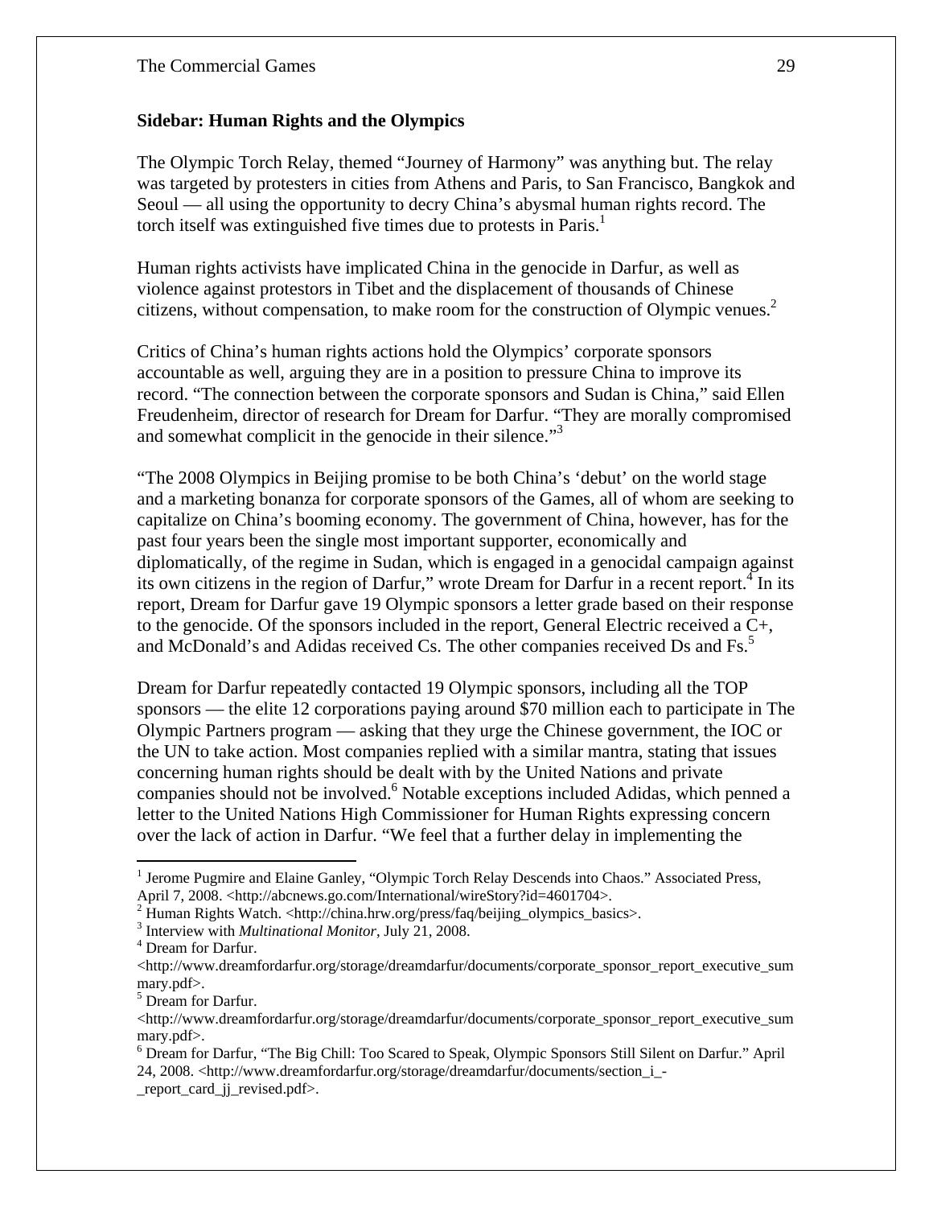**Sidebar: Human Rights and the Olympics**

The Olympic Torch Relay, themed "Journey of Harmony" was anything but. The relay was targeted by protesters in cities from Athens and Paris, to San Francisco, Bangkok and Seoul — all using the opportunity to decry China's abysmal human rights record. The torch itself was extinguished five times due to protests in Paris.[1]

Human rights activists have implicated China in the genocide in Darfur, as well as violence against protestors in Tibet and the displacement of thousands of Chinese citizens, without compensation, to make room for the construction of Olympic venues.[2]

Critics of China's human rights actions hold the Olympics' corporate sponsors accountable as well, arguing they are in a position to pressure China to improve its record. "The connection between the corporate sponsors and Sudan is China," said Ellen Freudenheim, director of research for Dream for Darfur. "They are morally compromised and somewhat complicit in the genocide in their silence."[3]

"The 2008 Olympics in Beijing promise to be both China's 'debut' on the world stage and a marketing bonanza for corporate sponsors of the Games, all of whom are seeking to capitalize on China's booming economy. The government of China, however, has for the past four years been the single most important supporter, economically and diplomatically, of the regime in Sudan, which is engaged in a genocidal campaign against its own citizens in the region of Darfur," wrote Dream for Darfur in a recent report.[4] In its report, Dream for Darfur gave 19 Olympic sponsors a letter grade based on their response to the genocide. Of the sponsors included in the report, General Electric received a C+, and McDonald's and Adidas received Cs. The other companies received Ds and Fs.[5]

Dream for Darfur repeatedly contacted 19 Olympic sponsors, including all the TOP sponsors — the elite 12 corporations paying around $70 million each to participate in The Olympic Partners program — asking that they urge the Chinese government, the IOC or the UN to take action. Most companies replied with a similar mantra, stating that issues concerning human rights should be dealt with by the United Nations and private companies should not be involved.[6] Notable exceptions included Adidas, which penned a letter to the United Nations High Commissioner for Human Rights expressing concern over the lack of action in Darfur. "We feel that a further delay in implementing the

---

[1] Jerome Pugmire and Elaine Ganley, "Olympic Torch Relay Descends into Chaos." Associated Press, April 7, 2008. <http://abcnews.go.com/International/wireStory?id=4601704>.

[2] Human Rights Watch. <http://china.hrw.org/press/faq/beijing_olympics_basics>.

[3] Interview with *Multinational Monitor*, July 21, 2008.

[4] Dream for Darfur. <http://www.dreamfordarfur.org/storage/dreamdarfur/documents/corporate_sponsor_report_executive_summary.pdf>.

[5] Dream for Darfur. <http://www.dreamfordarfur.org/storage/dreamdarfur/documents/corporate_sponsor_report_executive_summary.pdf>.

[6] Dream for Darfur, "The Big Chill: Too Scared to Speak, Olympic Sponsors Still Silent on Darfur." April 24, 2008. <http://www.dreamfordarfur.org/storage/dreamdarfur/documents/section_i_-_report_card_jj_revised.pdf>.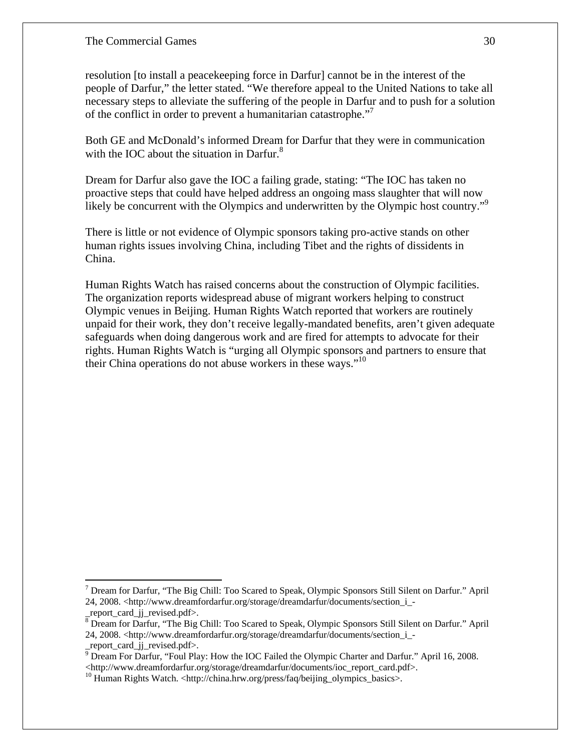resolution [to install a peacekeeping force in Darfur] cannot be in the interest of the people of Darfur," the letter stated. "We therefore appeal to the United Nations to take all necessary steps to alleviate the suffering of the people in Darfur and to push for a solution of the conflict in order to prevent a humanitarian catastrophe."[7]

Both GE and McDonald's informed Dream for Darfur that they were in communication with the IOC about the situation in Darfur.[8]

Dream for Darfur also gave the IOC a failing grade, stating: "The IOC has taken no proactive steps that could have helped address an ongoing mass slaughter that will now likely be concurrent with the Olympics and underwritten by the Olympic host country."[9]

There is little or not evidence of Olympic sponsors taking pro-active stands on other human rights issues involving China, including Tibet and the rights of dissidents in China.

Human Rights Watch has raised concerns about the construction of Olympic facilities. The organization reports widespread abuse of migrant workers helping to construct Olympic venues in Beijing. Human Rights Watch reported that workers are routinely unpaid for their work, they don't receive legally-mandated benefits, aren't given adequate safeguards when doing dangerous work and are fired for attempts to advocate for their rights. Human Rights Watch is "urging all Olympic sponsors and partners to ensure that their China operations do not abuse workers in these ways."[10]

---

[7] Dream for Darfur, "The Big Chill: Too Scared to Speak, Olympic Sponsors Still Silent on Darfur." April 24, 2008. <http://www.dreamfordarfur.org/storage/dreamdarfur/documents/section_i_-_report_card_jj_revised.pdf>.

[8] Dream for Darfur, "The Big Chill: Too Scared to Speak, Olympic Sponsors Still Silent on Darfur." April 24, 2008. <http://www.dreamfordarfur.org/storage/dreamdarfur/documents/section_i_-_report_card_jj_revised.pdf>.

[9] Dream For Darfur, "Foul Play: How the IOC Failed the Olympic Charter and Darfur." April 16, 2008. <http://www.dreamfordarfur.org/storage/dreamdarfur/documents/ioc_report_card.pdf>.

[10] Human Rights Watch. <http://china.hrw.org/press/faq/beijing_olympics_basics>.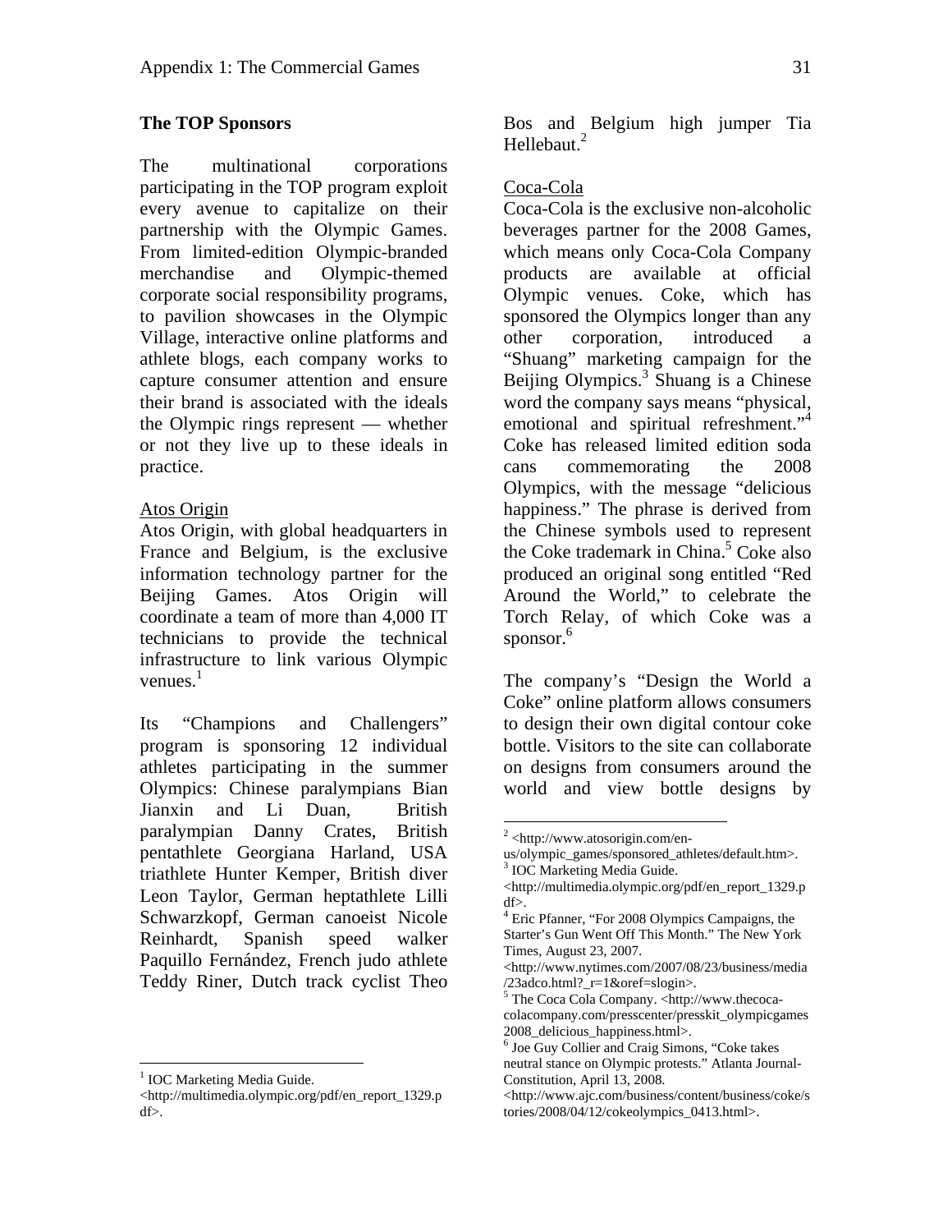## The TOP Sponsors

The multinational corporations participating in the TOP program exploit every avenue to capitalize on their partnership with the Olympic Games. From limited-edition Olympic-branded merchandise and Olympic-themed corporate social responsibility programs, to pavilion showcases in the Olympic Village, interactive online platforms and athlete blogs, each company works to capture consumer attention and ensure their brand is associated with the ideals the Olympic rings represent — whether or not they live up to these ideals in practice.

### Atos Origin

Atos Origin, with global headquarters in France and Belgium, is the exclusive information technology partner for the Beijing Games. Atos Origin will coordinate a team of more than 4,000 IT technicians to provide the technical infrastructure to link various Olympic venues.[1]

Its "Champions and Challengers" program is sponsoring 12 individual athletes participating in the summer Olympics: Chinese paralympians Bian Jianxin and Li Duan, British paralympian Danny Crates, British pentathlete Georgiana Harland, USA triathlete Hunter Kemper, British diver Leon Taylor, German heptathlete Lilli Schwarzkopf, German canoeist Nicole Reinhardt, Spanish speed walker Paquillo Fernández, French judo athlete Teddy Riner, Dutch track cyclist Theo Bos and Belgium high jumper Tia Hellebaut.[2]

### Coca-Cola

Coca-Cola is the exclusive non-alcoholic beverages partner for the 2008 Games, which means only Coca-Cola Company products are available at official Olympic venues. Coke, which has sponsored the Olympics longer than any other corporation, introduced a "Shuang" marketing campaign for the Beijing Olympics.[3] Shuang is a Chinese word the company says means "physical, emotional and spiritual refreshment."[4] Coke has released limited edition soda cans commemorating the 2008 Olympics, with the message "delicious happiness." The phrase is derived from the Chinese symbols used to represent the Coke trademark in China.[5] Coke also produced an original song entitled "Red Around the World," to celebrate the Torch Relay, of which Coke was a sponsor.[6]

The company's "Design the World a Coke" online platform allows consumers to design their own digital contour coke bottle. Visitors to the site can collaborate on designs from consumers around the world and view bottle designs by

---

[1] IOC Marketing Media Guide. <http://multimedia.olympic.org/pdf/en_report_1329.pdf>.

[2] <http://www.atosorigin.com/en-us/olympic_games/sponsored_athletes/default.htm>.

[3] IOC Marketing Media Guide. <http://multimedia.olympic.org/pdf/en_report_1329.pdf>.

[4] Eric Pfanner, "For 2008 Olympics Campaigns, the Starter's Gun Went Off This Month." The New York Times, August 23, 2007. <http://www.nytimes.com/2007/08/23/business/media/23adco.html?_r=1&oref=slogin>.

[5] The Coca Cola Company. <http://www.thecoca-colacompany.com/presscenter/presskit_olympicgames2008_delicious_happiness.html>.

[6] Joe Guy Collier and Craig Simons, "Coke takes neutral stance on Olympic protests." Atlanta Journal-Constitution, April 13, 2008. <http://www.ajc.com/business/content/business/coke/stories/2008/04/12/cokeolympics_0413.html>.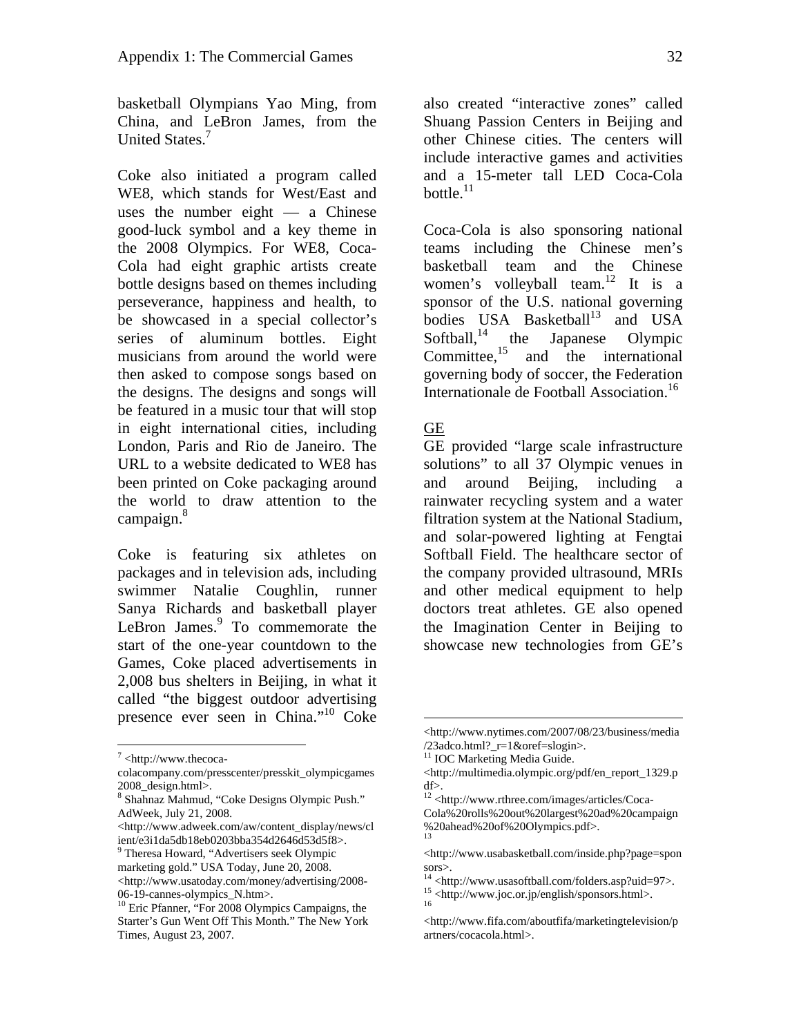basketball Olympians Yao Ming, from China, and LeBron James, from the United States.[7]

Coke also initiated a program called WE8, which stands for West/East and uses the number eight — a Chinese good-luck symbol and a key theme in the 2008 Olympics. For WE8, Coca-Cola had eight graphic artists create bottle designs based on themes including perseverance, happiness and health, to be showcased in a special collector's series of aluminum bottles. Eight musicians from around the world were then asked to compose songs based on the designs. The designs and songs will be featured in a music tour that will stop in eight international cities, including London, Paris and Rio de Janeiro. The URL to a website dedicated to WE8 has been printed on Coke packaging around the world to draw attention to the campaign.[8]

Coke is featuring six athletes on packages and in television ads, including swimmer Natalie Coughlin, runner Sanya Richards and basketball player LeBron James.[9] To commemorate the start of the one-year countdown to the Games, Coke placed advertisements in 2,008 bus shelters in Beijing, in what it called "the biggest outdoor advertising presence ever seen in China."[10] Coke also created "interactive zones" called Shuang Passion Centers in Beijing and other Chinese cities. The centers will include interactive games and activities and a 15-meter tall LED Coca-Cola bottle.[11]

Coca-Cola is also sponsoring national teams including the Chinese men's basketball team and the Chinese women's volleyball team.[12] It is a sponsor of the U.S. national governing bodies USA Basketball[13] and USA Softball,[14] the Japanese Olympic Committee,[15] and the international governing body of soccer, the Federation Internationale de Football Association.[16]

## GE

GE provided "large scale infrastructure solutions" to all 37 Olympic venues in and around Beijing, including a rainwater recycling system and a water filtration system at the National Stadium, and solar-powered lighting at Fengtai Softball Field. The healthcare sector of the company provided ultrasound, MRIs and other medical equipment to help doctors treat athletes. GE also opened the Imagination Center in Beijing to showcase new technologies from GE's

---

[7] <http://www.thecoca-colacompany.com/presscenter/presskit_olympicgames2008_design.html>.

[8] Shahnaz Mahmud, "Coke Designs Olympic Push." AdWeek, July 21, 2008. <http://www.adweek.com/aw/content_display/news/client/e3i1da5db18eb0203bba354d2646d53d5f8>.

[9] Theresa Howard, "Advertisers seek Olympic marketing gold." USA Today, June 20, 2008. <http://www.usatoday.com/money/advertising/2008-06-19-cannes-olympics_N.htm>.

[10] Eric Pfanner, "For 2008 Olympics Campaigns, the Starter's Gun Went Off This Month." The New York Times, August 23, 2007. <http://www.nytimes.com/2007/08/23/business/media/23adco.html?_r=1&oref=slogin>.

[11] IOC Marketing Media Guide. <http://multimedia.olympic.org/pdf/en_report_1329.pdf>.

[12] <http://www.rthree.com/images/articles/Coca-Cola%20rolls%20out%20largest%20ad%20campaign%20ahead%20of%20Olympics.pdf>.

[13] <http://www.usabasketball.com/inside.php?page=sponsors>.

[14] <http://www.usasoftball.com/folders.asp?uid=97>.

[15] <http://www.joc.or.jp/english/sponsors.html>.

[16] <http://www.fifa.com/aboutfifa/marketingtelevision/partners/cocacola.html>.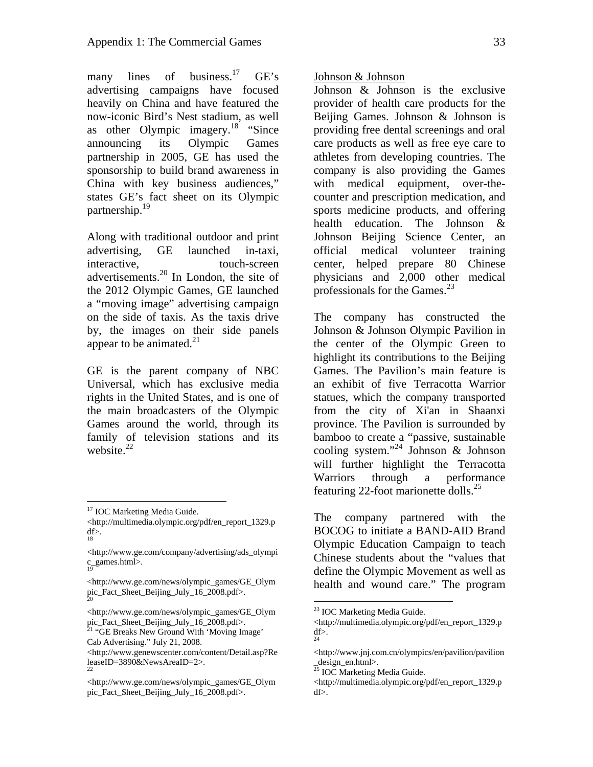many lines of business.[17] GE's advertising campaigns have focused heavily on China and have featured the now-iconic Bird's Nest stadium, as well as other Olympic imagery.[18] "Since announcing its Olympic Games partnership in 2005, GE has used the sponsorship to build brand awareness in China with key business audiences," states GE's fact sheet on its Olympic partnership.[19]

Along with traditional outdoor and print advertising, GE launched in-taxi, interactive, touch-screen advertisements.[20] In London, the site of the 2012 Olympic Games, GE launched a "moving image" advertising campaign on the side of taxis. As the taxis drive by, the images on their side panels appear to be animated.[21]

GE is the parent company of NBC Universal, which has exclusive media rights in the United States, and is one of the main broadcasters of the Olympic Games around the world, through its family of television stations and its website.[22]

Johnson & Johnson

Johnson & Johnson is the exclusive provider of health care products for the Beijing Games. Johnson & Johnson is providing free dental screenings and oral care products as well as free eye care to athletes from developing countries. The company is also providing the Games with medical equipment, over-the-counter and prescription medication, and sports medicine products, and offering health education. The Johnson & Johnson Beijing Science Center, an official medical volunteer training center, helped prepare 80 Chinese physicians and 2,000 other medical professionals for the Games.[23]

The company has constructed the Johnson & Johnson Olympic Pavilion in the center of the Olympic Green to highlight its contributions to the Beijing Games. The Pavilion's main feature is an exhibit of five Terracotta Warrior statues, which the company transported from the city of Xi'an in Shaanxi province. The Pavilion is surrounded by bamboo to create a "passive, sustainable cooling system."[24] Johnson & Johnson will further highlight the Terracotta Warriors through a performance featuring 22-foot marionette dolls.[25]

The company partnered with the BOCOG to initiate a BAND-AID Brand Olympic Education Campaign to teach Chinese students about the "values that define the Olympic Movement as well as health and wound care." The program

---

[17] IOC Marketing Media Guide. <http://multimedia.olympic.org/pdf/en_report_1329.pdf>.

[18] <http://www.ge.com/company/advertising/ads_olympic_games.html>.

[19] <http://www.ge.com/news/olympic_games/GE_Olympic_Fact_Sheet_Beijing_July_16_2008.pdf>.

[20] <http://www.ge.com/news/olympic_games/GE_Olympic_Fact_Sheet_Beijing_July_16_2008.pdf>.

[21] "GE Breaks New Ground With 'Moving Image' Cab Advertising." July 21, 2008. <http://www.genewscenter.com/content/Detail.asp?ReleaseID=3890&NewsAreaID=2>.

[22] <http://www.ge.com/news/olympic_games/GE_Olympic_Fact_Sheet_Beijing_July_16_2008.pdf>.

[23] IOC Marketing Media Guide. <http://multimedia.olympic.org/pdf/en_report_1329.pdf>.

[24] <http://www.jnj.com.cn/olympics/en/pavilion/pavilion_design_en.html>.

[25] IOC Marketing Media Guide. <http://multimedia.olympic.org/pdf/en_report_1329.pdf>.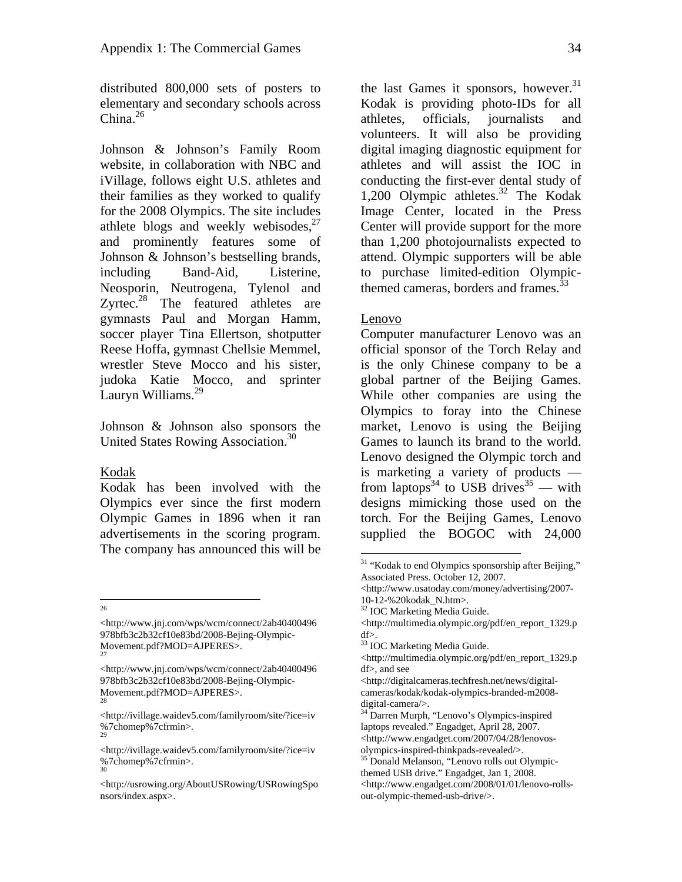distributed 800,000 sets of posters to elementary and secondary schools across China.[26]

Johnson & Johnson's Family Room website, in collaboration with NBC and iVillage, follows eight U.S. athletes and their families as they worked to qualify for the 2008 Olympics. The site includes athlete blogs and weekly webisodes,[27] and prominently features some of Johnson & Johnson's bestselling brands, including Band-Aid, Listerine, Neosporin, Neutrogena, Tylenol and Zyrtec.[28] The featured athletes are gymnasts Paul and Morgan Hamm, soccer player Tina Ellertson, shotputter Reese Hoffa, gymnast Chellsie Memmel, wrestler Steve Mocco and his sister, judoka Katie Mocco, and sprinter Lauryn Williams.[29]

Johnson & Johnson also sponsors the United States Rowing Association.[30]

Kodak

Kodak has been involved with the Olympics ever since the first modern Olympic Games in 1896 when it ran advertisements in the scoring program. The company has announced this will be the last Games it sponsors, however.[31] Kodak is providing photo-IDs for all athletes, officials, journalists and volunteers. It will also be providing digital imaging diagnostic equipment for athletes and will assist the IOC in conducting the first-ever dental study of 1,200 Olympic athletes.[32] The Kodak Image Center, located in the Press Center will provide support for the more than 1,200 photojournalists expected to attend. Olympic supporters will be able to purchase limited-edition Olympic-themed cameras, borders and frames.[33]

Lenovo

Computer manufacturer Lenovo was an official sponsor of the Torch Relay and is the only Chinese company to be a global partner of the Beijing Games. While other companies are using the Olympics to foray into the Chinese market, Lenovo is using the Beijing Games to launch its brand to the world. Lenovo designed the Olympic torch and is marketing a variety of products — from laptops[34] to USB drives[35] — with designs mimicking those used on the torch. For the Beijing Games, Lenovo supplied the BOGOC with 24,000

---

[26] <http://www.jnj.com/wps/wcm/connect/2ab40400496978bfb3c2b32cf10e83bd/2008-Bejing-Olympic-Movement.pdf?MOD=AJPERES>.

[27] <http://www.jnj.com/wps/wcm/connect/2ab40400496978bfb3c2b32cf10e83bd/2008-Bejing-Olympic-Movement.pdf?MOD=AJPERES>.

[28] <http://ivillage.waidev5.com/familyroom/site/?ice=iv%7chomep%7cfrmin>.

[29] <http://ivillage.waidev5.com/familyroom/site/?ice=iv%7chomep%7cfrmin>.

[30] <http://usrowing.org/AboutUSRowing/USRowingSponsors/index.aspx>.

[31] "Kodak to end Olympics sponsorship after Beijing," Associated Press. October 12, 2007. <http://www.usatoday.com/money/advertising/2007-10-12-%20kodak_N.htm>.

[32] IOC Marketing Media Guide. <http://multimedia.olympic.org/pdf/en_report_1329.pdf>.

[33] IOC Marketing Media Guide. <http://multimedia.olympic.org/pdf/en_report_1329.pdf>, and see <http://digitalcameras.techfresh.net/news/digital-cameras/kodak/kodak-olympics-branded-m2008-digital-camera/>.

[34] Darren Murph, "Lenovo's Olympics-inspired laptops revealed." Engadget, April 28, 2007. <http://www.engadget.com/2007/04/28/lenovos-olympics-inspired-thinkpads-revealed/>.

[35] Donald Melanson, "Lenovo rolls out Olympic-themed USB drive." Engadget, Jan 1, 2008. <http://www.engadget.com/2008/01/01/lenovo-rolls-out-olympic-themed-usb-drive/>.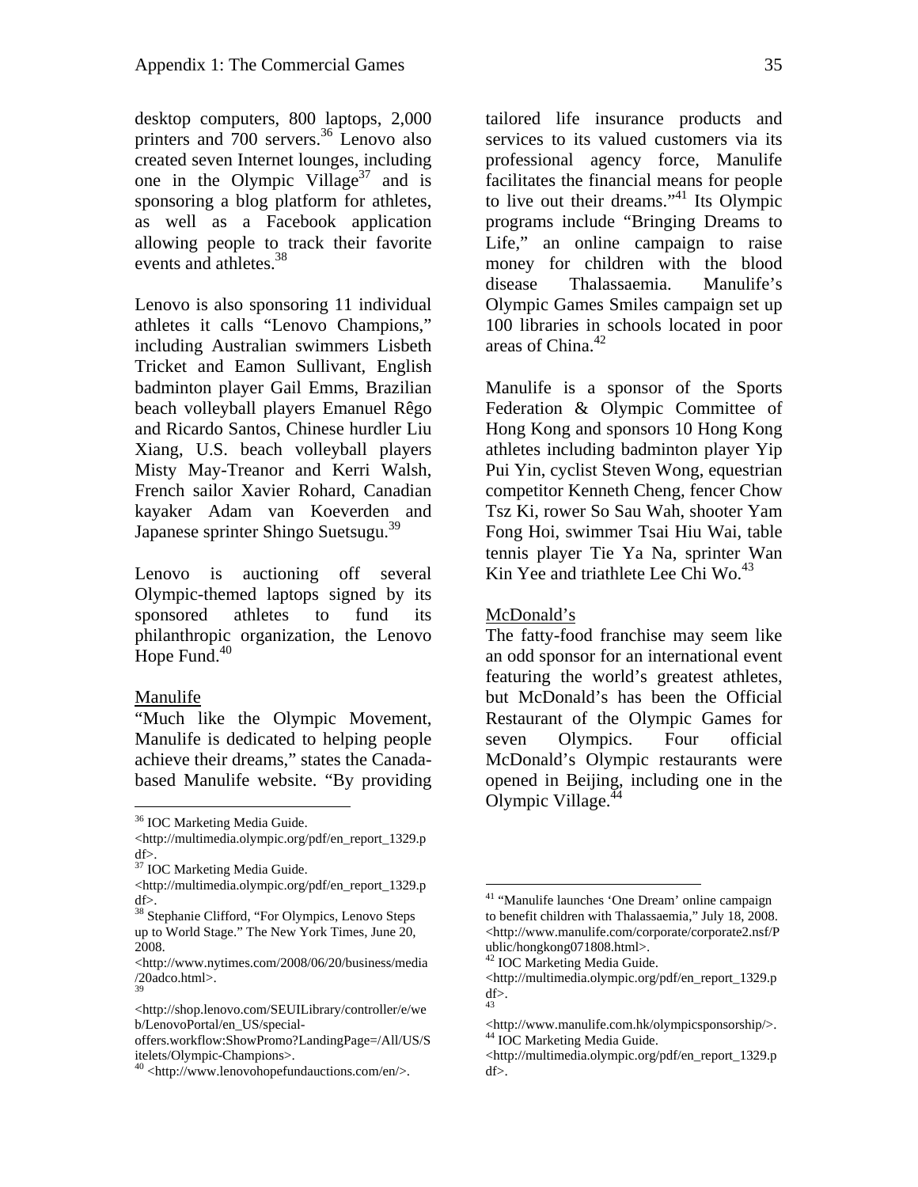desktop computers, 800 laptops, 2,000 printers and 700 servers.[36] Lenovo also created seven Internet lounges, including one in the Olympic Village[37] and is sponsoring a blog platform for athletes, as well as a Facebook application allowing people to track their favorite events and athletes.[38]

Lenovo is also sponsoring 11 individual athletes it calls "Lenovo Champions," including Australian swimmers Lisbeth Tricket and Eamon Sullivant, English badminton player Gail Emms, Brazilian beach volleyball players Emanuel Rêgo and Ricardo Santos, Chinese hurdler Liu Xiang, U.S. beach volleyball players Misty May-Treanor and Kerri Walsh, French sailor Xavier Rohard, Canadian kayaker Adam van Koeverden and Japanese sprinter Shingo Suetsugu.[39]

Lenovo is auctioning off several Olympic-themed laptops signed by its sponsored athletes to fund its philanthropic organization, the Lenovo Hope Fund.[40]

Manulife

"Much like the Olympic Movement, Manulife is dedicated to helping people achieve their dreams," states the Canada-based Manulife website. "By providing tailored life insurance products and services to its valued customers via its professional agency force, Manulife facilitates the financial means for people to live out their dreams."[41] Its Olympic programs include "Bringing Dreams to Life," an online campaign to raise money for children with the blood disease Thalassaemia. Manulife's Olympic Games Smiles campaign set up 100 libraries in schools located in poor areas of China.[42]

Manulife is a sponsor of the Sports Federation & Olympic Committee of Hong Kong and sponsors 10 Hong Kong athletes including badminton player Yip Pui Yin, cyclist Steven Wong, equestrian competitor Kenneth Cheng, fencer Chow Tsz Ki, rower So Sau Wah, shooter Yam Fong Hoi, swimmer Tsai Hiu Wai, table tennis player Tie Ya Na, sprinter Wan Kin Yee and triathlete Lee Chi Wo.[43]

McDonald's

The fatty-food franchise may seem like an odd sponsor for an international event featuring the world's greatest athletes, but McDonald's has been the Official Restaurant of the Olympic Games for seven Olympics. Four official McDonald's Olympic restaurants were opened in Beijing, including one in the Olympic Village.[44]

---

[36] IOC Marketing Media Guide. <http://multimedia.olympic.org/pdf/en_report_1329.pdf>.

[37] IOC Marketing Media Guide. <http://multimedia.olympic.org/pdf/en_report_1329.pdf>.

[38] Stephanie Clifford, "For Olympics, Lenovo Steps up to World Stage." The New York Times, June 20, 2008. <http://www.nytimes.com/2008/06/20/business/media/20adco.html>.

[39] <http://shop.lenovo.com/SEUILibrary/controller/e/web/LenovoPortal/en_US/special-offers.workflow:ShowPromo?LandingPage=/All/US/Sitelets/Olympic-Champions>.

[40] <http://www.lenovohopefundauctions.com/en/>.

[41] "Manulife launches 'One Dream' online campaign to benefit children with Thalassaemia," July 18, 2008. <http://www.manulife.com/corporate/corporate2.nsf/Public/hongkong071808.html>.

[42] IOC Marketing Media Guide. <http://multimedia.olympic.org/pdf/en_report_1329.pdf>.

[43] <http://www.manulife.com.hk/olympicsponsorship/>.

[44] IOC Marketing Media Guide. <http://multimedia.olympic.org/pdf/en_report_1329.pdf>.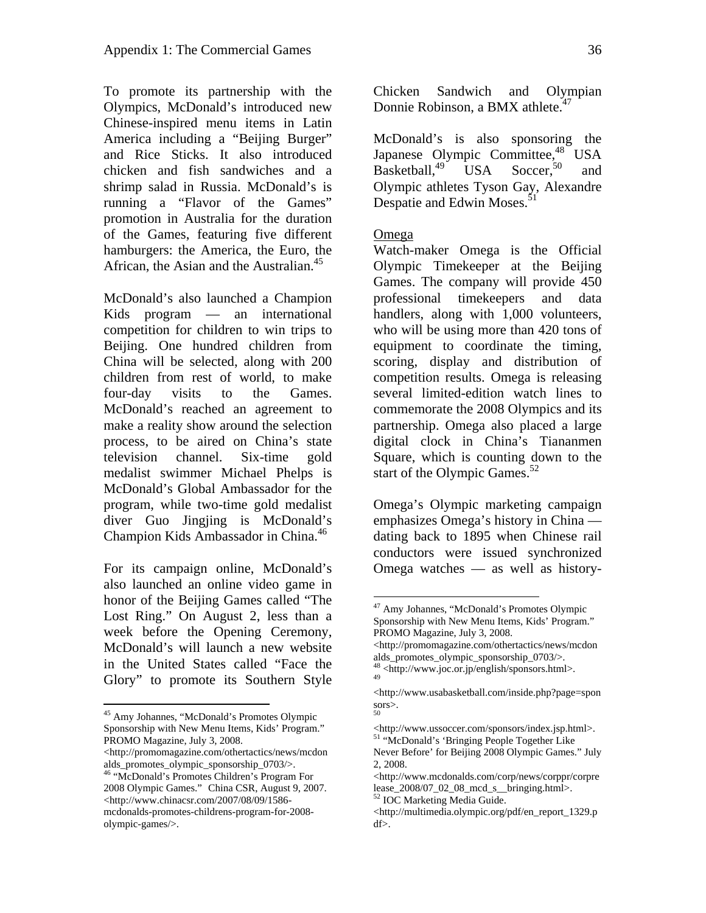To promote its partnership with the Olympics, McDonald's introduced new Chinese-inspired menu items in Latin America including a "Beijing Burger" and Rice Sticks. It also introduced chicken and fish sandwiches and a shrimp salad in Russia. McDonald's is running a "Flavor of the Games" promotion in Australia for the duration of the Games, featuring five different hamburgers: the America, the Euro, the African, the Asian and the Australian.[45]

McDonald's also launched a Champion Kids program — an international competition for children to win trips to Beijing. One hundred children from China will be selected, along with 200 children from rest of world, to make four-day visits to the Games. McDonald's reached an agreement to make a reality show around the selection process, to be aired on China's state television channel. Six-time gold medalist swimmer Michael Phelps is McDonald's Global Ambassador for the program, while two-time gold medalist diver Guo Jingjing is McDonald's Champion Kids Ambassador in China.[46]

For its campaign online, McDonald's also launched an online video game in honor of the Beijing Games called "The Lost Ring." On August 2, less than a week before the Opening Ceremony, McDonald's will launch a new website in the United States called "Face the Glory" to promote its Southern Style Chicken Sandwich and Olympian Donnie Robinson, a BMX athlete.[47]

McDonald's is also sponsoring the Japanese Olympic Committee,[48] USA Basketball,[49] USA Soccer,[50] and Olympic athletes Tyson Gay, Alexandre Despatie and Edwin Moses.[51]

Omega

Watch-maker Omega is the Official Olympic Timekeeper at the Beijing Games. The company will provide 450 professional timekeepers and data handlers, along with 1,000 volunteers, who will be using more than 420 tons of equipment to coordinate the timing, scoring, display and distribution of competition results. Omega is releasing several limited-edition watch lines to commemorate the 2008 Olympics and its partnership. Omega also placed a large digital clock in China's Tiananmen Square, which is counting down to the start of the Olympic Games.[52]

Omega's Olympic marketing campaign emphasizes Omega's history in China — dating back to 1895 when Chinese rail conductors were issued synchronized Omega watches — as well as history-

---

[45] Amy Johannes, "McDonald's Promotes Olympic Sponsorship with New Menu Items, Kids' Program." PROMO Magazine, July 3, 2008. <http://promomagazine.com/othertactics/news/mcdonalds_promotes_olympic_sponsorship_0703/>.

[46] "McDonald's Promotes Children's Program For 2008 Olympic Games." China CSR, August 9, 2007. <http://www.chinacsr.com/2007/08/09/1586-mcdonalds-promotes-childrens-program-for-2008-olympic-games/>.

[47] Amy Johannes, "McDonald's Promotes Olympic Sponsorship with New Menu Items, Kids' Program." PROMO Magazine, July 3, 2008. <http://promomagazine.com/othertactics/news/mcdonalds_promotes_olympic_sponsorship_0703/>.

[48] <http://www.joc.or.jp/english/sponsors.html>.

[49] <http://www.usabasketball.com/inside.php?page=sponsors>.

[50] <http://www.ussoccer.com/sponsors/index.jsp.html>.

[51] "McDonald's 'Bringing People Together Like Never Before' for Beijing 2008 Olympic Games." July 2, 2008. <http://www.mcdonalds.com/corp/news/corppr/corprelease_2008/07_02_08_mcd_s__bringing.html>.

[52] IOC Marketing Media Guide. <http://multimedia.olympic.org/pdf/en_report_1329.pdf>.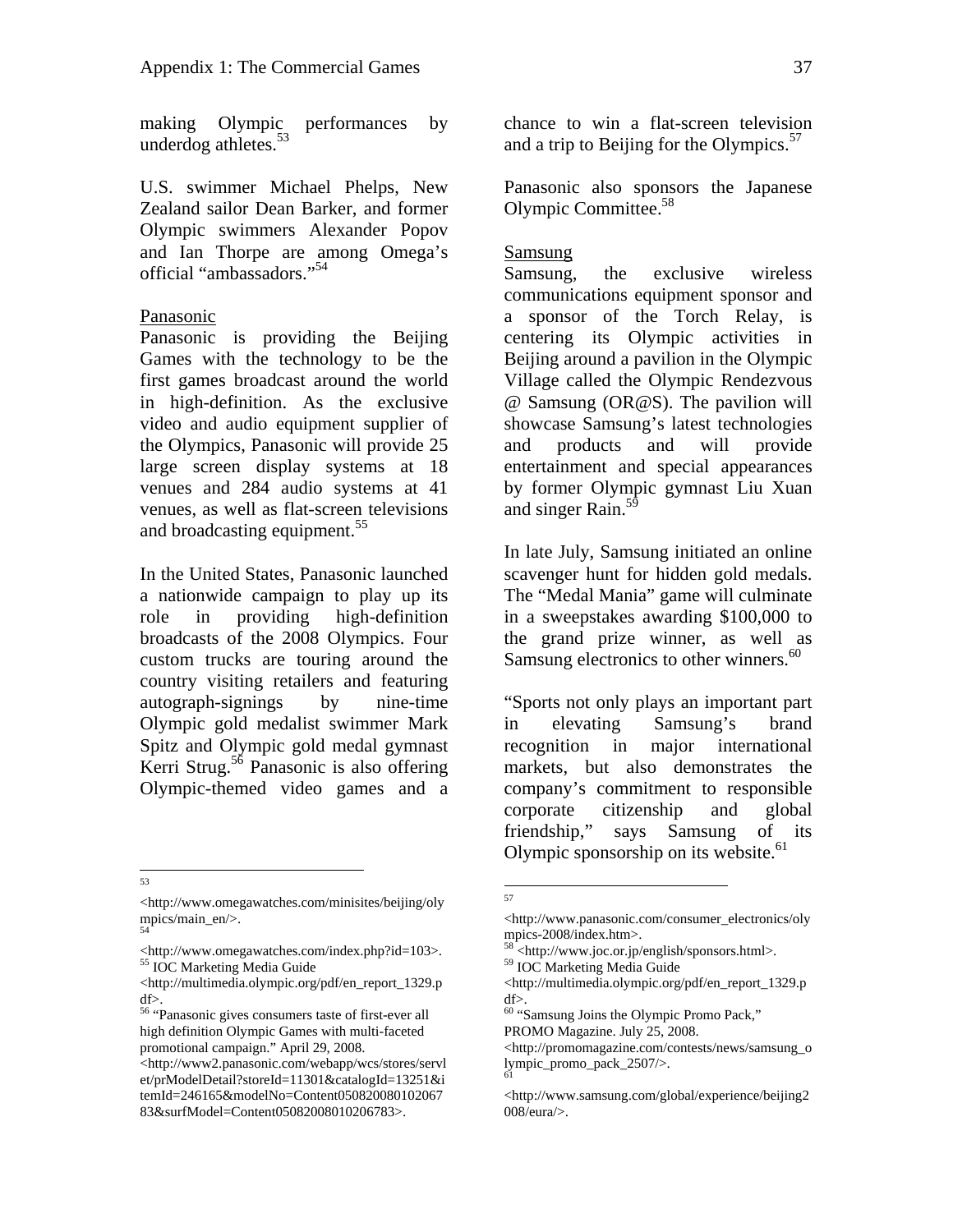making Olympic performances by underdog athletes.[53]

U.S. swimmer Michael Phelps, New Zealand sailor Dean Barker, and former Olympic swimmers Alexander Popov and Ian Thorpe are among Omega's official "ambassadors."[54]

Panasonic

Panasonic is providing the Beijing Games with the technology to be the first games broadcast around the world in high-definition. As the exclusive video and audio equipment supplier of the Olympics, Panasonic will provide 25 large screen display systems at 18 venues and 284 audio systems at 41 venues, as well as flat-screen televisions and broadcasting equipment.[55]

In the United States, Panasonic launched a nationwide campaign to play up its role in providing high-definition broadcasts of the 2008 Olympics. Four custom trucks are touring around the country visiting retailers and featuring autograph-signings by nine-time Olympic gold medalist swimmer Mark Spitz and Olympic gold medal gymnast Kerri Strug.[56] Panasonic is also offering Olympic-themed video games and a chance to win a flat-screen television and a trip to Beijing for the Olympics.[57]

Panasonic also sponsors the Japanese Olympic Committee.[58]

Samsung

Samsung, the exclusive wireless communications equipment sponsor and a sponsor of the Torch Relay, is centering its Olympic activities in Beijing around a pavilion in the Olympic Village called the Olympic Rendezvous @ Samsung (OR@S). The pavilion will showcase Samsung's latest technologies and products and will provide entertainment and special appearances by former Olympic gymnast Liu Xuan and singer Rain.[59]

In late July, Samsung initiated an online scavenger hunt for hidden gold medals. The "Medal Mania" game will culminate in a sweepstakes awarding $100,000 to the grand prize winner, as well as Samsung electronics to other winners.[60]

"Sports not only plays an important part in elevating Samsung's brand recognition in major international markets, but also demonstrates the company's commitment to responsible corporate citizenship and global friendship," says Samsung of its Olympic sponsorship on its website.[61]

---

[53] <http://www.omegawatches.com/minisites/beijing/olympics/main_en/>.

[54] <http://www.omegawatches.com/index.php?id=103>.

[55] IOC Marketing Media Guide <http://multimedia.olympic.org/pdf/en_report_1329.pdf>.

[56] "Panasonic gives consumers taste of first-ever all high definition Olympic Games with multi-faceted promotional campaign." April 29, 2008. <http://www2.panasonic.com/webapp/wcs/stores/servlet/prModelDetail?storeId=11301&catalogId=13251&itemId=246165&modelNo=Content05082008010206783&surfModel=Content05082008010206783>.

[57] <http://www.panasonic.com/consumer_electronics/olympics-2008/index.htm>.

[58] <http://www.joc.or.jp/english/sponsors.html>.

[59] IOC Marketing Media Guide <http://multimedia.olympic.org/pdf/en_report_1329.pdf>.

[60] "Samsung Joins the Olympic Promo Pack," PROMO Magazine. July 25, 2008. <http://promomagazine.com/contests/news/samsung_olympic_promo_pack_2507/>.

[61] <http://www.samsung.com/global/experience/beijing2008/eura/>.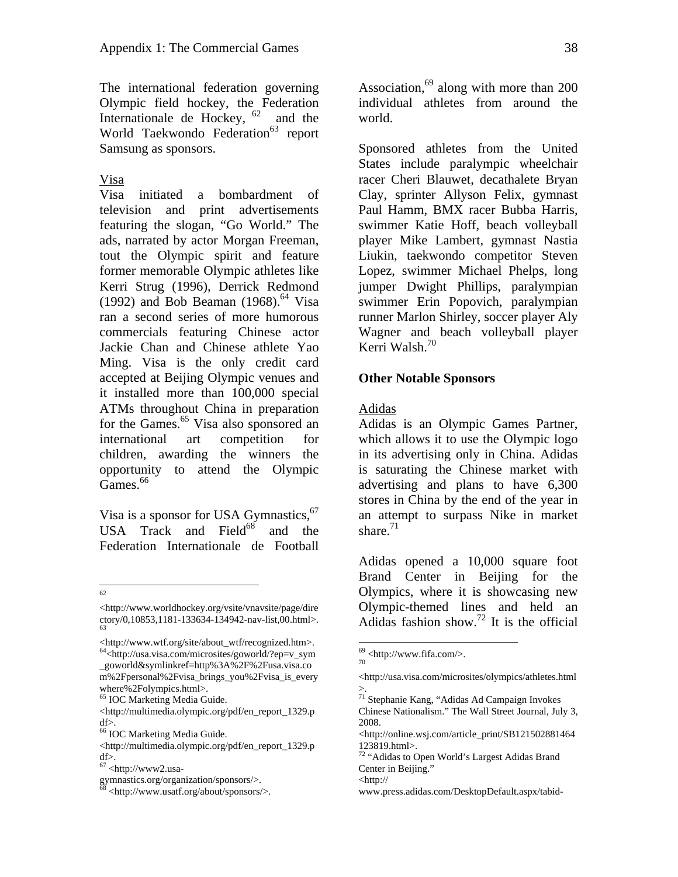The international federation governing Olympic field hockey, the Federation Internationale de Hockey, [62] and the World Taekwondo Federation[63] report Samsung as sponsors.

Visa

Visa initiated a bombardment of television and print advertisements featuring the slogan, "Go World." The ads, narrated by actor Morgan Freeman, tout the Olympic spirit and feature former memorable Olympic athletes like Kerri Strug (1996), Derrick Redmond (1992) and Bob Beaman (1968).[64] Visa ran a second series of more humorous commercials featuring Chinese actor Jackie Chan and Chinese athlete Yao Ming. Visa is the only credit card accepted at Beijing Olympic venues and it installed more than 100,000 special ATMs throughout China in preparation for the Games.[65] Visa also sponsored an international art competition for children, awarding the winners the opportunity to attend the Olympic Games.[66]

Visa is a sponsor for USA Gymnastics,[67] USA Track and Field[68] and the Federation Internationale de Football Association,[69] along with more than 200 individual athletes from around the world.

Sponsored athletes from the United States include paralympic wheelchair racer Cheri Blauwet, decathalete Bryan Clay, sprinter Allyson Felix, gymnast Paul Hamm, BMX racer Bubba Harris, swimmer Katie Hoff, beach volleyball player Mike Lambert, gymnast Nastia Liukin, taekwondo competitor Steven Lopez, swimmer Michael Phelps, long jumper Dwight Phillips, paralympian swimmer Erin Popovich, paralympian runner Marlon Shirley, soccer player Aly Wagner and beach volleyball player Kerri Walsh.[70]

**Other Notable Sponsors**

Adidas

Adidas is an Olympic Games Partner, which allows it to use the Olympic logo in its advertising only in China. Adidas is saturating the Chinese market with advertising and plans to have 6,300 stores in China by the end of the year in an attempt to surpass Nike in market share.[71]

Adidas opened a 10,000 square foot Brand Center in Beijing for the Olympics, where it is showcasing new Olympic-themed lines and held an Adidas fashion show.[72] It is the official

---

[62] <http://www.worldhockey.org/vsite/vnavsite/page/directory/0,10853,1181-133634-134942-nav-list,00.html>.

[63] <http://www.wtf.org/site/about_wtf/recognized.htm>.

[64] <http://usa.visa.com/microsites/goworld/?ep=v_sym_goworld&symlinkref=http%3A%2F%2Fusa.visa.com%2Fpersonal%2Fvisa_brings_you%2Fvisa_is_everywhere%2Folympics.html>.

[65] IOC Marketing Media Guide. <http://multimedia.olympic.org/pdf/en_report_1329.pdf>.

[66] IOC Marketing Media Guide. <http://multimedia.olympic.org/pdf/en_report_1329.pdf>.

[67] <http://www2.usa-gymnastics.org/organization/sponsors/>.

[68] <http://www.usatf.org/about/sponsors/>.

[69] <http://www.fifa.com/>.

[70] <http://usa.visa.com/microsites/olympics/athletes.html>.

[71] Stephanie Kang, "Adidas Ad Campaign Invokes Chinese Nationalism." The Wall Street Journal, July 3, 2008. <http://online.wsj.com/article_print/SB121502881464123819.html>.

[72] "Adidas to Open World's Largest Adidas Brand Center in Beijing." <http:// www.press.adidas.com/DesktopDefault.aspx/tabid-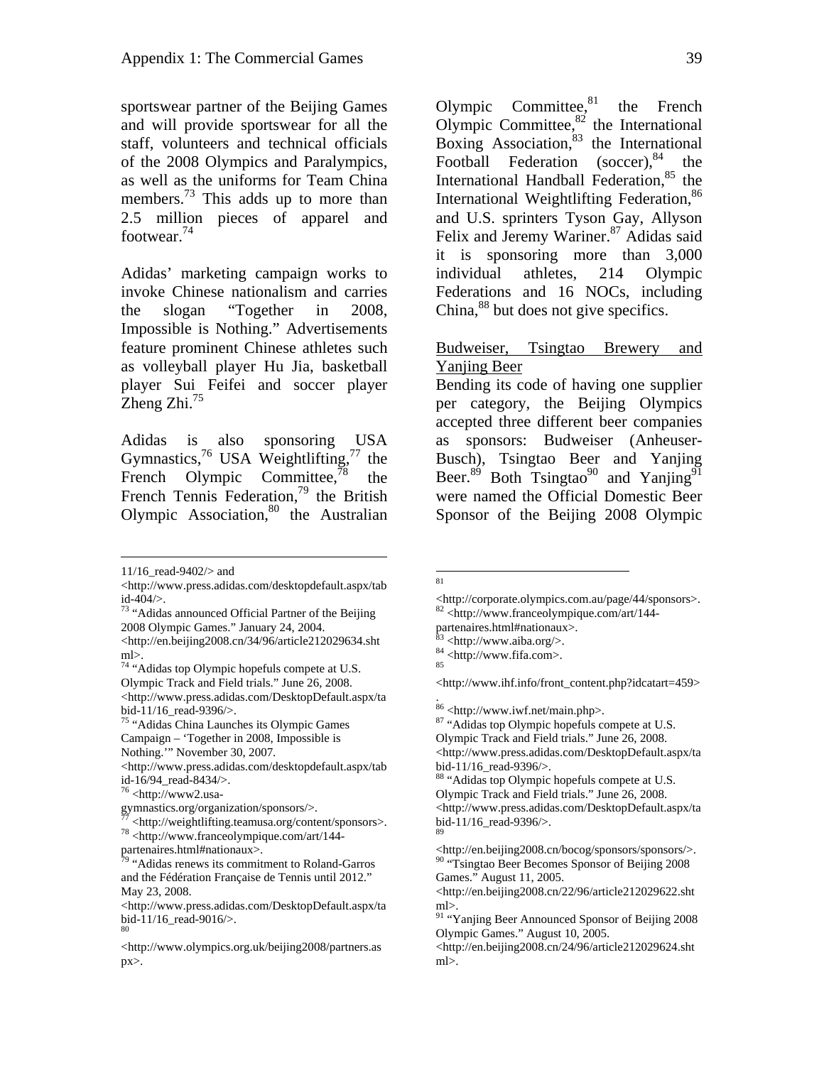sportswear partner of the Beijing Games and will provide sportswear for all the staff, volunteers and technical officials of the 2008 Olympics and Paralympics, as well as the uniforms for Team China members.[73] This adds up to more than 2.5 million pieces of apparel and footwear.[74]

Adidas' marketing campaign works to invoke Chinese nationalism and carries the slogan "Together in 2008, Impossible is Nothing." Advertisements feature prominent Chinese athletes such as volleyball player Hu Jia, basketball player Sui Feifei and soccer player Zheng Zhi.[75]

Adidas is also sponsoring USA Gymnastics,[76] USA Weightlifting,[77] the French Olympic Committee,[78] the French Tennis Federation,[79] the British Olympic Association,[80] the Australian Olympic Committee,[81] the French Olympic Committee,[82] the International Boxing Association,[83] the International Football Federation (soccer),[84] the International Handball Federation,[85] the International Weightlifting Federation,[86] and U.S. sprinters Tyson Gay, Allyson Felix and Jeremy Wariner.[87] Adidas said it is sponsoring more than 3,000 individual athletes, 214 Olympic Federations and 16 NOCs, including China,[88] but does not give specifics.

<u>Budweiser, Tsingtao Brewery and Yanjing Beer</u>

Bending its code of having one supplier per category, the Beijing Olympics accepted three different beer companies as sponsors: Budweiser (Anheuser-Busch), Tsingtao Beer and Yanjing Beer.[89] Both Tsingtao[90] and Yanjing[91] were named the Official Domestic Beer Sponsor of the Beijing 2008 Olympic

---

11/16_read-9402/> and <http://www.press.adidas.com/desktopdefault.aspx/tabid-404/>.

[73] "Adidas announced Official Partner of the Beijing 2008 Olympic Games." January 24, 2004. <http://en.beijing2008.cn/34/96/article212029634.shtml>.

[74] "Adidas top Olympic hopefuls compete at U.S. Olympic Track and Field trials." June 26, 2008. <http://www.press.adidas.com/DesktopDefault.aspx/tabid-11/16_read-9396/>.

[75] "Adidas China Launches its Olympic Games Campaign – 'Together in 2008, Impossible is Nothing.'" November 30, 2007. <http://www.press.adidas.com/desktopdefault.aspx/tabid-16/94_read-8434/>.

[76] <http://www2.usa-gymnastics.org/organization/sponsors/>.

[77] <http://weightlifting.teamusa.org/content/sponsors>.

[78] <http://www.franceolympique.com/art/144-partenaires.html#nationaux>.

[79] "Adidas renews its commitment to Roland-Garros and the Fédération Française de Tennis until 2012." May 23, 2008. <http://www.press.adidas.com/DesktopDefault.aspx/tabid-11/16_read-9016/>.

[80] <http://www.olympics.org.uk/beijing2008/partners.aspx>.

[81] <http://corporate.olympics.com.au/page/44/sponsors>.

[82] <http://www.franceolympique.com/art/144-partenaires.html#nationaux>.

[83] <http://www.aiba.org/>.

[84] <http://www.fifa.com>.

[85] <http://www.ihf.info/front_content.php?idcatart=459>.

[86] <http://www.iwf.net/main.php>.

[87] "Adidas top Olympic hopefuls compete at U.S. Olympic Track and Field trials." June 26, 2008. <http://www.press.adidas.com/DesktopDefault.aspx/tabid-11/16_read-9396/>.

[88] "Adidas top Olympic hopefuls compete at U.S. Olympic Track and Field trials." June 26, 2008. <http://www.press.adidas.com/DesktopDefault.aspx/tabid-11/16_read-9396/>.

[89] <http://en.beijing2008.cn/bocog/sponsors/sponsors/>.

[90] "Tsingtao Beer Becomes Sponsor of Beijing 2008 Games." August 11, 2005. <http://en.beijing2008.cn/22/96/article212029622.shtml>.

[91] "Yanjing Beer Announced Sponsor of Beijing 2008 Olympic Games." August 10, 2005. <http://en.beijing2008.cn/24/96/article212029624.shtml>.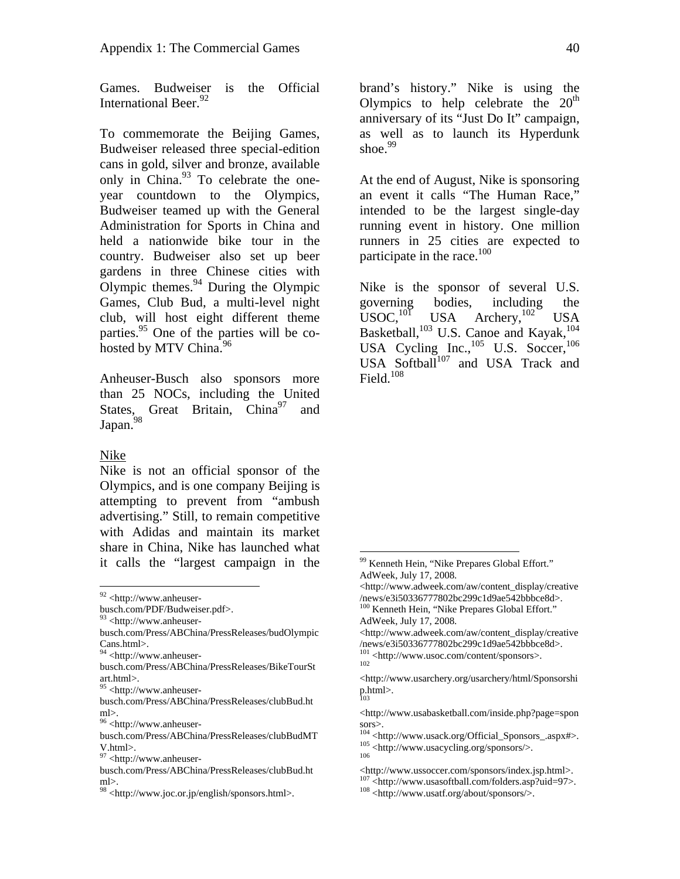Games. Budweiser is the Official International Beer.[92]

To commemorate the Beijing Games, Budweiser released three special-edition cans in gold, silver and bronze, available only in China.[93] To celebrate the one-year countdown to the Olympics, Budweiser teamed up with the General Administration for Sports in China and held a nationwide bike tour in the country. Budweiser also set up beer gardens in three Chinese cities with Olympic themes.[94] During the Olympic Games, Club Bud, a multi-level night club, will host eight different theme parties.[95] One of the parties will be co-hosted by MTV China.[96]

Anheuser-Busch also sponsors more than 25 NOCs, including the United States, Great Britain, China[97] and Japan.[98]

Nike

Nike is not an official sponsor of the Olympics, and is one company Beijing is attempting to prevent from "ambush advertising." Still, to remain competitive with Adidas and maintain its market share in China, Nike has launched what it calls the "largest campaign in the brand's history." Nike is using the Olympics to help celebrate the 20th anniversary of its "Just Do It" campaign, as well as to launch its Hyperdunk shoe.[99]

At the end of August, Nike is sponsoring an event it calls "The Human Race," intended to be the largest single-day running event in history. One million runners in 25 cities are expected to participate in the race.[100]

Nike is the sponsor of several U.S. governing bodies, including the USOC,[101] USA Archery,[102] USA Basketball,[103] U.S. Canoe and Kayak,[104] USA Cycling Inc.,[105] U.S. Soccer,[106] USA Softball[107] and USA Track and Field.[108]

---

[92] <http://www.anheuser-busch.com/PDF/Budweiser.pdf>.

[93] <http://www.anheuser-busch.com/Press/ABChina/PressReleases/budOlympicCans.html>.

[94] <http://www.anheuser-busch.com/Press/ABChina/PressReleases/BikeTourStart.html>.

[95] <http://www.anheuser-busch.com/Press/ABChina/PressReleases/clubBud.html>.

[96] <http://www.anheuser-busch.com/Press/ABChina/PressReleases/clubBudMTV.html>.

[97] <http://www.anheuser-busch.com/Press/ABChina/PressReleases/clubBud.html>.

[98] <http://www.joc.or.jp/english/sponsors.html>.

[99] Kenneth Hein, "Nike Prepares Global Effort." AdWeek, July 17, 2008. <http://www.adweek.com/aw/content_display/creative/news/e3i50336777802bc299c1d9ae542bbbce8d>.

[100] Kenneth Hein, "Nike Prepares Global Effort." AdWeek, July 17, 2008. <http://www.adweek.com/aw/content_display/creative/news/e3i50336777802bc299c1d9ae542bbbce8d>.

[101] <http://www.usoc.com/content/sponsors>.

[102] <http://www.usarchery.org/usarchery/html/Sponsorship.html>.

[103] <http://www.usabasketball.com/inside.php?page=sponsors>.

[104] <http://www.usack.org/Official_Sponsors_.aspx#>.

[105] <http://www.usacycling.org/sponsors/>.

[106] <http://www.ussoccer.com/sponsors/index.jsp.html>.

[107] <http://www.usasoftball.com/folders.asp?uid=97>.

[108] <http://www.usatf.org/about/sponsors/>.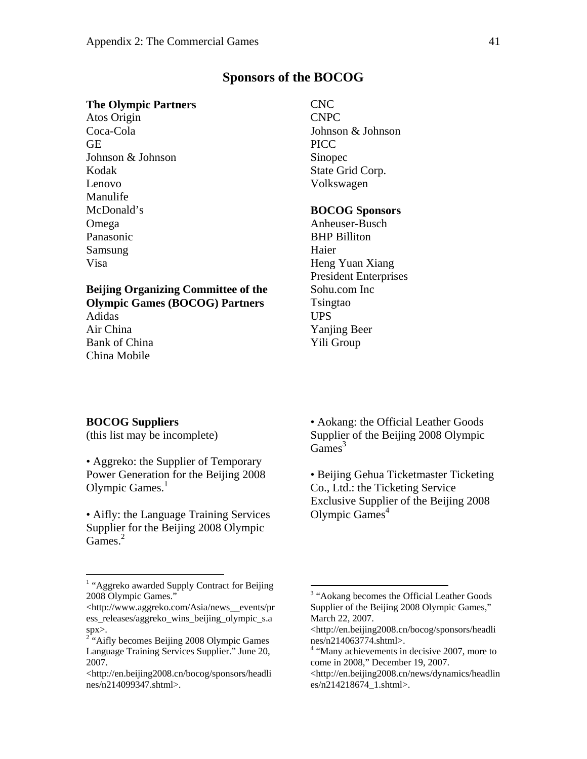## Sponsors of the BOCOG

**The Olympic Partners**

Atos Origin
Coca-Cola
GE
Johnson & Johnson
Kodak
Lenovo
Manulife
McDonald's
Omega
Panasonic
Samsung
Visa

**Beijing Organizing Committee of the Olympic Games (BOCOG) Partners**

Adidas
Air China
Bank of China
China Mobile
CNC
CNPC
Johnson & Johnson
PICC
Sinopec
State Grid Corp.
Volkswagen

**BOCOG Sponsors**

Anheuser-Busch
BHP Billiton
Haier
Heng Yuan Xiang
President Enterprises
Sohu.com Inc
Tsingtao
UPS
Yanjing Beer
Yili Group

**BOCOG Suppliers**
(this list may be incomplete)

• Aggreko: the Supplier of Temporary Power Generation for the Beijing 2008 Olympic Games.[1]

• Aifly: the Language Training Services Supplier for the Beijing 2008 Olympic Games.[2]

• Aokang: the Official Leather Goods Supplier of the Beijing 2008 Olympic Games[3]

• Beijing Gehua Ticketmaster Ticketing Co., Ltd.: the Ticketing Service Exclusive Supplier of the Beijing 2008 Olympic Games[4]

---

[1] "Aggreko awarded Supply Contract for Beijing 2008 Olympic Games." <http://www.aggreko.com/Asia/news__events/press_releases/aggreko_wins_beijing_olympic_s.aspx>.

[2] "Aifly becomes Beijing 2008 Olympic Games Language Training Services Supplier." June 20, 2007. <http://en.beijing2008.cn/bocog/sponsors/headlines/n214099347.shtml>.

[3] "Aokang becomes the Official Leather Goods Supplier of the Beijing 2008 Olympic Games," March 22, 2007. <http://en.beijing2008.cn/bocog/sponsors/headlines/n214063774.shtml>.

[4] "Many achievements in decisive 2007, more to come in 2008," December 19, 2007. <http://en.beijing2008.cn/news/dynamics/headlines/n214218674_1.shtml>.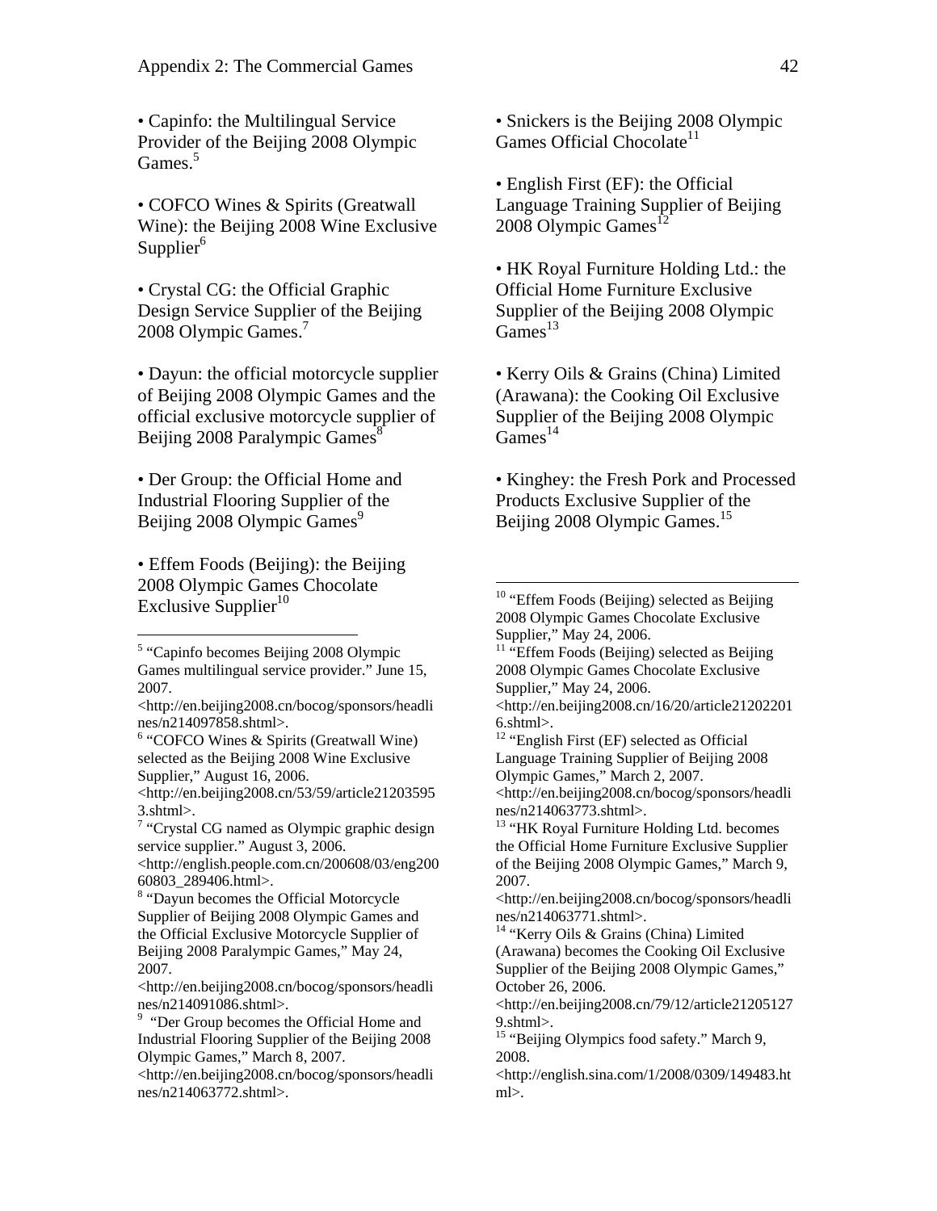• Capinfo: the Multilingual Service Provider of the Beijing 2008 Olympic Games.[5]

• COFCO Wines & Spirits (Greatwall Wine): the Beijing 2008 Wine Exclusive Supplier[6]

• Crystal CG: the Official Graphic Design Service Supplier of the Beijing 2008 Olympic Games.[7]

• Dayun: the official motorcycle supplier of Beijing 2008 Olympic Games and the official exclusive motorcycle supplier of Beijing 2008 Paralympic Games[8]

• Der Group: the Official Home and Industrial Flooring Supplier of the Beijing 2008 Olympic Games[9]

• Effem Foods (Beijing): the Beijing 2008 Olympic Games Chocolate Exclusive Supplier[10]

• Snickers is the Beijing 2008 Olympic Games Official Chocolate[11]

• English First (EF): the Official Language Training Supplier of Beijing 2008 Olympic Games[12]

• HK Royal Furniture Holding Ltd.: the Official Home Furniture Exclusive Supplier of the Beijing 2008 Olympic Games[13]

• Kerry Oils & Grains (China) Limited (Arawana): the Cooking Oil Exclusive Supplier of the Beijing 2008 Olympic Games[14]

• Kinghey: the Fresh Pork and Processed Products Exclusive Supplier of the Beijing 2008 Olympic Games.[15]

---

[5] "Capinfo becomes Beijing 2008 Olympic Games multilingual service provider." June 15, 2007. <http://en.beijing2008.cn/bocog/sponsors/headlines/n214097858.shtml>.

[6] "COFCO Wines & Spirits (Greatwall Wine) selected as the Beijing 2008 Wine Exclusive Supplier," August 16, 2006. <http://en.beijing2008.cn/53/59/article212035953.shtml>.

[7] "Crystal CG named as Olympic graphic design service supplier." August 3, 2006. <http://english.people.com.cn/200608/03/eng20060803_289406.html>.

[8] "Dayun becomes the Official Motorcycle Supplier of Beijing 2008 Olympic Games and the Official Exclusive Motorcycle Supplier of Beijing 2008 Paralympic Games," May 24, 2007. <http://en.beijing2008.cn/bocog/sponsors/headlines/n214091086.shtml>.

[9] "Der Group becomes the Official Home and Industrial Flooring Supplier of the Beijing 2008 Olympic Games," March 8, 2007. <http://en.beijing2008.cn/bocog/sponsors/headlines/n214063772.shtml>.

[10] "Effem Foods (Beijing) selected as Beijing 2008 Olympic Games Chocolate Exclusive Supplier," May 24, 2006.

[11] "Effem Foods (Beijing) selected as Beijing 2008 Olympic Games Chocolate Exclusive Supplier," May 24, 2006. <http://en.beijing2008.cn/16/20/article212022016.shtml>.

[12] "English First (EF) selected as Official Language Training Supplier of Beijing 2008 Olympic Games," March 2, 2007. <http://en.beijing2008.cn/bocog/sponsors/headlines/n214063773.shtml>.

[13] "HK Royal Furniture Holding Ltd. becomes the Official Home Furniture Exclusive Supplier of the Beijing 2008 Olympic Games," March 9, 2007. <http://en.beijing2008.cn/bocog/sponsors/headlines/n214063771.shtml>.

[14] "Kerry Oils & Grains (China) Limited (Arawana) becomes the Cooking Oil Exclusive Supplier of the Beijing 2008 Olympic Games," October 26, 2006. <http://en.beijing2008.cn/79/12/article212051279.shtml>.

[15] "Beijing Olympics food safety." March 9, 2008. <http://english.sina.com/1/2008/0309/149483.html>.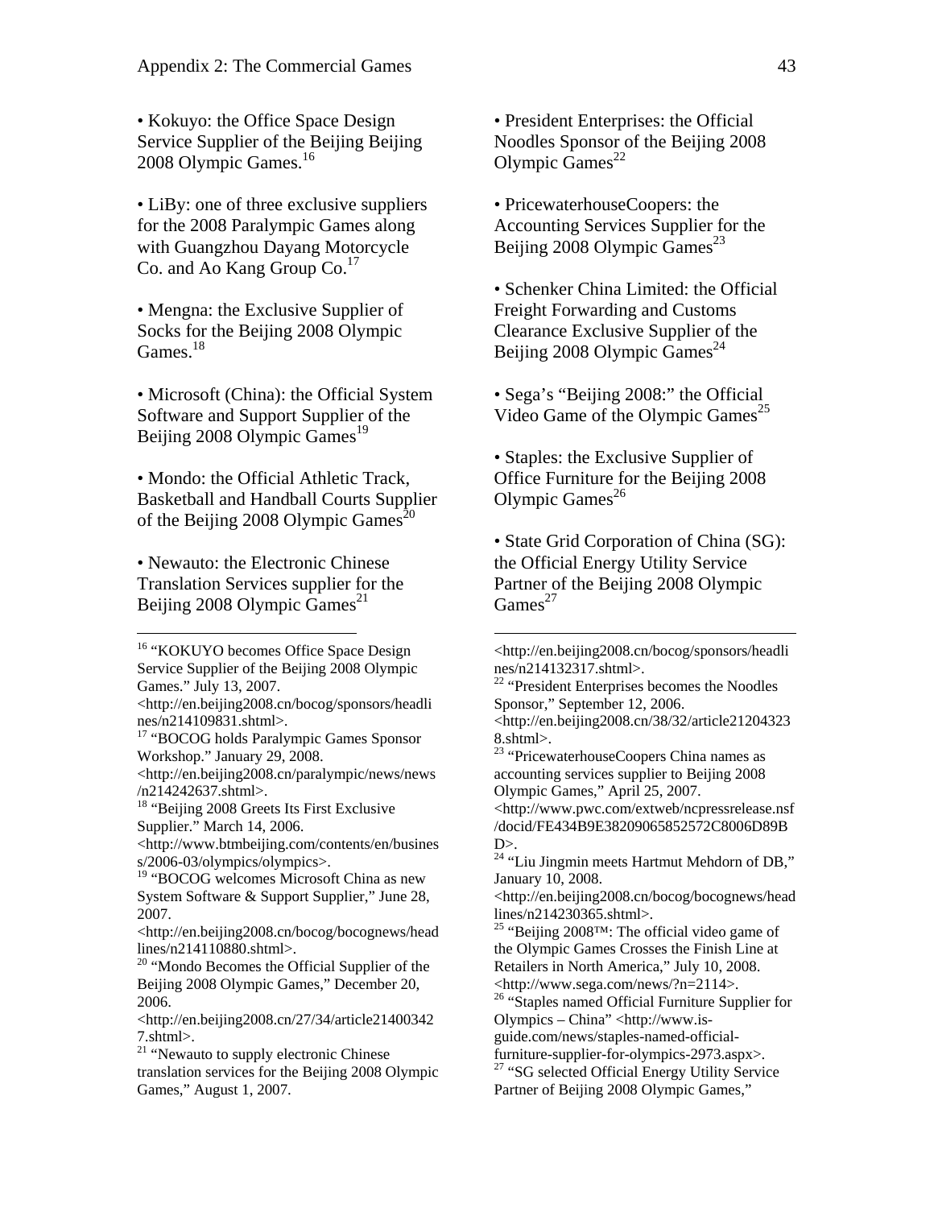• Kokuyo: the Office Space Design Service Supplier of the Beijing Beijing 2008 Olympic Games.[16]

• LiBy: one of three exclusive suppliers for the 2008 Paralympic Games along with Guangzhou Dayang Motorcycle Co. and Ao Kang Group Co.[17]

• Mengna: the Exclusive Supplier of Socks for the Beijing 2008 Olympic Games.[18]

• Microsoft (China): the Official System Software and Support Supplier of the Beijing 2008 Olympic Games[19]

• Mondo: the Official Athletic Track, Basketball and Handball Courts Supplier of the Beijing 2008 Olympic Games[20]

• Newauto: the Electronic Chinese Translation Services supplier for the Beijing 2008 Olympic Games[21]

• President Enterprises: the Official Noodles Sponsor of the Beijing 2008 Olympic Games[22]

• PricewaterhouseCoopers: the Accounting Services Supplier for the Beijing 2008 Olympic Games[23]

• Schenker China Limited: the Official Freight Forwarding and Customs Clearance Exclusive Supplier of the Beijing 2008 Olympic Games[24]

• Sega's "Beijing 2008:" the Official Video Game of the Olympic Games[25]

• Staples: the Exclusive Supplier of Office Furniture for the Beijing 2008 Olympic Games[26]

• State Grid Corporation of China (SG): the Official Energy Utility Service Partner of the Beijing 2008 Olympic Games[27]

---

[16] "KOKUYO becomes Office Space Design Service Supplier of the Beijing 2008 Olympic Games." July 13, 2007. <http://en.beijing2008.cn/bocog/sponsors/headlines/n214109831.shtml>.

[17] "BOCOG holds Paralympic Games Sponsor Workshop." January 29, 2008. <http://en.beijing2008.cn/paralympic/news/news/n214242637.shtml>.

[18] "Beijing 2008 Greets Its First Exclusive Supplier." March 14, 2006. <http://www.btmbeijing.com/contents/en/business/2006-03/olympics/olympics>.

[19] "BOCOG welcomes Microsoft China as new System Software & Support Supplier," June 28, 2007. <http://en.beijing2008.cn/bocog/bocognews/headlines/n214110880.shtml>.

[20] "Mondo Becomes the Official Supplier of the Beijing 2008 Olympic Games," December 20, 2006. <http://en.beijing2008.cn/27/34/article214003427.shtml>.

[21] "Newauto to supply electronic Chinese translation services for the Beijing 2008 Olympic Games," August 1, 2007. <http://en.beijing2008.cn/bocog/sponsors/headlines/n214132317.shtml>.

[22] "President Enterprises becomes the Noodles Sponsor," September 12, 2006. <http://en.beijing2008.cn/38/32/article212043238.shtml>.

[23] "PricewaterhouseCoopers China names as accounting services supplier to Beijing 2008 Olympic Games," April 25, 2007. <http://www.pwc.com/extweb/ncpressrelease.nsf/docid/FE434B9E38209065852572C8006D89BD>.

[24] "Liu Jingmin meets Hartmut Mehdorn of DB," January 10, 2008. <http://en.beijing2008.cn/bocog/bocognews/headlines/n214230365.shtml>.

[25] "Beijing 2008™: The official video game of the Olympic Games Crosses the Finish Line at Retailers in North America," July 10, 2008. <http://www.sega.com/news/?n=2114>.

[26] "Staples named Official Furniture Supplier for Olympics – China" <http://www.is-guide.com/news/staples-named-official-furniture-supplier-for-olympics-2973.aspx>.

[27] "SG selected Official Energy Utility Service Partner of Beijing 2008 Olympic Games,"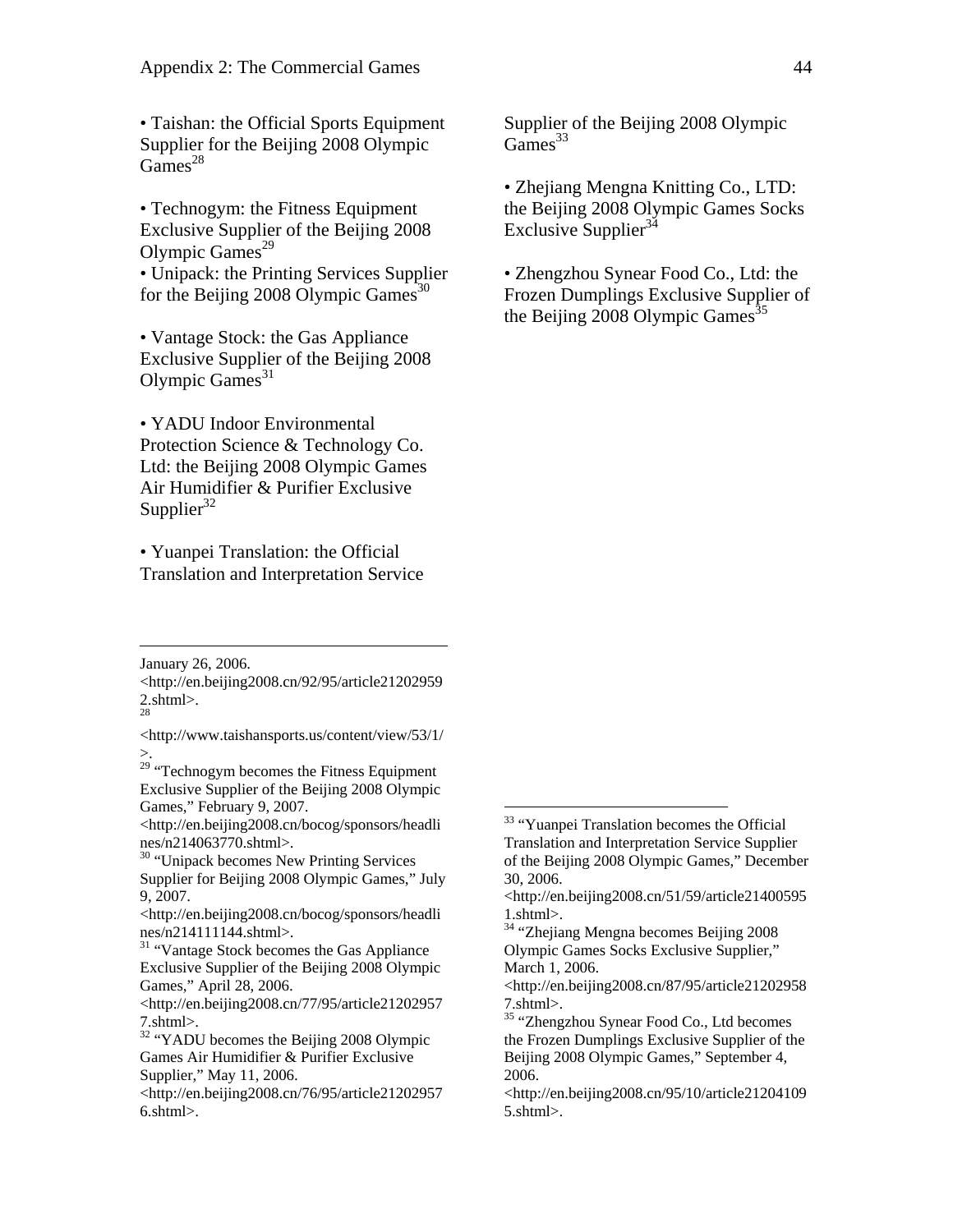• Taishan: the Official Sports Equipment Supplier for the Beijing 2008 Olympic Games[28]

• Technogym: the Fitness Equipment Exclusive Supplier of the Beijing 2008 Olympic Games[29]

• Unipack: the Printing Services Supplier for the Beijing 2008 Olympic Games[30]

• Vantage Stock: the Gas Appliance Exclusive Supplier of the Beijing 2008 Olympic Games[31]

• YADU Indoor Environmental Protection Science & Technology Co. Ltd: the Beijing 2008 Olympic Games Air Humidifier & Purifier Exclusive Supplier[32]

• Yuanpei Translation: the Official Translation and Interpretation Service Supplier of the Beijing 2008 Olympic Games[33]

• Zhejiang Mengna Knitting Co., LTD: the Beijing 2008 Olympic Games Socks Exclusive Supplier[34]

• Zhengzhou Synear Food Co., Ltd: the Frozen Dumplings Exclusive Supplier of the Beijing 2008 Olympic Games[35]

---

January 26, 2006. <http://en.beijing2008.cn/92/95/article212029592.shtml>.

[28] <http://www.taishansports.us/content/view/53/1/>.

[29] "Technogym becomes the Fitness Equipment Exclusive Supplier of the Beijing 2008 Olympic Games," February 9, 2007. <http://en.beijing2008.cn/bocog/sponsors/headlines/n214063770.shtml>.

[30] "Unipack becomes New Printing Services Supplier for Beijing 2008 Olympic Games," July 9, 2007. <http://en.beijing2008.cn/bocog/sponsors/headlines/n214111144.shtml>.

[31] "Vantage Stock becomes the Gas Appliance Exclusive Supplier of the Beijing 2008 Olympic Games," April 28, 2006. <http://en.beijing2008.cn/77/95/article212029577.shtml>.

[32] "YADU becomes the Beijing 2008 Olympic Games Air Humidifier & Purifier Exclusive Supplier," May 11, 2006. <http://en.beijing2008.cn/76/95/article212029576.shtml>.

[33] "Yuanpei Translation becomes the Official Translation and Interpretation Service Supplier of the Beijing 2008 Olympic Games," December 30, 2006. <http://en.beijing2008.cn/51/59/article214005951.shtml>.

[34] "Zhejiang Mengna becomes Beijing 2008 Olympic Games Socks Exclusive Supplier," March 1, 2006. <http://en.beijing2008.cn/87/95/article212029587.shtml>.

[35] "Zhengzhou Synear Food Co., Ltd becomes the Frozen Dumplings Exclusive Supplier of the Beijing 2008 Olympic Games," September 4, 2006. <http://en.beijing2008.cn/95/10/article212041095.shtml>.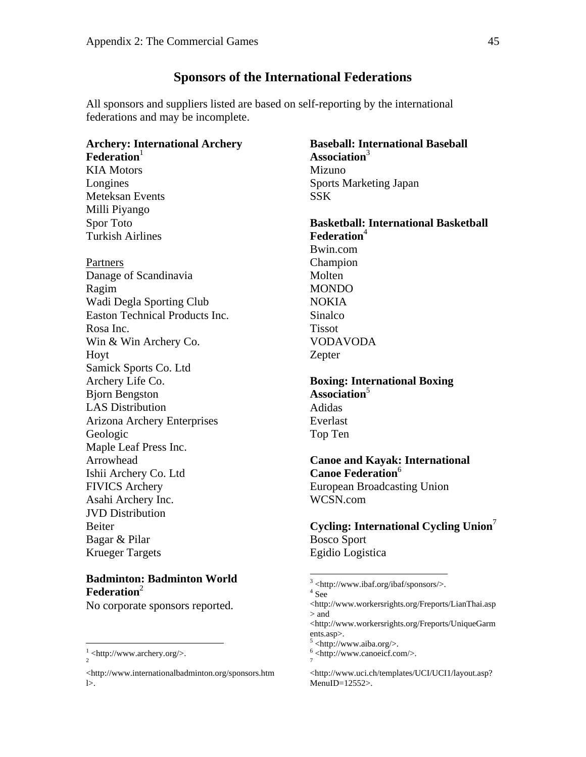## Sponsors of the International Federations

All sponsors and suppliers listed are based on self-reporting by the international federations and may be incomplete.

**Archery: International Archery Federation**[1]
KIA Motors
Longines
Meteksan Events
Milli Piyango
Spor Toto
Turkish Airlines

Partners
Danage of Scandinavia
Ragim
Wadi Degla Sporting Club
Easton Technical Products Inc.
Rosa Inc.
Win & Win Archery Co.
Hoyt
Samick Sports Co. Ltd
Archery Life Co.
Bjorn Bengston
LAS Distribution
Arizona Archery Enterprises
Geologic
Maple Leaf Press Inc.
Arrowhead
Ishii Archery Co. Ltd
FIVICS Archery
Asahi Archery Inc.
JVD Distribution
Beiter
Bagar & Pilar
Krueger Targets

**Badminton: Badminton World Federation**[2]
No corporate sponsors reported.

**Baseball: International Baseball Association**[3]
Mizuno
Sports Marketing Japan
SSK

**Basketball: International Basketball Federation**[4]
Bwin.com
Champion
Molten
MONDO
NOKIA
Sinalco
Tissot
VODAVODA
Zepter

**Boxing: International Boxing Association**[5]
Adidas
Everlast
Top Ten

**Canoe and Kayak: International Canoe Federation**[6]
European Broadcasting Union
WCSN.com

**Cycling: International Cycling Union**[7]
Bosco Sport
Egidio Logistica

---

[1] <http://www.archery.org/>.

[2] <http://www.internationalbadminton.org/sponsors.html>.

[3] <http://www.ibaf.org/ibaf/sponsors/>.

[4] See <http://www.workersrights.org/Freports/LianThai.asp> and <http://www.workersrights.org/Freports/UniqueGarments.asp>.

[5] <http://www.aiba.org/>.

[6] <http://www.canoeicf.com/>.

[7] <http://www.uci.ch/templates/UCI/UCI1/layout.asp?MenuID=12552>.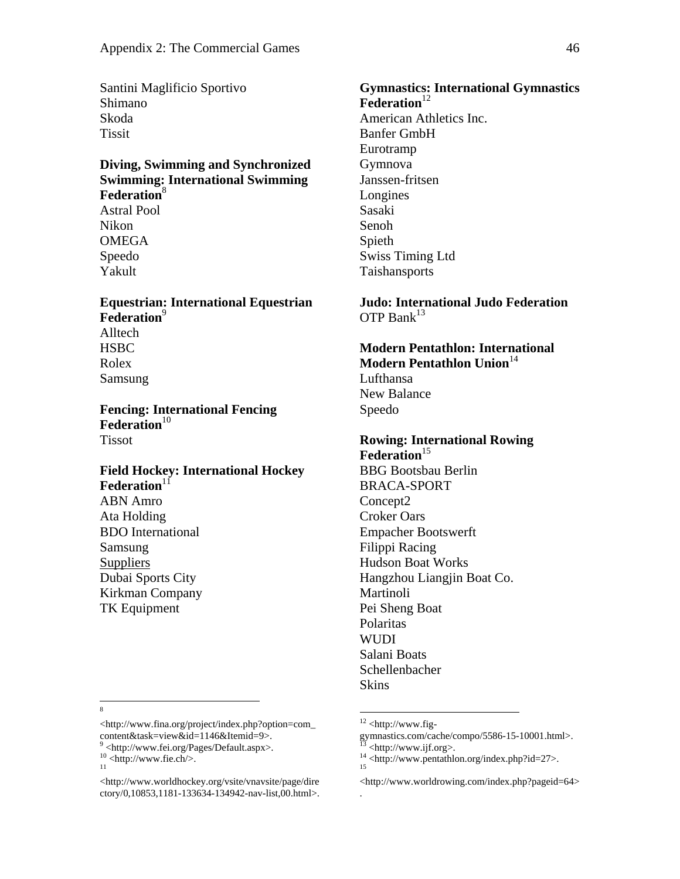Santini Maglificio Sportivo
Shimano
Skoda
Tissit

**Diving, Swimming and Synchronized Swimming: International Swimming Federation**[8]
Astral Pool
Nikon
OMEGA
Speedo
Yakult

**Equestrian: International Equestrian Federation**[9]
Alltech
HSBC
Rolex
Samsung

**Fencing: International Fencing Federation**[10]
Tissot

**Field Hockey: International Hockey Federation**[11]
ABN Amro
Ata Holding
BDO International
Samsung
Suppliers
Dubai Sports City
Kirkman Company
TK Equipment

**Gymnastics: International Gymnastics Federation**[12]
American Athletics Inc.
Banfer GmbH
Eurotramp
Gymnova
Janssen-fritsen
Longines
Sasaki
Senoh
Spieth
Swiss Timing Ltd
Taishansports

**Judo: International Judo Federation**
OTP Bank[13]

**Modern Pentathlon: International Modern Pentathlon Union**[14]
Lufthansa
New Balance
Speedo

**Rowing: International Rowing Federation**[15]
BBG Bootsbau Berlin
BRACA-SPORT
Concept2
Croker Oars
Empacher Bootswerft
Filippi Racing
Hudson Boat Works
Hangzhou Liangjin Boat Co.
Martinoli
Pei Sheng Boat
Polaritas
WUDI
Salani Boats
Schellenbacher
Skins

---

[8] <http://www.fina.org/project/index.php?option=com_content&task=view&id=1146&Itemid=9>.
[9] <http://www.fei.org/Pages/Default.aspx>.
[10] <http://www.fie.ch/>.
[11] <http://www.worldhockey.org/vsite/vnavsite/page/directory/0,10853,1181-133634-134942-nav-list,00.html>.
[12] <http://www.fig-gymnastics.com/cache/compo/5586-15-10001.html>.
[13] <http://www.ijf.org>.
[14] <http://www.pentathlon.org/index.php?id=27>.
[15] <http://www.worldrowing.com/index.php?pageid=64>.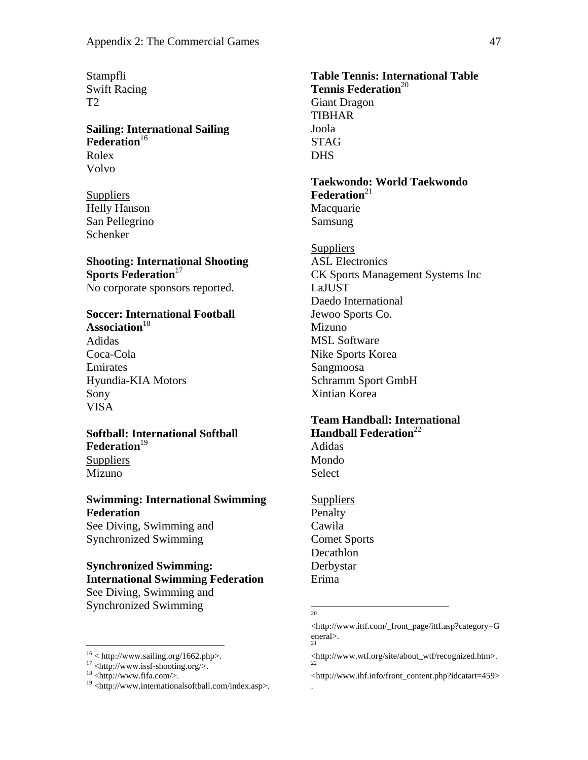Stampfli
Swift Racing
T2

**Sailing: International Sailing Federation**[16]
Rolex
Volvo

Suppliers
Helly Hanson
San Pellegrino
Schenker

**Shooting: International Shooting Sports Federation**[17]
No corporate sponsors reported.

**Soccer: International Football Association**[18]
Adidas
Coca-Cola
Emirates
Hyundia-KIA Motors
Sony
VISA

**Softball: International Softball Federation**[19]
Suppliers
Mizuno

**Swimming: International Swimming Federation**
See Diving, Swimming and Synchronized Swimming

**Synchronized Swimming: International Swimming Federation**
See Diving, Swimming and Synchronized Swimming

**Table Tennis: International Table Tennis Federation**[20]
Giant Dragon
TIBHAR
Joola
STAG
DHS

**Taekwondo: World Taekwondo Federation**[21]
Macquarie
Samsung

Suppliers
ASL Electronics
CK Sports Management Systems Inc
LaJUST
Daedo International
Jewoo Sports Co.
Mizuno
MSL Software
Nike Sports Korea
Sangmoosa
Schramm Sport GmbH
Xintian Korea

**Team Handball: International Handball Federation**[22]
Adidas
Mondo
Select

Suppliers
Penalty
Cawila
Comet Sports
Decathlon
Derbystar
Erima

---

[16] < http://www.sailing.org/1662.php>.
[17] <http://www.issf-shooting.org/>.
[18] <http://www.fifa.com/>.
[19] <http://www.internationalsoftball.com/index.asp>.
[20] <http://www.ittf.com/_front_page/ittf.asp?category=General>.
[21] <http://www.wtf.org/site/about_wtf/recognized.htm>.
[22] <http://www.ihf.info/front_content.php?idcatart=459>.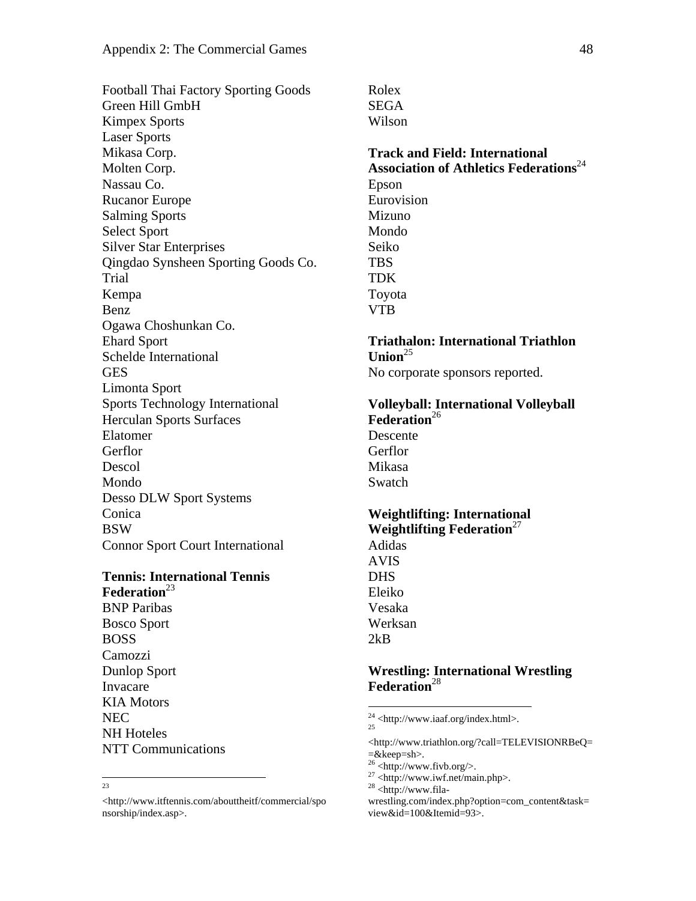Football Thai Factory Sporting Goods
Green Hill GmbH
Kimpex Sports
Laser Sports
Mikasa Corp.
Molten Corp.
Nassau Co.
Rucanor Europe
Salming Sports
Select Sport
Silver Star Enterprises
Qingdao Synsheen Sporting Goods Co.
Trial
Kempa
Benz
Ogawa Choshunkan Co.
Ehard Sport
Schelde International
GES
Limonta Sport
Sports Technology International
Herculan Sports Surfaces
Elatomer
Gerflor
Descol
Mondo
Desso DLW Sport Systems
Conica
BSW
Connor Sport Court International

**Tennis: International Tennis Federation**[23]
BNP Paribas
Bosco Sport
BOSS
Camozzi
Dunlop Sport
Invacare
KIA Motors
NEC
NH Hoteles
NTT Communications
Rolex
SEGA
Wilson

**Track and Field: International Association of Athletics Federations**[24]
Epson
Eurovision
Mizuno
Mondo
Seiko
TBS
TDK
Toyota
VTB

**Triathalon: International Triathlon Union**[25]
No corporate sponsors reported.

**Volleyball: International Volleyball Federation**[26]
Descente
Gerflor
Mikasa
Swatch

**Weightlifting: International Weightlifting Federation**[27]
Adidas
AVIS
DHS
Eleiko
Vesaka
Werksan
2kB

**Wrestling: International Wrestling Federation**[28]

---

[23] <http://www.itftennis.com/abouttheitf/commercial/sponsorship/index.asp>.

[24] <http://www.iaaf.org/index.html>.

[25] <http://www.triathlon.org/?call=TELEVISIONRBeQ==&keep=sh>.

[26] <http://www.fivb.org/>.

[27] <http://www.iwf.net/main.php>.

[28] <http://www.fila-wrestling.com/index.php?option=com_content&task=view&id=100&Itemid=93>.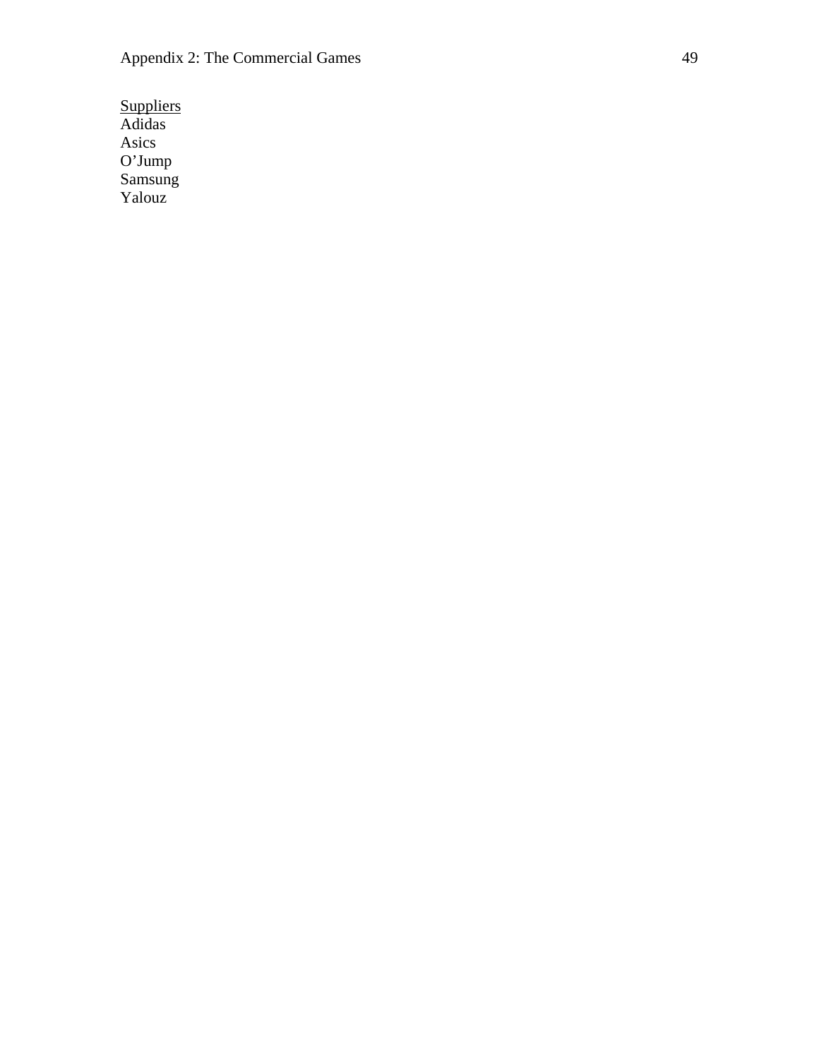Suppliers

Adidas
Asics
O’Jump
Samsung
Yalouz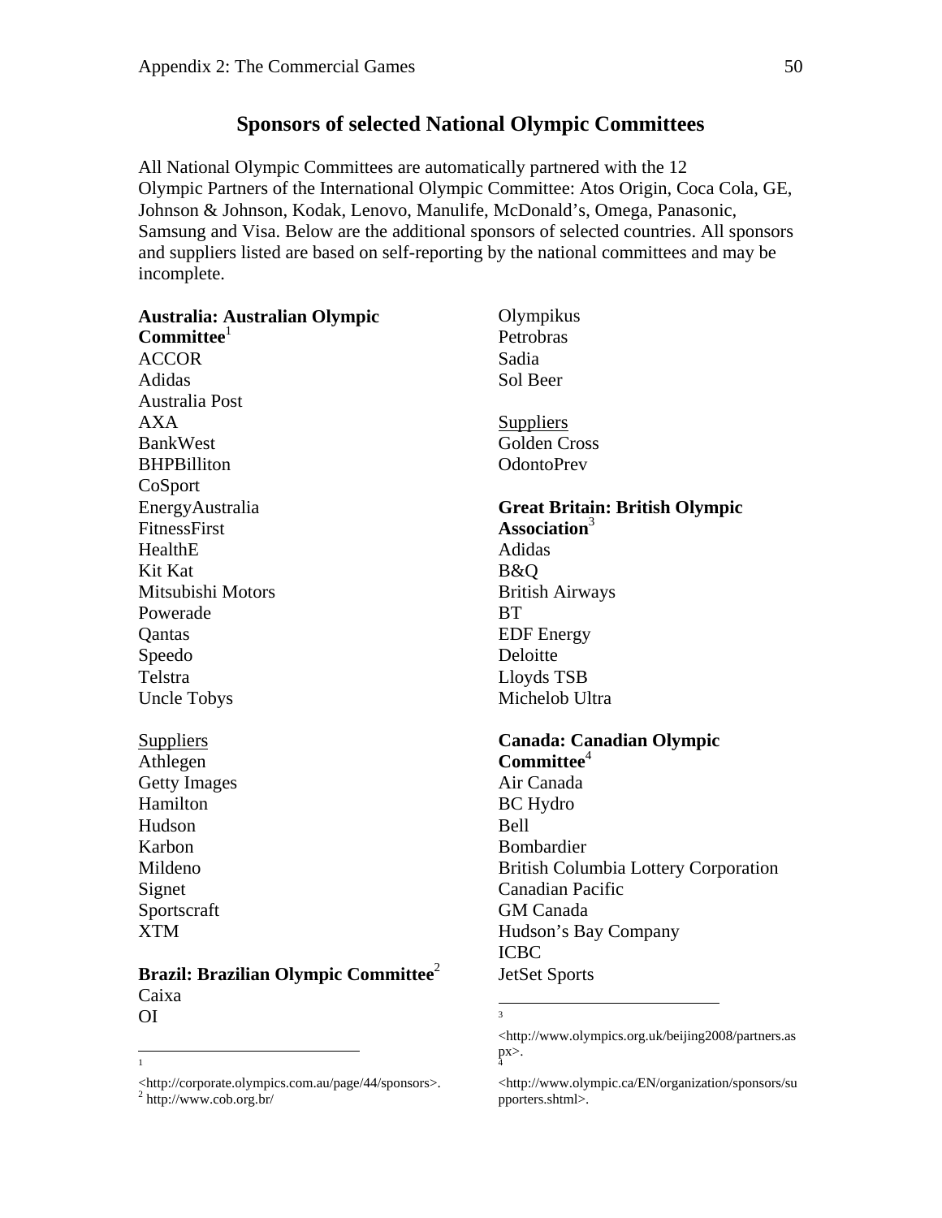## Sponsors of selected National Olympic Committees

All National Olympic Committees are automatically partnered with the 12 Olympic Partners of the International Olympic Committee: Atos Origin, Coca Cola, GE, Johnson & Johnson, Kodak, Lenovo, Manulife, McDonald's, Omega, Panasonic, Samsung and Visa. Below are the additional sponsors of selected countries. All sponsors and suppliers listed are based on self-reporting by the national committees and may be incomplete.

**Australia: Australian Olympic Committee**[1]
ACCOR
Adidas
Australia Post
AXA
BankWest
BHPBilliton
CoSport
EnergyAustralia
FitnessFirst
HealthE
Kit Kat
Mitsubishi Motors
Powerade
Qantas
Speedo
Telstra
Uncle Tobys

Suppliers
Athlegen
Getty Images
Hamilton
Hudson
Karbon
Mildeno
Signet
Sportscraft
XTM

**Brazil: Brazilian Olympic Committee**[2]
Caixa
OI
Olympikus
Petrobras
Sadia
Sol Beer

Suppliers
Golden Cross
OdontoPrev

**Great Britain: British Olympic Association**[3]
Adidas
B&Q
British Airways
BT
EDF Energy
Deloitte
Lloyds TSB
Michelob Ultra

**Canada: Canadian Olympic Committee**[4]
Air Canada
BC Hydro
Bell
Bombardier
British Columbia Lottery Corporation
Canadian Pacific
GM Canada
Hudson's Bay Company
ICBC
JetSet Sports

---

[1] <http://corporate.olympics.com.au/page/44/sponsors>.

[2] http://www.cob.org.br/

[3] <http://www.olympics.org.uk/beijing2008/partners.aspx>.

[4] <http://www.olympic.ca/EN/organization/sponsors/supporters.shtml>.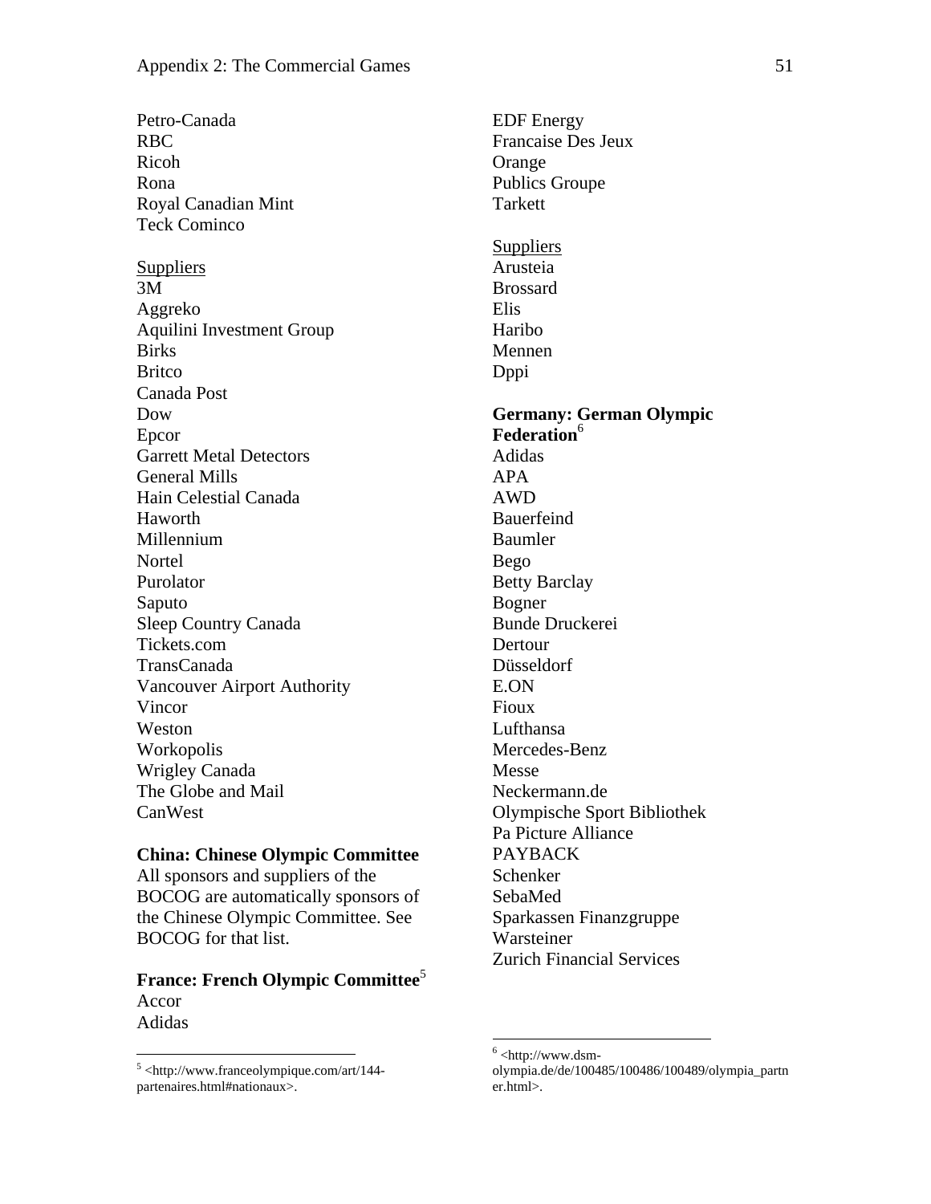Petro-Canada
RBC
Ricoh
Rona
Royal Canadian Mint
Teck Cominco

Suppliers
3M
Aggreko
Aquilini Investment Group
Birks
Britco
Canada Post
Dow
Epcor
Garrett Metal Detectors
General Mills
Hain Celestial Canada
Haworth
Millennium
Nortel
Purolator
Saputo
Sleep Country Canada
Tickets.com
TransCanada
Vancouver Airport Authority
Vincor
Weston
Workopolis
Wrigley Canada
The Globe and Mail
CanWest

**China: Chinese Olympic Committee**

All sponsors and suppliers of the BOCOG are automatically sponsors of the Chinese Olympic Committee. See BOCOG for that list.

**France: French Olympic Committee**[5]

Accor
Adidas
EDF Energy
Francaise Des Jeux
Orange
Publics Groupe
Tarkett

Suppliers
Arusteia
Brossard
Elis
Haribo
Mennen
Dppi

**Germany: German Olympic Federation**[6]

Adidas
APA
AWD
Bauerfeind
Baumler
Bego
Betty Barclay
Bogner
Bunde Druckerei
Dertour
Düsseldorf
E.ON
Fioux
Lufthansa
Mercedes-Benz
Messe
Neckermann.de
Olympische Sport Bibliothek
Pa Picture Alliance
PAYBACK
Schenker
SebaMed
Sparkassen Finanzgruppe
Warsteiner
Zurich Financial Services

[5] <http://www.franceolympique.com/art/144-partenaires.html#nationaux>.

[6] <http://www.dsm-olympia.de/de/100485/100486/100489/olympia_partner.html>.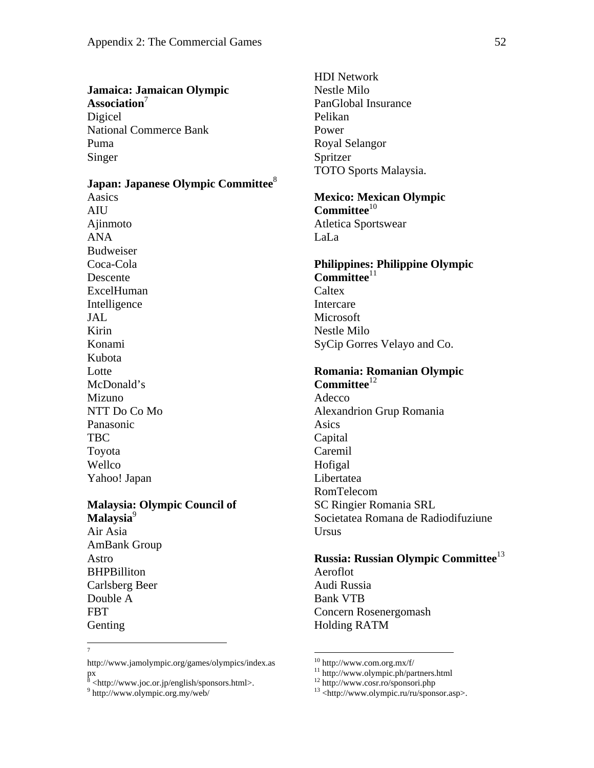**Jamaica: Jamaican Olympic Association**[7]

Digicel
National Commerce Bank
Puma
Singer

**Japan: Japanese Olympic Committee**[8]

Aasics
AIU
Ajinmoto
ANA
Budweiser
Coca-Cola
Descente
ExcelHuman
Intelligence
JAL
Kirin
Konami
Kubota
Lotte
McDonald's
Mizuno
NTT Do Co Mo
Panasonic
TBC
Toyota
Wellco
Yahoo! Japan

**Malaysia: Olympic Council of Malaysia**[9]

Air Asia
AmBank Group
Astro
BHPBilliton
Carlsberg Beer
Double A
FBT
Genting
HDI Network
Nestle Milo
PanGlobal Insurance
Pelikan
Power
Royal Selangor
Spritzer
TOTO Sports Malaysia.

**Mexico: Mexican Olympic Committee**[10]

Atletica Sportswear
LaLa

**Philippines: Philippine Olympic Committee**[11]

Caltex
Intercare
Microsoft
Nestle Milo
SyCip Gorres Velayo and Co.

**Romania: Romanian Olympic Committee**[12]

Adecco
Alexandrion Grup Romania
Asics
Capital
Caremil
Hofigal
Libertatea
RomTelecom
SC Ringier Romania SRL
Societatea Romana de Radiodifuziune
Ursus

**Russia: Russian Olympic Committee**[13]

Aeroflot
Audi Russia
Bank VTB
Concern Rosenergomash
Holding RATM

---

[7] http://www.jamolympic.org/games/olympics/index.aspx

[8] <http://www.joc.or.jp/english/sponsors.html>.

[9] http://www.olympic.org.my/web/

[10] http://www.com.org.mx/f/

[11] http://www.olympic.ph/partners.html

[12] http://www.cosr.ro/sponsori.php

[13] <http://www.olympic.ru/ru/sponsor.asp>.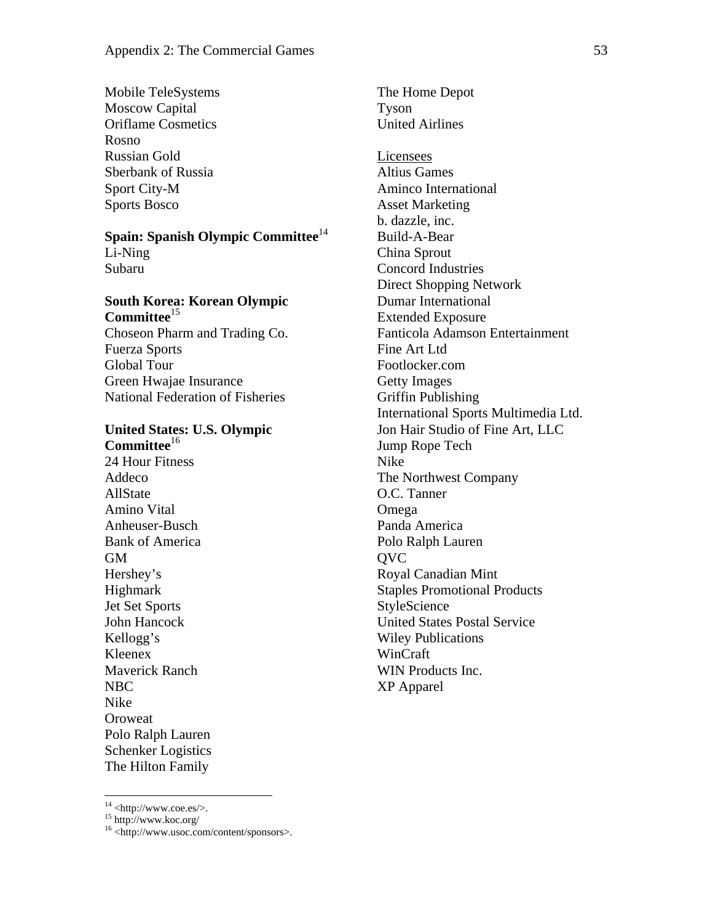Mobile TeleSystems
Moscow Capital
Oriflame Cosmetics
Rosno
Russian Gold
Sberbank of Russia
Sport City-M
Sports Bosco

**Spain: Spanish Olympic Committee**[14]
Li-Ning
Subaru

**South Korea: Korean Olympic Committee**[15]
Choseon Pharm and Trading Co.
Fuerza Sports
Global Tour
Green Hwajae Insurance
National Federation of Fisheries

**United States: U.S. Olympic Committee**[16]
24 Hour Fitness
Addeco
AllState
Amino Vital
Anheuser-Busch
Bank of America
GM
Hershey's
Highmark
Jet Set Sports
John Hancock
Kellogg's
Kleenex
Maverick Ranch
NBC
Nike
Oroweat
Polo Ralph Lauren
Schenker Logistics
The Hilton Family
The Home Depot
Tyson
United Airlines

Licensees
Altius Games
Aminco International
Asset Marketing
b. dazzle, inc.
Build-A-Bear
China Sprout
Concord Industries
Direct Shopping Network
Dumar International
Extended Exposure
Fanticola Adamson Entertainment
Fine Art Ltd
Footlocker.com
Getty Images
Griffin Publishing
International Sports Multimedia Ltd.
Jon Hair Studio of Fine Art, LLC
Jump Rope Tech
Nike
The Northwest Company
O.C. Tanner
Omega
Panda America
Polo Ralph Lauren
QVC
Royal Canadian Mint
Staples Promotional Products
StyleScience
United States Postal Service
Wiley Publications
WinCraft
WIN Products Inc.
XP Apparel

---

[14] <http://www.coe.es/>.
[15] http://www.koc.org/
[16] <http://www.usoc.com/content/sponsors>.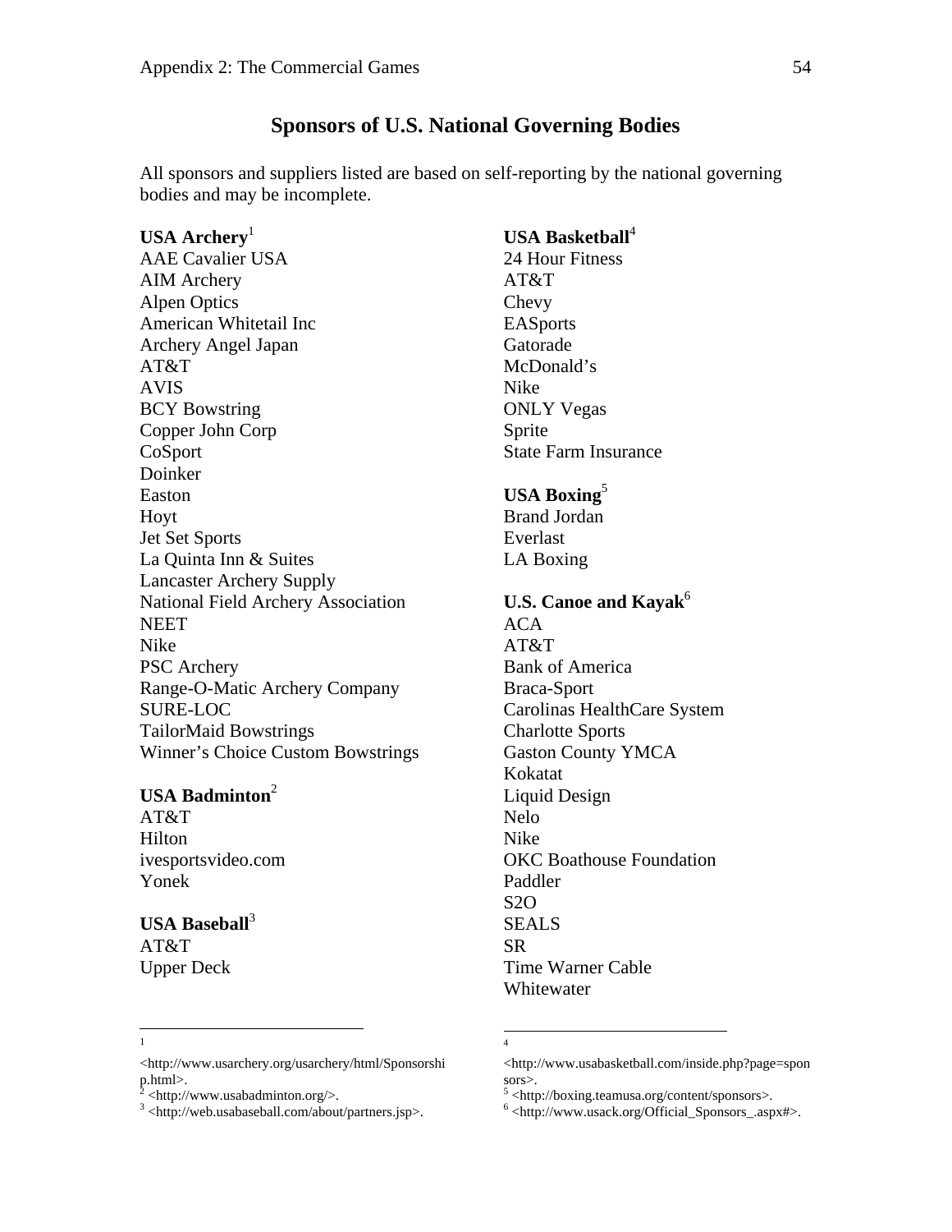## Sponsors of U.S. National Governing Bodies

All sponsors and suppliers listed are based on self-reporting by the national governing bodies and may be incomplete.

**USA Archery**[1]
AAE Cavalier USA
AIM Archery
Alpen Optics
American Whitetail Inc
Archery Angel Japan
AT&T
AVIS
BCY Bowstring
Copper John Corp
CoSport
Doinker
Easton
Hoyt
Jet Set Sports
La Quinta Inn & Suites
Lancaster Archery Supply
National Field Archery Association
NEET
Nike
PSC Archery
Range-O-Matic Archery Company
SURE-LOC
TailorMaid Bowstrings
Winner's Choice Custom Bowstrings

**USA Badminton**[2]
AT&T
Hilton
ivesportsvideo.com
Yonek

**USA Baseball**[3]
AT&T
Upper Deck

**USA Basketball**[4]
24 Hour Fitness
AT&T
Chevy
EASports
Gatorade
McDonald's
Nike
ONLY Vegas
Sprite
State Farm Insurance

**USA Boxing**[5]
Brand Jordan
Everlast
LA Boxing

**U.S. Canoe and Kayak**[6]
ACA
AT&T
Bank of America
Braca-Sport
Carolinas HealthCare System
Charlotte Sports
Gaston County YMCA
Kokatat
Liquid Design
Nelo
Nike
OKC Boathouse Foundation
Paddler
S2O
SEALS
SR
Time Warner Cable
Whitewater

---

1 <http://www.usarchery.org/usarchery/html/Sponsorship.html>.
2 <http://www.usabadminton.org/>.
3 <http://web.usabaseball.com/about/partners.jsp>.
4 <http://www.usabasketball.com/inside.php?page=sponsors>.
5 <http://boxing.teamusa.org/content/sponsors>.
6 <http://www.usack.org/Official_Sponsors_.aspx#>.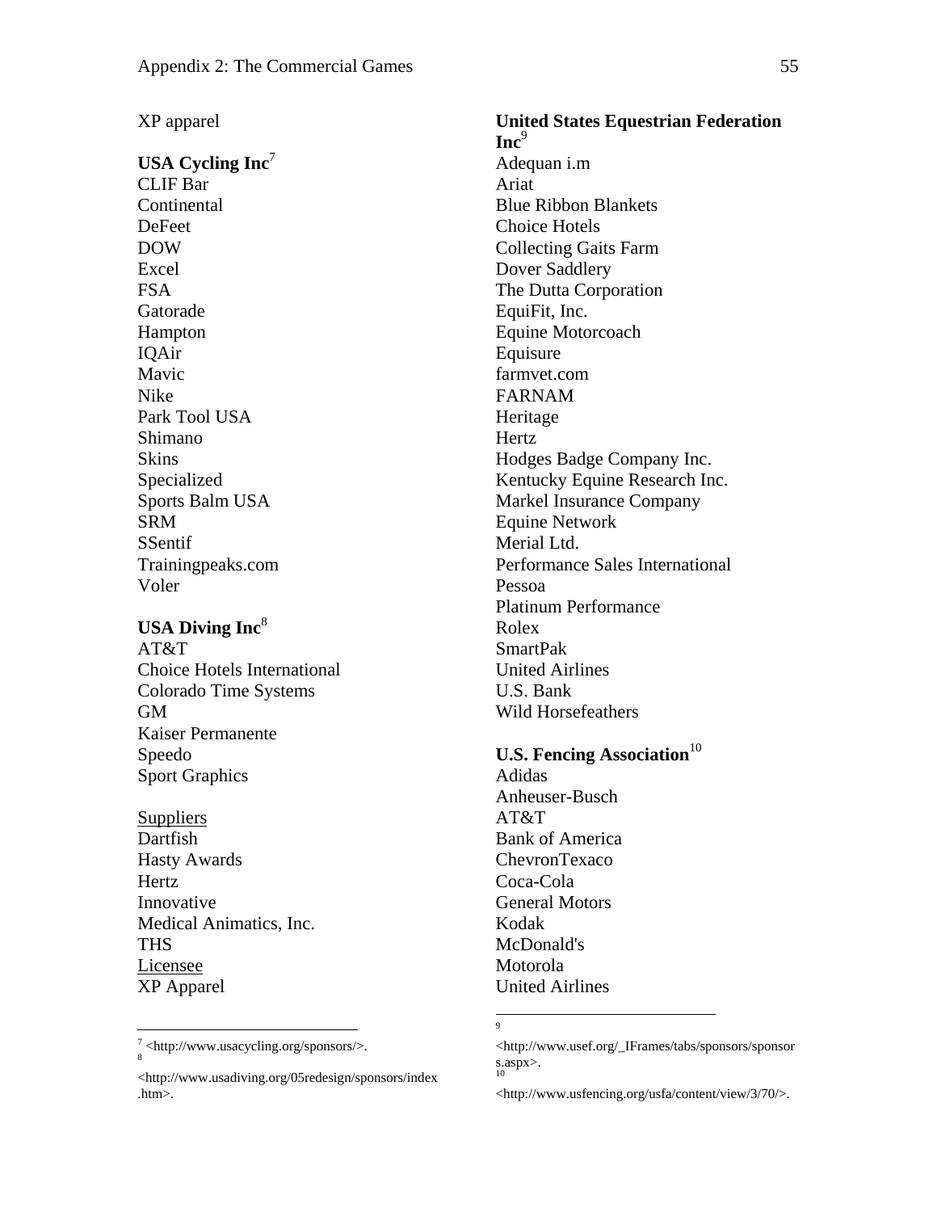XP apparel

**USA Cycling Inc**[7]

CLIF Bar
Continental
DeFeet
DOW
Excel
FSA
Gatorade
Hampton
IQAir
Mavic
Nike
Park Tool USA
Shimano
Skins
Specialized
Sports Balm USA
SRM
SSentif
Trainingpeaks.com
Voler

**USA Diving Inc**[8]

AT&T
Choice Hotels International
Colorado Time Systems
GM
Kaiser Permanente
Speedo
Sport Graphics

<u>Suppliers</u>
Dartfish
Hasty Awards
Hertz
Innovative
Medical Animatics, Inc.
THS
<u>Licensee</u>
XP Apparel

**United States Equestrian Federation Inc**[9]

Adequan i.m
Ariat
Blue Ribbon Blankets
Choice Hotels
Collecting Gaits Farm
Dover Saddlery
The Dutta Corporation
EquiFit, Inc.
Equine Motorcoach
Equisure
farmvet.com
FARNAM
Heritage
Hertz
Hodges Badge Company Inc.
Kentucky Equine Research Inc.
Markel Insurance Company
Equine Network
Merial Ltd.
Performance Sales International
Pessoa
Platinum Performance
Rolex
SmartPak
United Airlines
U.S. Bank
Wild Horsefeathers

**U.S. Fencing Association**[10]

Adidas
Anheuser-Busch
AT&T
Bank of America
ChevronTexaco
Coca-Cola
General Motors
Kodak
McDonald's
Motorola
United Airlines

---

[7] <http://www.usacycling.org/sponsors/>.

[8] <http://www.usadiving.org/05redesign/sponsors/index.htm>.

[9] <http://www.usef.org/_IFrames/tabs/sponsors/sponsors.aspx>.

[10] <http://www.usfencing.org/usfa/content/view/3/70/>.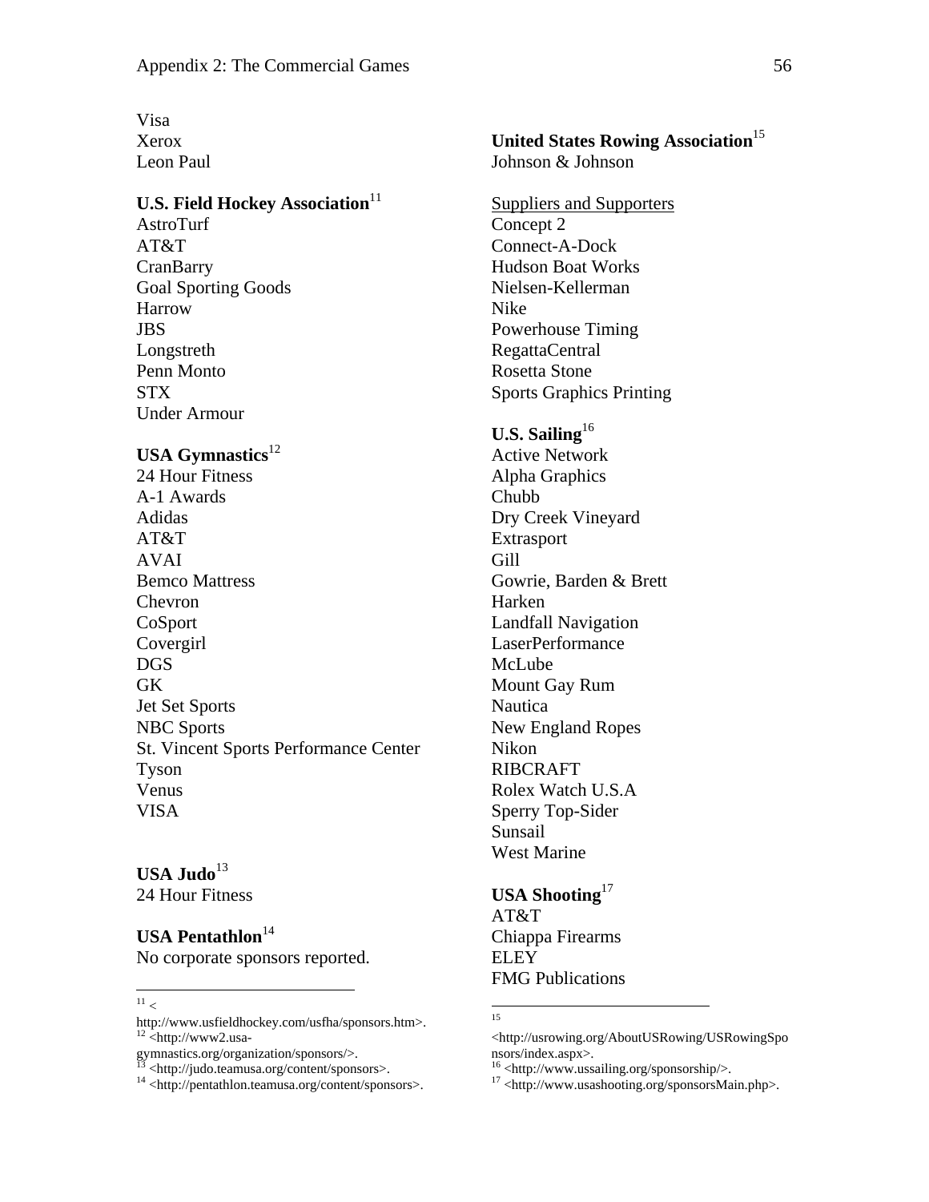Visa
Xerox
Leon Paul

**U.S. Field Hockey Association**[11]
AstroTurf
AT&T
CranBarry
Goal Sporting Goods
Harrow
JBS
Longstreth
Penn Monto
STX
Under Armour

**USA Gymnastics**[12]
24 Hour Fitness
A-1 Awards
Adidas
AT&T
AVAI
Bemco Mattress
Chevron
CoSport
Covergirl
DGS
GK
Jet Set Sports
NBC Sports
St. Vincent Sports Performance Center
Tyson
Venus
VISA

**USA Judo**[13]
24 Hour Fitness

**USA Pentathlon**[14]
No corporate sponsors reported.

**United States Rowing Association**[15]
Johnson & Johnson

Suppliers and Supporters
Concept 2
Connect-A-Dock
Hudson Boat Works
Nielsen-Kellerman
Nike
Powerhouse Timing
RegattaCentral
Rosetta Stone
Sports Graphics Printing

**U.S. Sailing**[16]
Active Network
Alpha Graphics
Chubb
Dry Creek Vineyard
Extrasport
Gill
Gowrie, Barden & Brett
Harken
Landfall Navigation
LaserPerformance
McLube
Mount Gay Rum
Nautica
New England Ropes
Nikon
RIBCRAFT
Rolex Watch U.S.A
Sperry Top-Sider
Sunsail
West Marine

**USA Shooting**[17]
AT&T
Chiappa Firearms
ELEY
FMG Publications

---

[11] <http://www.usfieldhockey.com/usfha/sponsors.htm>.
[12] <http://www2.usa-gymnastics.org/organization/sponsors/>.
[13] <http://judo.teamusa.org/content/sponsors>.
[14] <http://pentathlon.teamusa.org/content/sponsors>.
[15] <http://usrowing.org/AboutUSRowing/USRowingSponsors/index.aspx>.
[16] <http://www.ussailing.org/sponsorship/>.
[17] <http://www.usashooting.org/sponsorsMain.php>.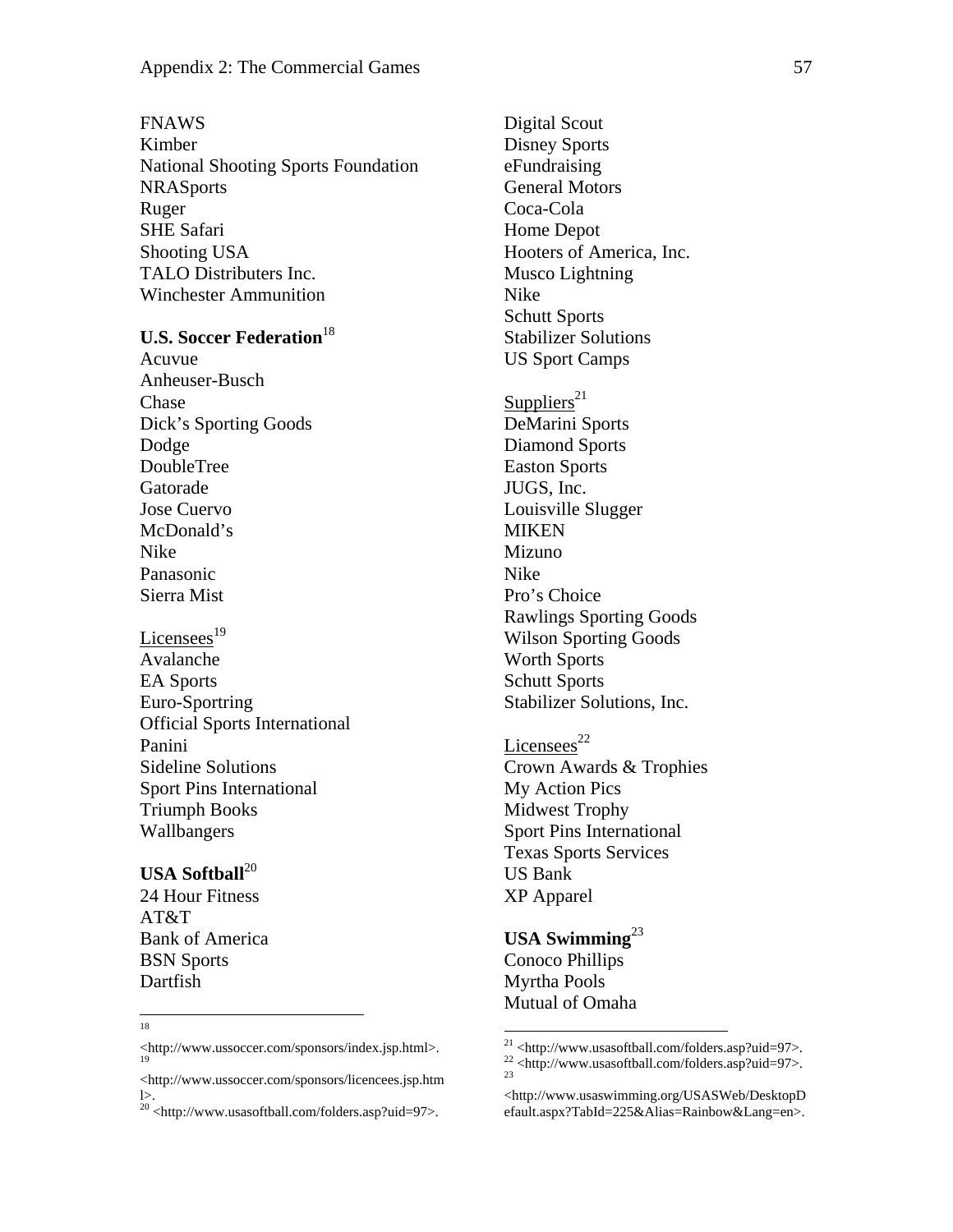FNAWS
Kimber
National Shooting Sports Foundation
NRASports
Ruger
SHE Safari
Shooting USA
TALO Distributers Inc.
Winchester Ammunition

**U.S. Soccer Federation**[18]
Acuvue
Anheuser-Busch
Chase
Dick's Sporting Goods
Dodge
DoubleTree
Gatorade
Jose Cuervo
McDonald's
Nike
Panasonic
Sierra Mist

Licensees[19]
Avalanche
EA Sports
Euro-Sportring
Official Sports International
Panini
Sideline Solutions
Sport Pins International
Triumph Books
Wallbangers

**USA Softball**[20]
24 Hour Fitness
AT&T
Bank of America
BSN Sports
Dartfish
Digital Scout
Disney Sports
eFundraising
General Motors
Coca-Cola
Home Depot
Hooters of America, Inc.
Musco Lightning
Nike
Schutt Sports
Stabilizer Solutions
US Sport Camps

Suppliers[21]
DeMarini Sports
Diamond Sports
Easton Sports
JUGS, Inc.
Louisville Slugger
MIKEN
Mizuno
Nike
Pro's Choice
Rawlings Sporting Goods
Wilson Sporting Goods
Worth Sports
Schutt Sports
Stabilizer Solutions, Inc.

Licensees[22]
Crown Awards & Trophies
My Action Pics
Midwest Trophy
Sport Pins International
Texas Sports Services
US Bank
XP Apparel

**USA Swimming**[23]
Conoco Phillips
Myrtha Pools
Mutual of Omaha

---

[18] <http://www.ussoccer.com/sponsors/index.jsp.html>.

[19] <http://www.ussoccer.com/sponsors/licencees.jsp.html>.

[20] <http://www.usasoftball.com/folders.asp?uid=97>.

[21] <http://www.usasoftball.com/folders.asp?uid=97>.

[22] <http://www.usasoftball.com/folders.asp?uid=97>.

[23] <http://www.usaswimming.org/USASWeb/DesktopDefault.aspx?TabId=225&Alias=Rainbow&Lang=en>.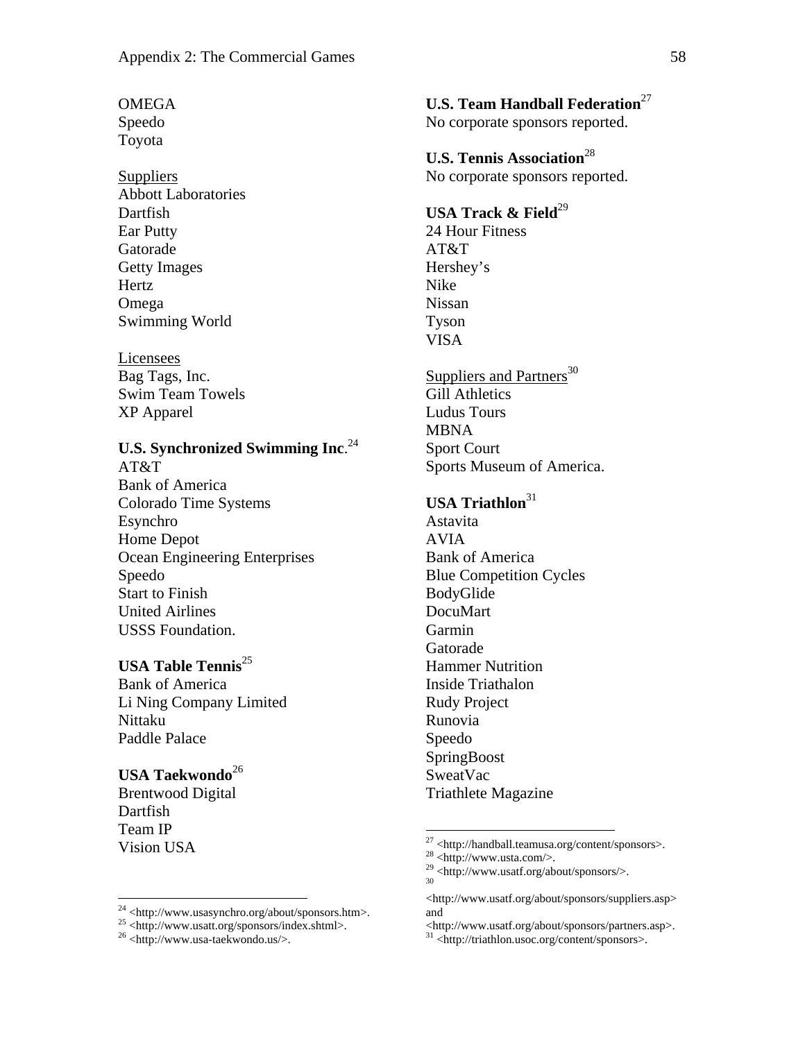OMEGA
Speedo
Toyota

Suppliers
Abbott Laboratories
Dartfish
Ear Putty
Gatorade
Getty Images
Hertz
Omega
Swimming World

Licensees
Bag Tags, Inc.
Swim Team Towels
XP Apparel

**U.S. Synchronized Swimming Inc**.[24]
AT&T
Bank of America
Colorado Time Systems
Esynchro
Home Depot
Ocean Engineering Enterprises
Speedo
Start to Finish
United Airlines
USSS Foundation.

**USA Table Tennis**[25]
Bank of America
Li Ning Company Limited
Nittaku
Paddle Palace

**USA Taekwondo**[26]
Brentwood Digital
Dartfish
Team IP
Vision USA

**U.S. Team Handball Federation**[27]
No corporate sponsors reported.

**U.S. Tennis Association**[28]
No corporate sponsors reported.

**USA Track & Field**[29]
24 Hour Fitness
AT&T
Hershey's
Nike
Nissan
Tyson
VISA

Suppliers and Partners[30]
Gill Athletics
Ludus Tours
MBNA
Sport Court
Sports Museum of America.

**USA Triathlon**[31]
Astavita
AVIA
Bank of America
Blue Competition Cycles
BodyGlide
DocuMart
Garmin
Gatorade
Hammer Nutrition
Inside Triathalon
Rudy Project
Runovia
Speedo
SpringBoost
SweatVac
Triathlete Magazine

---

[24] <http://www.usasynchro.org/about/sponsors.htm>.
[25] <http://www.usatt.org/sponsors/index.shtml>.
[26] <http://www.usa-taekwondo.us/>.
[27] <http://handball.teamusa.org/content/sponsors>.
[28] <http://www.usta.com/>.
[29] <http://www.usatf.org/about/sponsors/>.
[30] <http://www.usatf.org/about/sponsors/suppliers.asp> and <http://www.usatf.org/about/sponsors/partners.asp>.
[31] <http://triathlon.usoc.org/content/sponsors>.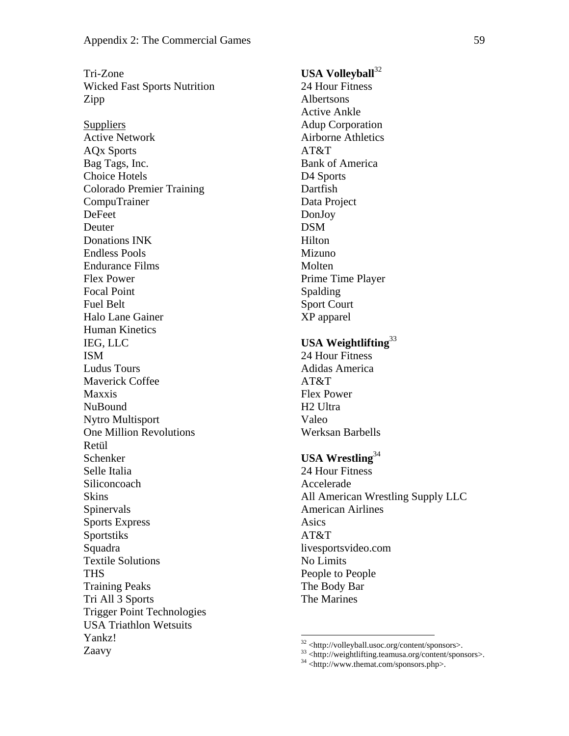Tri-Zone
Wicked Fast Sports Nutrition
Zipp

Suppliers
Active Network
AQx Sports
Bag Tags, Inc.
Choice Hotels
Colorado Premier Training
CompuTrainer
DeFeet
Deuter
Donations INK
Endless Pools
Endurance Films
Flex Power
Focal Point
Fuel Belt
Halo Lane Gainer
Human Kinetics
IEG, LLC
ISM
Ludus Tours
Maverick Coffee
Maxxis
NuBound
Nytro Multisport
One Million Revolutions
Retül
Schenker
Selle Italia
Siliconcoach
Skins
Spinervals
Sports Express
Sportstiks
Squadra
Textile Solutions
THS
Training Peaks
Tri All 3 Sports
Trigger Point Technologies
USA Triathlon Wetsuits
Yankz!
Zaavy

**USA Volleyball**[32]
24 Hour Fitness
Albertsons
Active Ankle
Adup Corporation
Airborne Athletics
AT&T
Bank of America
D4 Sports
Dartfish
Data Project
DonJoy
DSM
Hilton
Mizuno
Molten
Prime Time Player
Spalding
Sport Court
XP apparel

**USA Weightlifting**[33]
24 Hour Fitness
Adidas America
AT&T
Flex Power
H2 Ultra
Valeo
Werksan Barbells

**USA Wrestling**[34]
24 Hour Fitness
Accelerade
All American Wrestling Supply LLC
American Airlines
Asics
AT&T
livesportsvideo.com
No Limits
People to People
The Body Bar
The Marines

---

[32] <http://volleyball.usoc.org/content/sponsors>.
[33] <http://weightlifting.teamusa.org/content/sponsors>.
[34] <http://www.themat.com/sponsors.php>.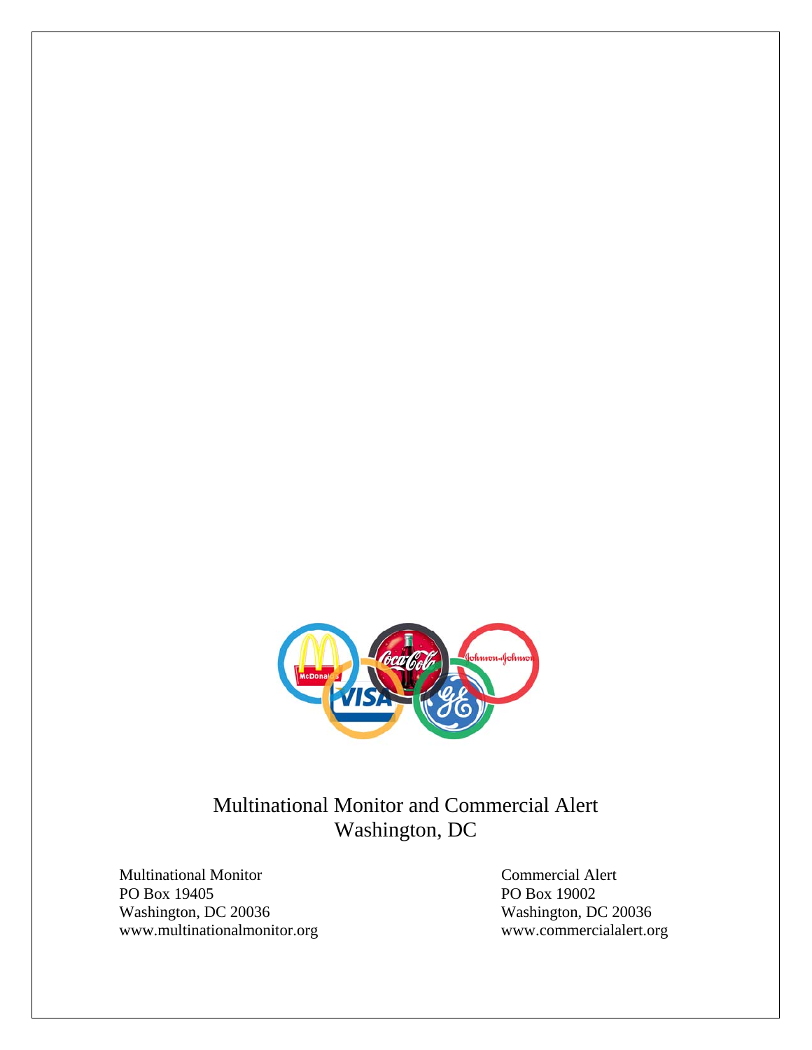Multinational Monitor and Commercial Alert
Washington, DC

Multinational Monitor
PO Box 19405
Washington, DC 20036
www.multinationalmonitor.org

Commercial Alert
PO Box 19002
Washington, DC 20036
www.commercialalert.org